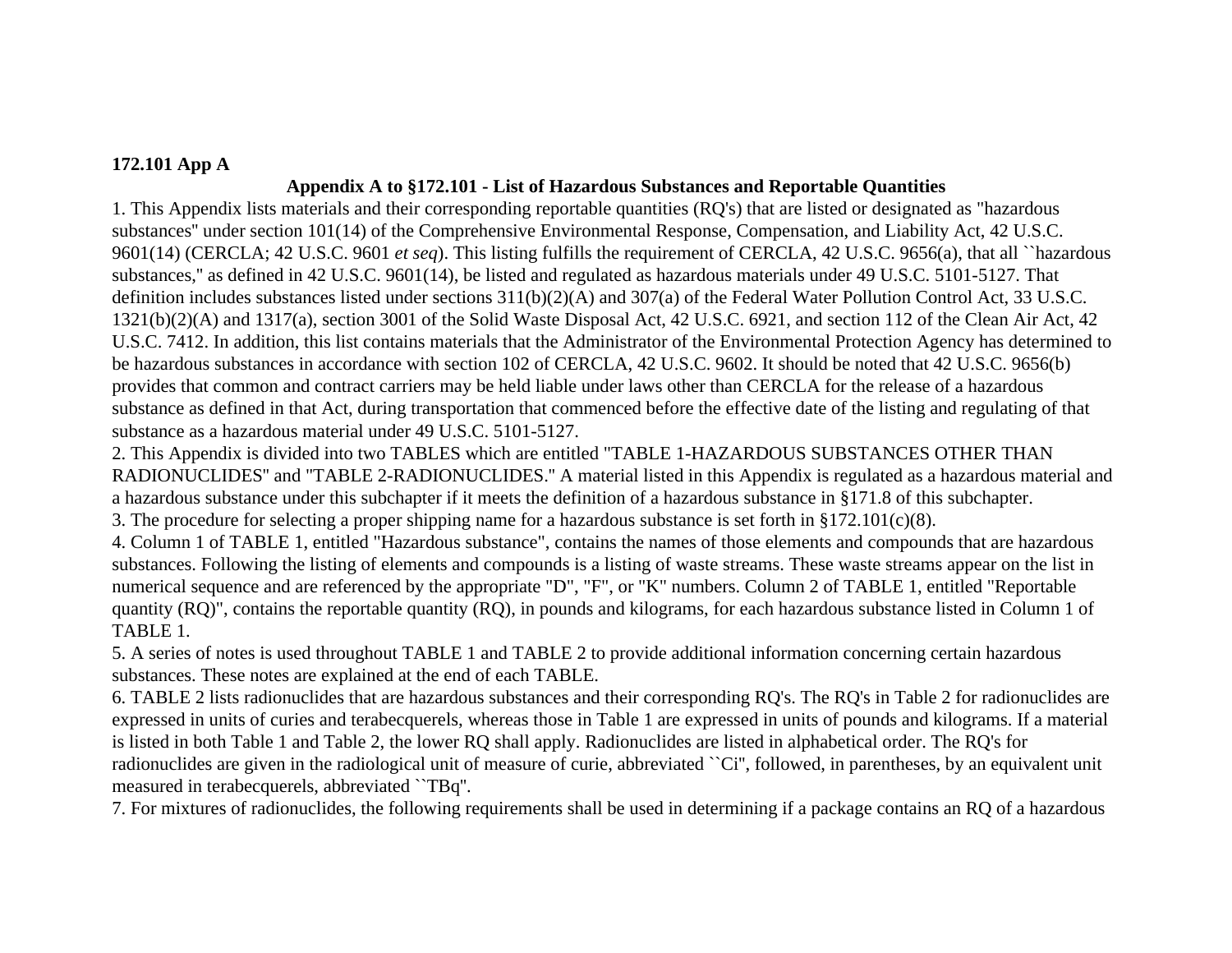**172.101 App A**

## Appendix A to §172.101 - List of Hazardous Substances and Reportable Quantities

1. This Appendix lists materials and their corresponding reportable quantities (RQ's) that are listed or designated as "hazardous substances" under section 101(14) of the Comprehensive Environmental Response, Compensation, and Liability Act, 42 U.S.C. 9601(14) (CERCLA; 42 U.S.C. 9601 *et seq*). This listing fulfills the requirement of CERCLA, 42 U.S.C. 9656(a), that all ``hazardous substances," as defined in 42 U.S.C. 9601(14), be listed and regulated as hazardous materials under 49 U.S.C. 5101-5127. That definition includes substances listed under sections 311(b)(2)(A) and 307(a) of the Federal Water Pollution Control Act, 33 U.S.C. 1321(b)(2)(A) and 1317(a), section 3001 of the Solid Waste Disposal Act, 42 U.S.C. 6921, and section 112 of the Clean Air Act, 42 U.S.C. 7412. In addition, this list contains materials that the Administrator of the Environmental Protection Agency has determined to be hazardous substances in accordance with section 102 of CERCLA, 42 U.S.C. 9602. It should be noted that 42 U.S.C. 9656(b) provides that common and contract carriers may be held liable under laws other than CERCLA for the release of a hazardous substance as defined in that Act, during transportation that commenced before the effective date of the listing and regulating of that substance as a hazardous material under 49 U.S.C. 5101-5127.
2. This Appendix is divided into two TABLES which are entitled "TABLE 1-HAZARDOUS SUBSTANCES OTHER THAN RADIONUCLIDES" and "TABLE 2-RADIONUCLIDES." A material listed in this Appendix is regulated as a hazardous material and a hazardous substance under this subchapter if it meets the definition of a hazardous substance in §171.8 of this subchapter.
3. The procedure for selecting a proper shipping name for a hazardous substance is set forth in §172.101(c)(8).
4. Column 1 of TABLE 1, entitled "Hazardous substance", contains the names of those elements and compounds that are hazardous substances. Following the listing of elements and compounds is a listing of waste streams. These waste streams appear on the list in numerical sequence and are referenced by the appropriate "D", "F", or "K" numbers. Column 2 of TABLE 1, entitled "Reportable quantity (RQ)", contains the reportable quantity (RQ), in pounds and kilograms, for each hazardous substance listed in Column 1 of TABLE 1.
5. A series of notes is used throughout TABLE 1 and TABLE 2 to provide additional information concerning certain hazardous substances. These notes are explained at the end of each TABLE.
6. TABLE 2 lists radionuclides that are hazardous substances and their corresponding RQ's. The RQ's in Table 2 for radionuclides are expressed in units of curies and terabecquerels, whereas those in Table 1 are expressed in units of pounds and kilograms. If a material is listed in both Table 1 and Table 2, the lower RQ shall apply. Radionuclides are listed in alphabetical order. The RQ's for radionuclides are given in the radiological unit of measure of curie, abbreviated ``Ci", followed, in parentheses, by an equivalent unit measured in terabecquerels, abbreviated ``TBq".
7. For mixtures of radionuclides, the following requirements shall be used in determining if a package contains an RQ of a hazardous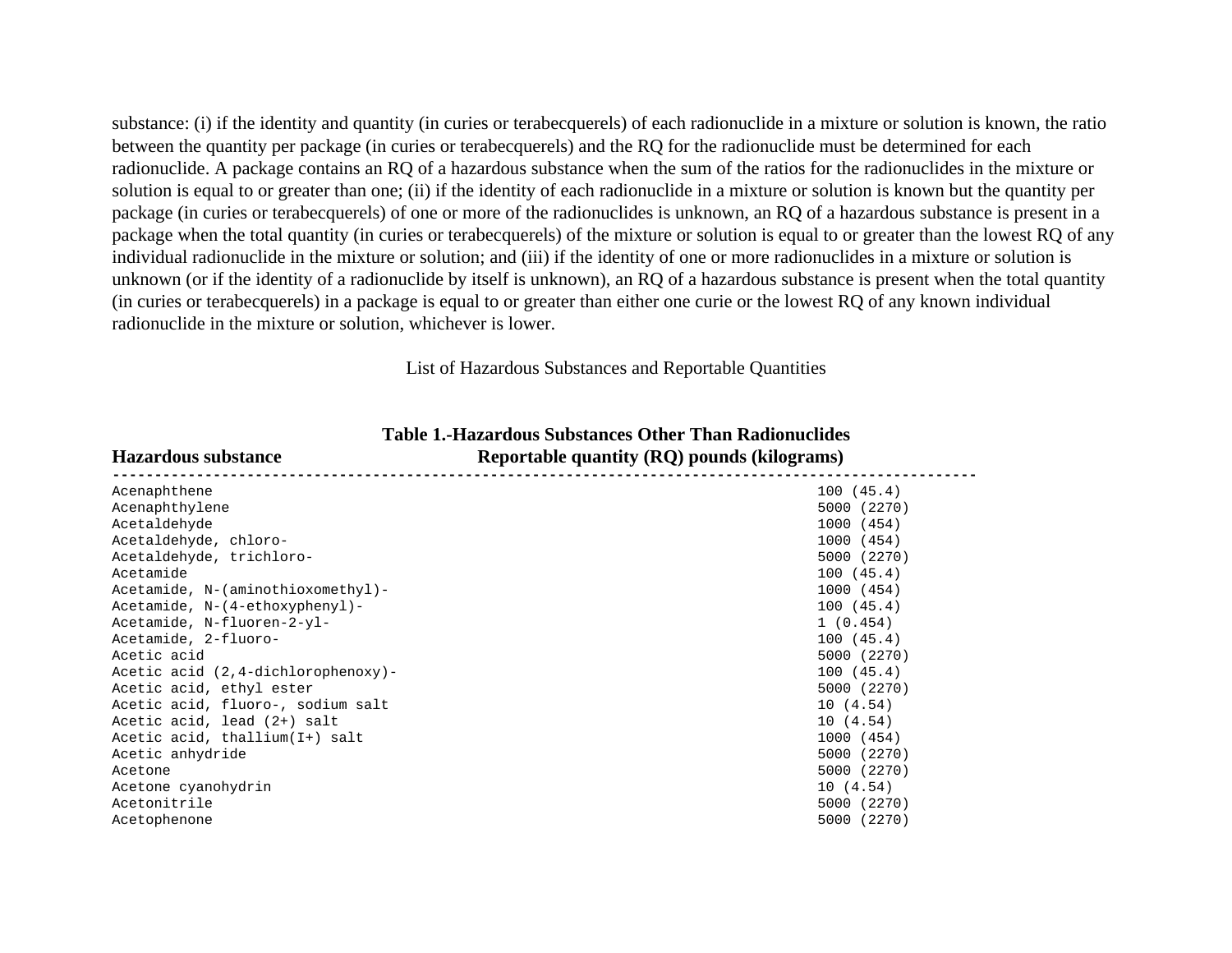substance: (i) if the identity and quantity (in curies or terabecquerels) of each radionuclide in a mixture or solution is known, the ratio between the quantity per package (in curies or terabecquerels) and the RQ for the radionuclide must be determined for each radionuclide. A package contains an RQ of a hazardous substance when the sum of the ratios for the radionuclides in the mixture or solution is equal to or greater than one; (ii) if the identity of each radionuclide in a mixture or solution is known but the quantity per package (in curies or terabecquerels) of one or more of the radionuclides is unknown, an RQ of a hazardous substance is present in a package when the total quantity (in curies or terabecquerels) of the mixture or solution is equal to or greater than the lowest RQ of any individual radionuclide in the mixture or solution; and (iii) if the identity of one or more radionuclides in a mixture or solution is unknown (or if the identity of a radionuclide by itself is unknown), an RQ of a hazardous substance is present when the total quantity (in curies or terabecquerels) in a package is equal to or greater than either one curie or the lowest RQ of any known individual radionuclide in the mixture or solution, whichever is lower.

List of Hazardous Substances and Reportable Quantities

**Table 1.-Hazardous Substances Other Than Radionuclides**

| Hazardous substance | Reportable quantity (RQ) pounds (kilograms) |
|---|---|
| Acenaphthene | 100 (45.4) |
| Acenaphthylene | 5000 (2270) |
| Acetaldehyde | 1000 (454) |
| Acetaldehyde, chloro- | 1000 (454) |
| Acetaldehyde, trichloro- | 5000 (2270) |
| Acetamide | 100 (45.4) |
| Acetamide, N-(aminothioxomethyl)- | 1000 (454) |
| Acetamide, N-(4-ethoxyphenyl)- | 100 (45.4) |
| Acetamide, N-fluoren-2-yl- | 1 (0.454) |
| Acetamide, 2-fluoro- | 100 (45.4) |
| Acetic acid | 5000 (2270) |
| Acetic acid (2,4-dichlorophenoxy)- | 100 (45.4) |
| Acetic acid, ethyl ester | 5000 (2270) |
| Acetic acid, fluoro-, sodium salt | 10 (4.54) |
| Acetic acid, lead (2+) salt | 10 (4.54) |
| Acetic acid, thallium(I+) salt | 1000 (454) |
| Acetic anhydride | 5000 (2270) |
| Acetone | 5000 (2270) |
| Acetone cyanohydrin | 10 (4.54) |
| Acetonitrile | 5000 (2270) |
| Acetophenone | 5000 (2270) |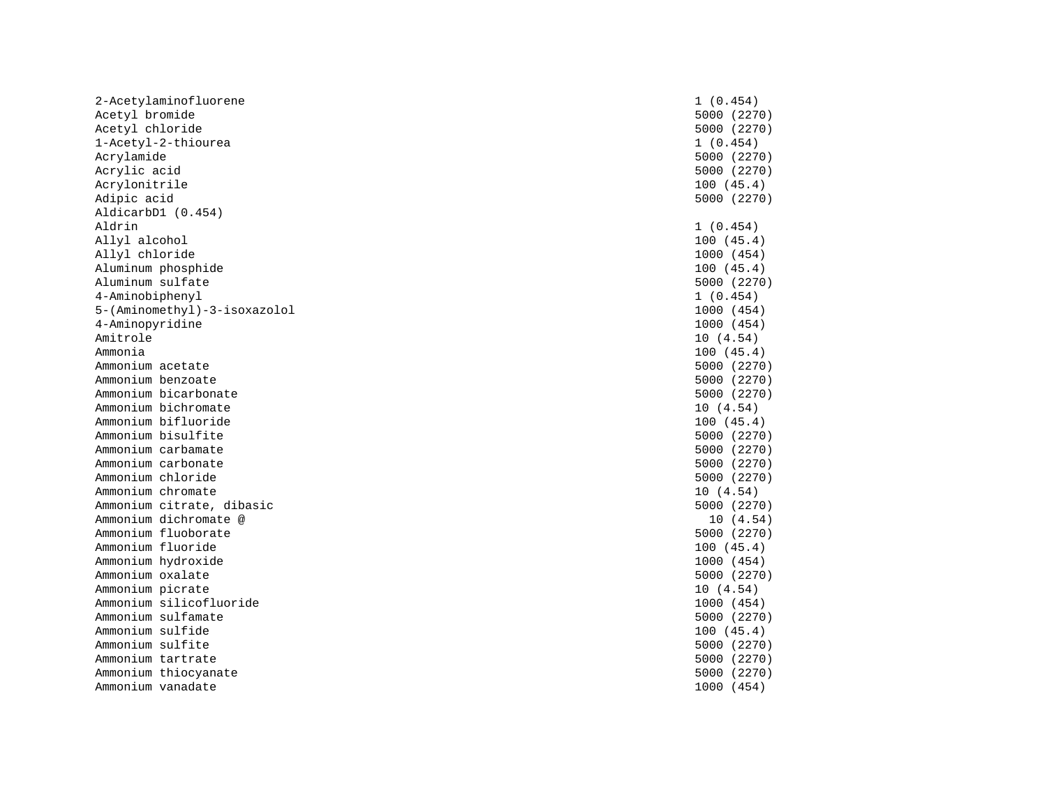| | |
|---|---|
| 2-Acetylaminofluorene | 1 (0.454) |
| Acetyl bromide | 5000 (2270) |
| Acetyl chloride | 5000 (2270) |
| 1-Acetyl-2-thiourea | 1 (0.454) |
| Acrylamide | 5000 (2270) |
| Acrylic acid | 5000 (2270) |
| Acrylonitrile | 100 (45.4) |
| Adipic acid | 5000 (2270) |
| AldicarbD1 (0.454) | |
| Aldrin | 1 (0.454) |
| Allyl alcohol | 100 (45.4) |
| Allyl chloride | 1000 (454) |
| Aluminum phosphide | 100 (45.4) |
| Aluminum sulfate | 5000 (2270) |
| 4-Aminobiphenyl | 1 (0.454) |
| 5-(Aminomethyl)-3-isoxazolol | 1000 (454) |
| 4-Aminopyridine | 1000 (454) |
| Amitrole | 10 (4.54) |
| Ammonia | 100 (45.4) |
| Ammonium acetate | 5000 (2270) |
| Ammonium benzoate | 5000 (2270) |
| Ammonium bicarbonate | 5000 (2270) |
| Ammonium bichromate | 10 (4.54) |
| Ammonium bifluoride | 100 (45.4) |
| Ammonium bisulfite | 5000 (2270) |
| Ammonium carbamate | 5000 (2270) |
| Ammonium carbonate | 5000 (2270) |
| Ammonium chloride | 5000 (2270) |
| Ammonium chromate | 10 (4.54) |
| Ammonium citrate, dibasic | 5000 (2270) |
| Ammonium dichromate @ | 10 (4.54) |
| Ammonium fluoborate | 5000 (2270) |
| Ammonium fluoride | 100 (45.4) |
| Ammonium hydroxide | 1000 (454) |
| Ammonium oxalate | 5000 (2270) |
| Ammonium picrate | 10 (4.54) |
| Ammonium silicofluoride | 1000 (454) |
| Ammonium sulfamate | 5000 (2270) |
| Ammonium sulfide | 100 (45.4) |
| Ammonium sulfite | 5000 (2270) |
| Ammonium tartrate | 5000 (2270) |
| Ammonium thiocyanate | 5000 (2270) |
| Ammonium vanadate | 1000 (454) |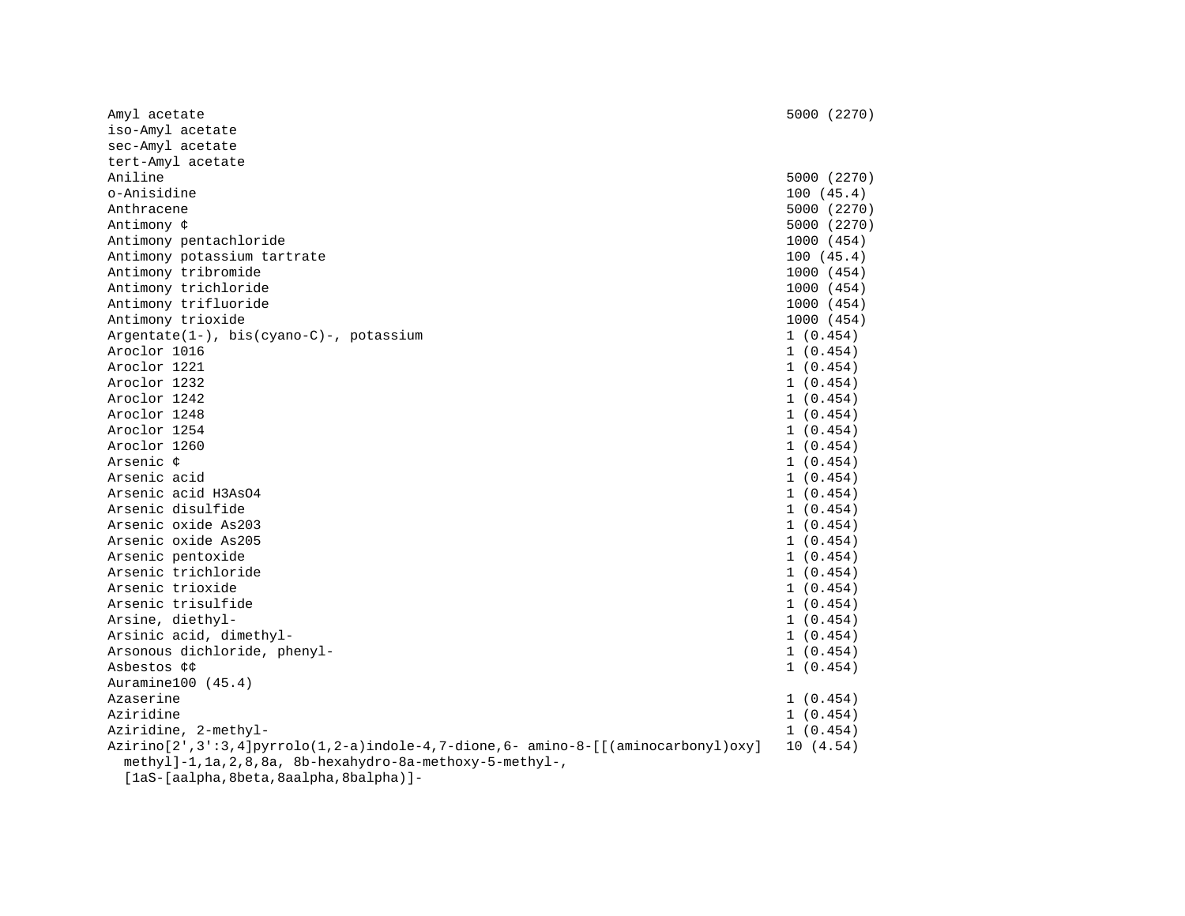| | |
|---|---|
| Amyl acetate | 5000 (2270) |
| iso-Amyl acetate | |
| sec-Amyl acetate | |
| tert-Amyl acetate | |
| Aniline | 5000 (2270) |
| o-Anisidine | 100 (45.4) |
| Anthracene | 5000 (2270) |
| Antimony ¢ | 5000 (2270) |
| Antimony pentachloride | 1000 (454) |
| Antimony potassium tartrate | 100 (45.4) |
| Antimony tribromide | 1000 (454) |
| Antimony trichloride | 1000 (454) |
| Antimony trifluoride | 1000 (454) |
| Antimony trioxide | 1000 (454) |
| Argentate(1-), bis(cyano-C)-, potassium | 1 (0.454) |
| Aroclor 1016 | 1 (0.454) |
| Aroclor 1221 | 1 (0.454) |
| Aroclor 1232 | 1 (0.454) |
| Aroclor 1242 | 1 (0.454) |
| Aroclor 1248 | 1 (0.454) |
| Aroclor 1254 | 1 (0.454) |
| Aroclor 1260 | 1 (0.454) |
| Arsenic ¢ | 1 (0.454) |
| Arsenic acid | 1 (0.454) |
| Arsenic acid H3AsO4 | 1 (0.454) |
| Arsenic disulfide | 1 (0.454) |
| Arsenic oxide As203 | 1 (0.454) |
| Arsenic oxide As205 | 1 (0.454) |
| Arsenic pentoxide | 1 (0.454) |
| Arsenic trichloride | 1 (0.454) |
| Arsenic trioxide | 1 (0.454) |
| Arsenic trisulfide | 1 (0.454) |
| Arsine, diethyl- | 1 (0.454) |
| Arsinic acid, dimethyl- | 1 (0.454) |
| Arsonous dichloride, phenyl- | 1 (0.454) |
| Asbestos ¢¢ | 1 (0.454) |
| Auramine100 (45.4) | |
| Azaserine | 1 (0.454) |
| Aziridine | 1 (0.454) |
| Aziridine, 2-methyl- | 1 (0.454) |
| Azirino[2',3':3,4]pyrrolo(1,2-a)indole-4,7-dione,6- amino-8-[[(aminocarbonyl)oxy] methyl]-1,1a,2,8,8a, 8b-hexahydro-8a-methoxy-5-methyl-, [1aS-[aalpha,8beta,8aalpha,8balpha)]- | 10 (4.54) |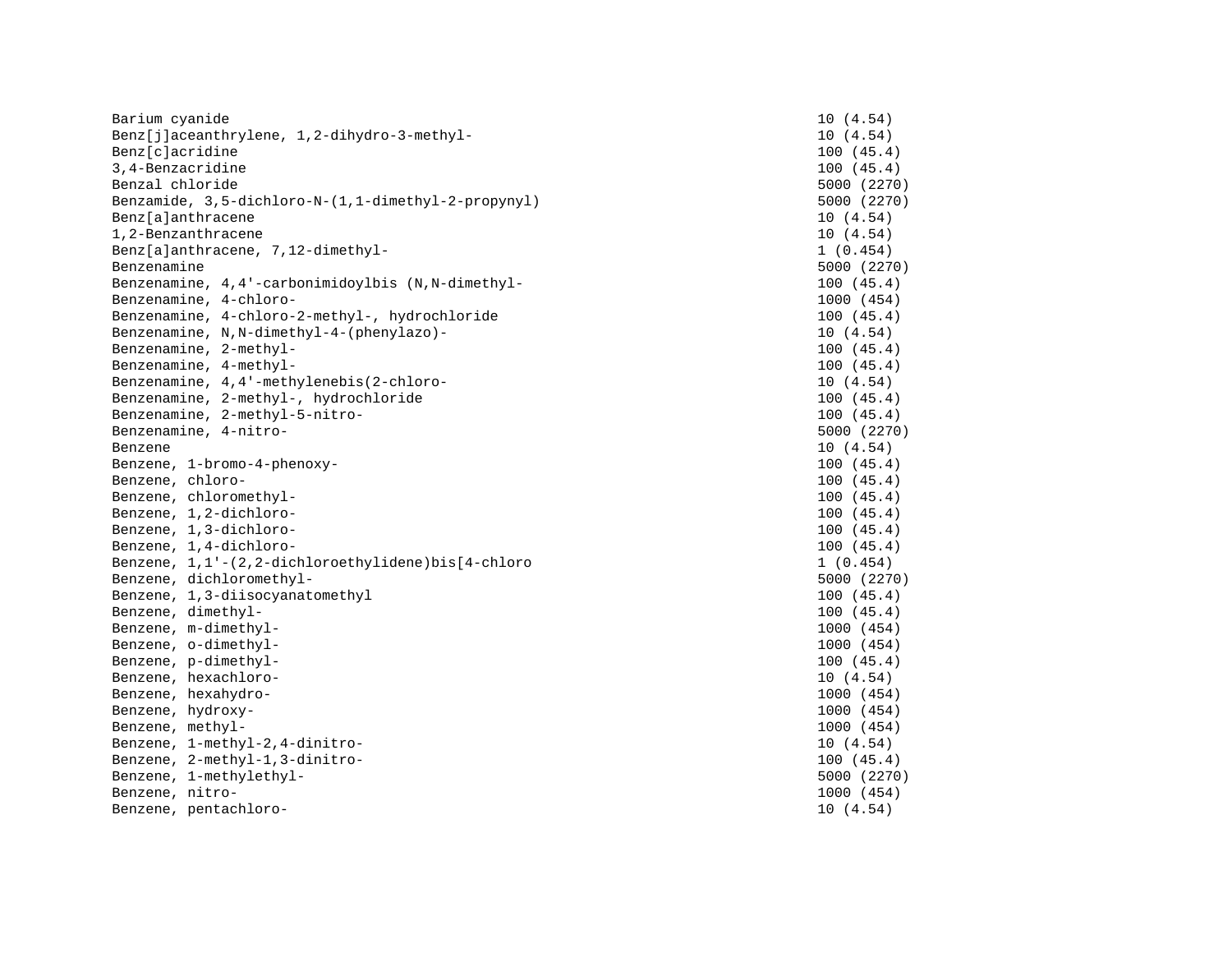| | |
|---|---|
| Barium cyanide | 10 (4.54) |
| Benz[j]aceanthrylene, 1,2-dihydro-3-methyl- | 10 (4.54) |
| Benz[c]acridine | 100 (45.4) |
| 3,4-Benzacridine | 100 (45.4) |
| Benzal chloride | 5000 (2270) |
| Benzamide, 3,5-dichloro-N-(1,1-dimethyl-2-propynyl) | 5000 (2270) |
| Benz[a]anthracene | 10 (4.54) |
| 1,2-Benzanthracene | 10 (4.54) |
| Benz[a]anthracene, 7,12-dimethyl- | 1 (0.454) |
| Benzenamine | 5000 (2270) |
| Benzenamine, 4,4'-carbonimidoylbis (N,N-dimethyl- | 100 (45.4) |
| Benzenamine, 4-chloro- | 1000 (454) |
| Benzenamine, 4-chloro-2-methyl-, hydrochloride | 100 (45.4) |
| Benzenamine, N,N-dimethyl-4-(phenylazo)- | 10 (4.54) |
| Benzenamine, 2-methyl- | 100 (45.4) |
| Benzenamine, 4-methyl- | 100 (45.4) |
| Benzenamine, 4,4'-methylenebis(2-chloro- | 10 (4.54) |
| Benzenamine, 2-methyl-, hydrochloride | 100 (45.4) |
| Benzenamine, 2-methyl-5-nitro- | 100 (45.4) |
| Benzenamine, 4-nitro- | 5000 (2270) |
| Benzene | 10 (4.54) |
| Benzene, 1-bromo-4-phenoxy- | 100 (45.4) |
| Benzene, chloro- | 100 (45.4) |
| Benzene, chloromethyl- | 100 (45.4) |
| Benzene, 1,2-dichloro- | 100 (45.4) |
| Benzene, 1,3-dichloro- | 100 (45.4) |
| Benzene, 1,4-dichloro- | 100 (45.4) |
| Benzene, 1,1'-(2,2-dichloroethylidene)bis[4-chloro | 1 (0.454) |
| Benzene, dichloromethyl- | 5000 (2270) |
| Benzene, 1,3-diisocyanatomethyl | 100 (45.4) |
| Benzene, dimethyl- | 100 (45.4) |
| Benzene, m-dimethyl- | 1000 (454) |
| Benzene, o-dimethyl- | 1000 (454) |
| Benzene, p-dimethyl- | 100 (45.4) |
| Benzene, hexachloro- | 10 (4.54) |
| Benzene, hexahydro- | 1000 (454) |
| Benzene, hydroxy- | 1000 (454) |
| Benzene, methyl- | 1000 (454) |
| Benzene, 1-methyl-2,4-dinitro- | 10 (4.54) |
| Benzene, 2-methyl-1,3-dinitro- | 100 (45.4) |
| Benzene, 1-methylethyl- | 5000 (2270) |
| Benzene, nitro- | 1000 (454) |
| Benzene, pentachloro- | 10 (4.54) |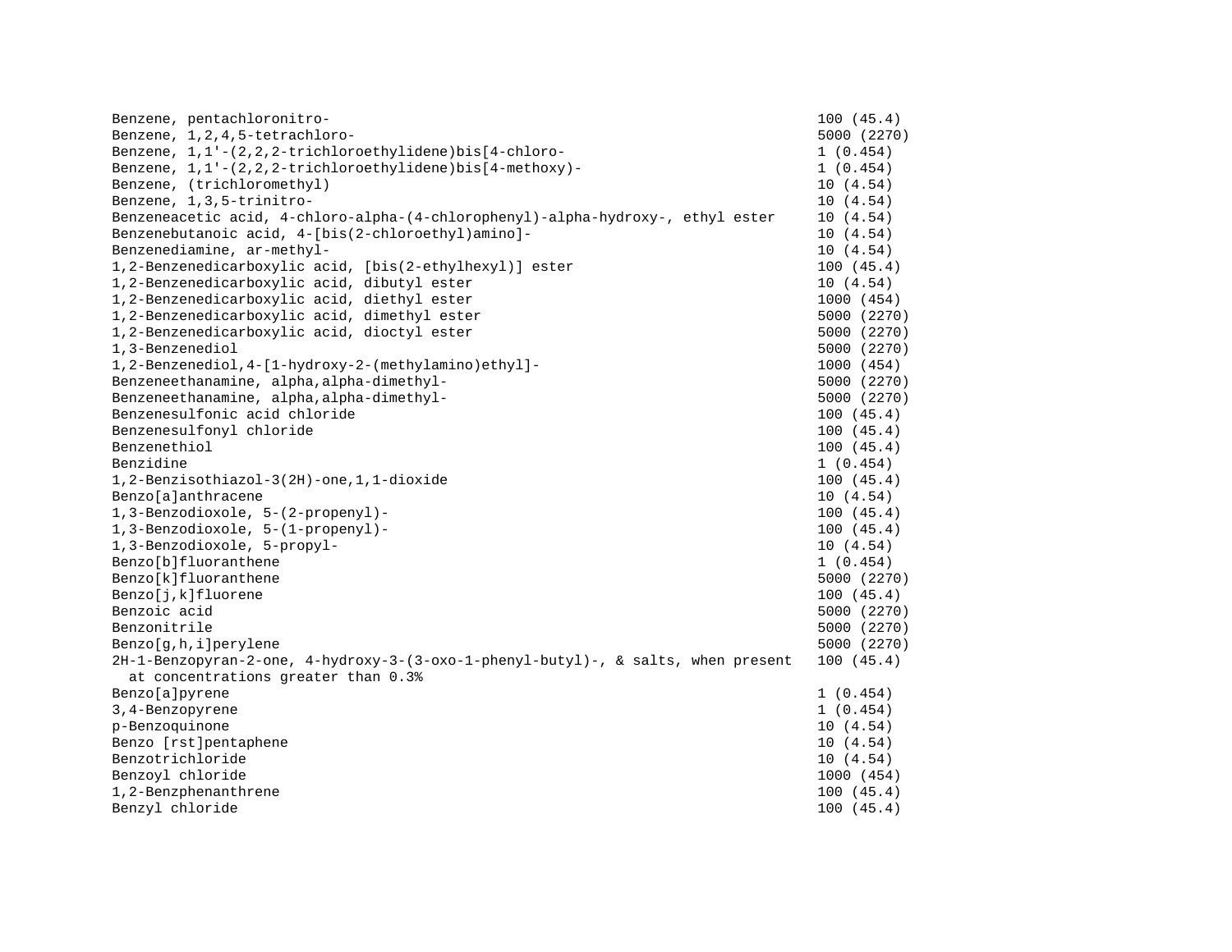| | |
|---|---|
| Benzene, pentachloronitro- | 100 (45.4) |
| Benzene, 1,2,4,5-tetrachloro- | 5000 (2270) |
| Benzene, 1,1'-(2,2,2-trichloroethylidene)bis[4-chloro- | 1 (0.454) |
| Benzene, 1,1'-(2,2,2-trichloroethylidene)bis[4-methoxy)- | 1 (0.454) |
| Benzene, (trichloromethyl) | 10 (4.54) |
| Benzene, 1,3,5-trinitro- | 10 (4.54) |
| Benzeneacetic acid, 4-chloro-alpha-(4-chlorophenyl)-alpha-hydroxy-, ethyl ester | 10 (4.54) |
| Benzenebutanoic acid, 4-[bis(2-chloroethyl)amino]- | 10 (4.54) |
| Benzenediamine, ar-methyl- | 10 (4.54) |
| 1,2-Benzenedicarboxylic acid, [bis(2-ethylhexyl)] ester | 100 (45.4) |
| 1,2-Benzenedicarboxylic acid, dibutyl ester | 10 (4.54) |
| 1,2-Benzenedicarboxylic acid, diethyl ester | 1000 (454) |
| 1,2-Benzenedicarboxylic acid, dimethyl ester | 5000 (2270) |
| 1,2-Benzenedicarboxylic acid, dioctyl ester | 5000 (2270) |
| 1,3-Benzenediol | 5000 (2270) |
| 1,2-Benzenediol,4-[1-hydroxy-2-(methylamino)ethyl]- | 1000 (454) |
| Benzeneethanamine, alpha,alpha-dimethyl- | 5000 (2270) |
| Benzeneethanamine, alpha,alpha-dimethyl- | 5000 (2270) |
| Benzenesulfonic acid chloride | 100 (45.4) |
| Benzenesulfonyl chloride | 100 (45.4) |
| Benzenethiol | 100 (45.4) |
| Benzidine | 1 (0.454) |
| 1,2-Benzisothiazol-3(2H)-one,1,1-dioxide | 100 (45.4) |
| Benzo[a]anthracene | 10 (4.54) |
| 1,3-Benzodioxole, 5-(2-propenyl)- | 100 (45.4) |
| 1,3-Benzodioxole, 5-(1-propenyl)- | 100 (45.4) |
| 1,3-Benzodioxole, 5-propyl- | 10 (4.54) |
| Benzo[b]fluoranthene | 1 (0.454) |
| Benzo[k]fluoranthene | 5000 (2270) |
| Benzo[j,k]fluorene | 100 (45.4) |
| Benzoic acid | 5000 (2270) |
| Benzonitrile | 5000 (2270) |
| Benzo[g,h,i]perylene | 5000 (2270) |
| 2H-1-Benzopyran-2-one, 4-hydroxy-3-(3-oxo-1-phenyl-butyl)-, & salts, when present at concentrations greater than 0.3% | 100 (45.4) |
| Benzo[a]pyrene | 1 (0.454) |
| 3,4-Benzopyrene | 1 (0.454) |
| p-Benzoquinone | 10 (4.54) |
| Benzo [rst]pentaphene | 10 (4.54) |
| Benzotrichloride | 10 (4.54) |
| Benzoyl chloride | 1000 (454) |
| 1,2-Benzphenanthrene | 100 (45.4) |
| Benzyl chloride | 100 (45.4) |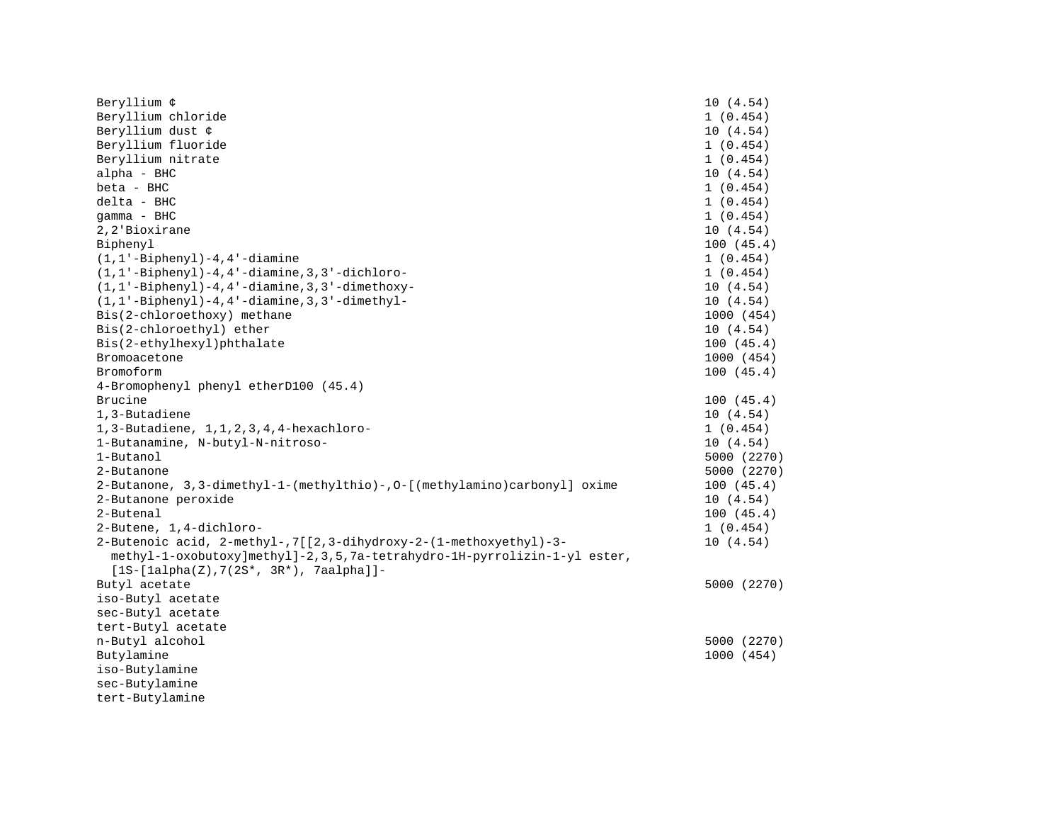| | |
|---|---|
| Beryllium ¢ | 10 (4.54) |
| Beryllium chloride | 1 (0.454) |
| Beryllium dust ¢ | 10 (4.54) |
| Beryllium fluoride | 1 (0.454) |
| Beryllium nitrate | 1 (0.454) |
| alpha - BHC | 10 (4.54) |
| beta - BHC | 1 (0.454) |
| delta - BHC | 1 (0.454) |
| gamma - BHC | 1 (0.454) |
| 2,2'Bioxirane | 10 (4.54) |
| Biphenyl | 100 (45.4) |
| (1,1'-Biphenyl)-4,4'-diamine | 1 (0.454) |
| (1,1'-Biphenyl)-4,4'-diamine,3,3'-dichloro- | 1 (0.454) |
| (1,1'-Biphenyl)-4,4'-diamine,3,3'-dimethoxy- | 10 (4.54) |
| (1,1'-Biphenyl)-4,4'-diamine,3,3'-dimethyl- | 10 (4.54) |
| Bis(2-chloroethoxy) methane | 1000 (454) |
| Bis(2-chloroethyl) ether | 10 (4.54) |
| Bis(2-ethylhexyl)phthalate | 100 (45.4) |
| Bromoacetone | 1000 (454) |
| Bromoform | 100 (45.4) |
| 4-Bromophenyl phenyl etherD100 (45.4) | |
| Brucine | 100 (45.4) |
| 1,3-Butadiene | 10 (4.54) |
| 1,3-Butadiene, 1,1,2,3,4,4-hexachloro- | 1 (0.454) |
| 1-Butanamine, N-butyl-N-nitroso- | 10 (4.54) |
| 1-Butanol | 5000 (2270) |
| 2-Butanone | 5000 (2270) |
| 2-Butanone, 3,3-dimethyl-1-(methylthio)-,O-[(methylamino)carbonyl] oxime | 100 (45.4) |
| 2-Butanone peroxide | 10 (4.54) |
| 2-Butenal | 100 (45.4) |
| 2-Butene, 1,4-dichloro- | 1 (0.454) |
| 2-Butenoic acid, 2-methyl-,7[[2,3-dihydroxy-2-(1-methoxyethyl)-3-methyl-1-oxobutoxy]methyl]-2,3,5,7a-tetrahydro-1H-pyrrolizin-1-yl ester, [1S-[1alpha(Z),7(2S*, 3R*), 7aalpha]]- | 10 (4.54) |
| Butyl acetate | 5000 (2270) |
| iso-Butyl acetate | |
| sec-Butyl acetate | |
| tert-Butyl acetate | |
| n-Butyl alcohol | 5000 (2270) |
| Butylamine | 1000 (454) |
| iso-Butylamine | |
| sec-Butylamine | |
| tert-Butylamine | |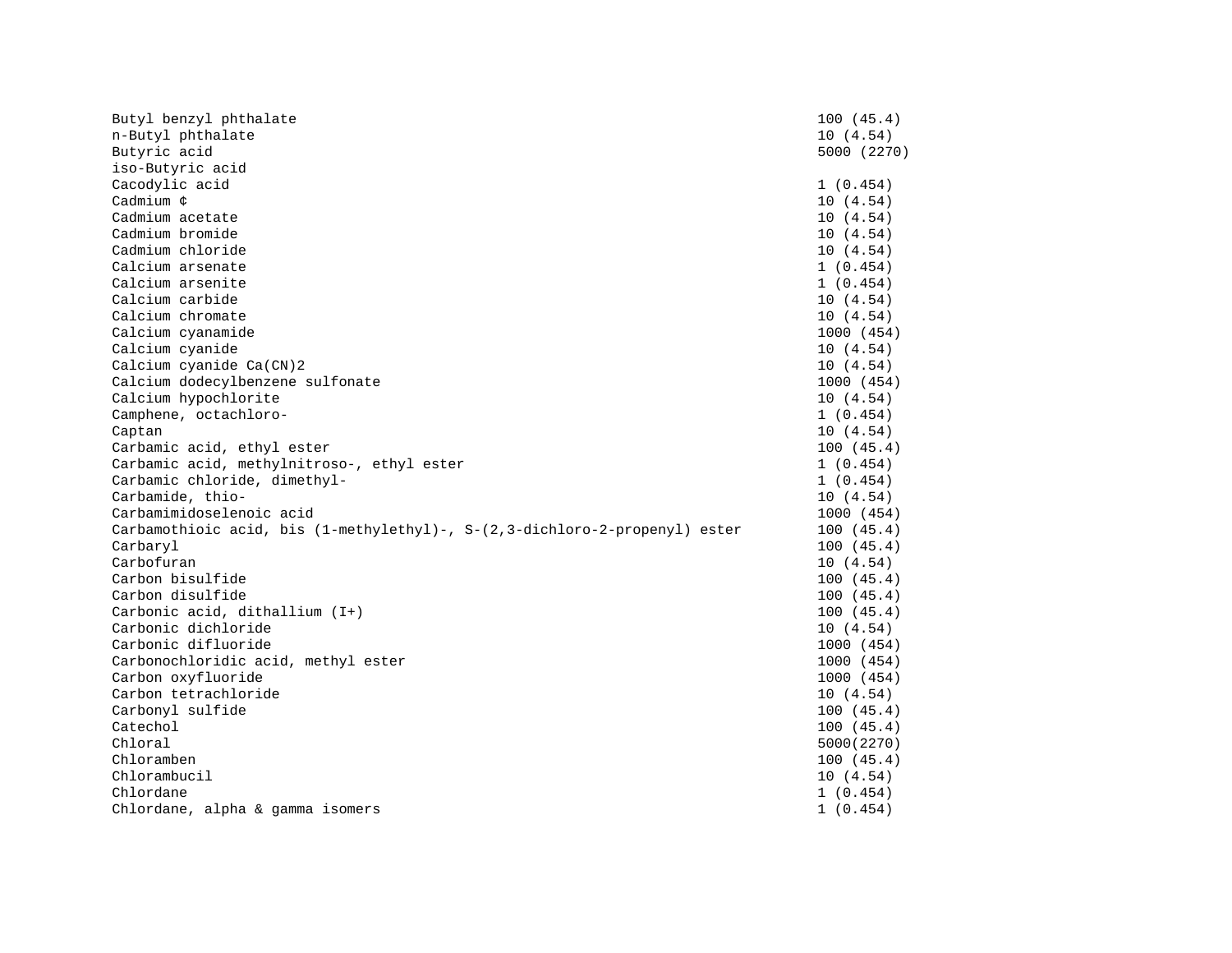| | |
|---|---|
| Butyl benzyl phthalate | 100 (45.4) |
| n-Butyl phthalate | 10 (4.54) |
| Butyric acid | 5000 (2270) |
| iso-Butyric acid | |
| Cacodylic acid | 1 (0.454) |
| Cadmium ¢ | 10 (4.54) |
| Cadmium acetate | 10 (4.54) |
| Cadmium bromide | 10 (4.54) |
| Cadmium chloride | 10 (4.54) |
| Calcium arsenate | 1 (0.454) |
| Calcium arsenite | 1 (0.454) |
| Calcium carbide | 10 (4.54) |
| Calcium chromate | 10 (4.54) |
| Calcium cyanamide | 1000 (454) |
| Calcium cyanide | 10 (4.54) |
| Calcium cyanide Ca(CN)2 | 10 (4.54) |
| Calcium dodecylbenzene sulfonate | 1000 (454) |
| Calcium hypochlorite | 10 (4.54) |
| Camphene, octachloro- | 1 (0.454) |
| Captan | 10 (4.54) |
| Carbamic acid, ethyl ester | 100 (45.4) |
| Carbamic acid, methylnitroso-, ethyl ester | 1 (0.454) |
| Carbamic chloride, dimethyl- | 1 (0.454) |
| Carbamide, thio- | 10 (4.54) |
| Carbamimidoselenoic acid | 1000 (454) |
| Carbamothioic acid, bis (1-methylethyl)-, S-(2,3-dichloro-2-propenyl) ester | 100 (45.4) |
| Carbaryl | 100 (45.4) |
| Carbofuran | 10 (4.54) |
| Carbon bisulfide | 100 (45.4) |
| Carbon disulfide | 100 (45.4) |
| Carbonic acid, dithallium (I+) | 100 (45.4) |
| Carbonic dichloride | 10 (4.54) |
| Carbonic difluoride | 1000 (454) |
| Carbonochloridic acid, methyl ester | 1000 (454) |
| Carbon oxyfluoride | 1000 (454) |
| Carbon tetrachloride | 10 (4.54) |
| Carbonyl sulfide | 100 (45.4) |
| Catechol | 100 (45.4) |
| Chloral | 5000(2270) |
| Chloramben | 100 (45.4) |
| Chlorambucil | 10 (4.54) |
| Chlordane | 1 (0.454) |
| Chlordane, alpha & gamma isomers | 1 (0.454) |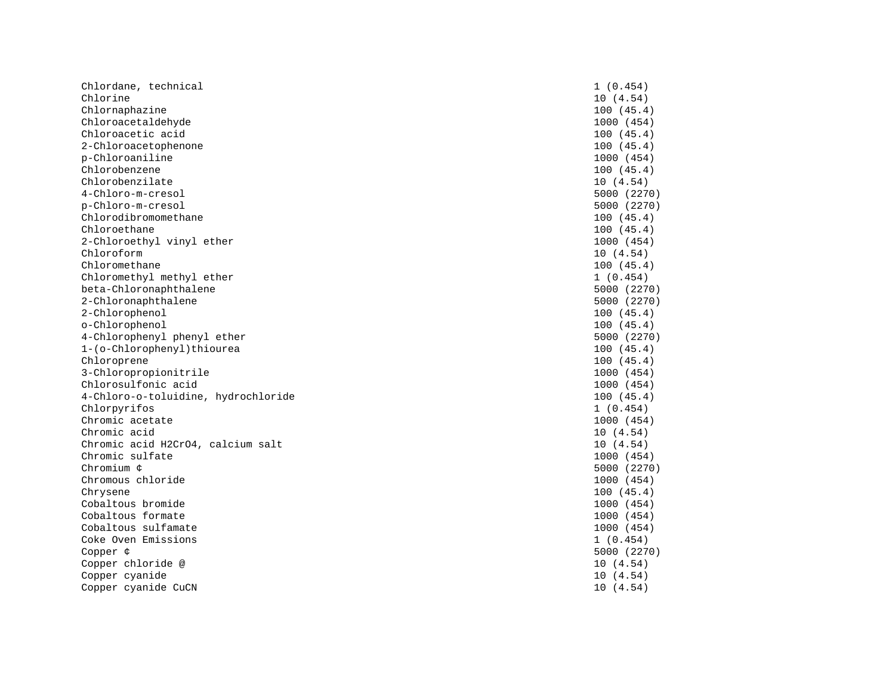| | |
|---|---|
| Chlordane, technical | 1 (0.454) |
| Chlorine | 10 (4.54) |
| Chlornaphazine | 100 (45.4) |
| Chloroacetaldehyde | 1000 (454) |
| Chloroacetic acid | 100 (45.4) |
| 2-Chloroacetophenone | 100 (45.4) |
| p-Chloroaniline | 1000 (454) |
| Chlorobenzene | 100 (45.4) |
| Chlorobenzilate | 10 (4.54) |
| 4-Chloro-m-cresol | 5000 (2270) |
| p-Chloro-m-cresol | 5000 (2270) |
| Chlorodibromomethane | 100 (45.4) |
| Chloroethane | 100 (45.4) |
| 2-Chloroethyl vinyl ether | 1000 (454) |
| Chloroform | 10 (4.54) |
| Chloromethane | 100 (45.4) |
| Chloromethyl methyl ether | 1 (0.454) |
| beta-Chloronaphthalene | 5000 (2270) |
| 2-Chloronaphthalene | 5000 (2270) |
| 2-Chlorophenol | 100 (45.4) |
| o-Chlorophenol | 100 (45.4) |
| 4-Chlorophenyl phenyl ether | 5000 (2270) |
| 1-(o-Chlorophenyl)thiourea | 100 (45.4) |
| Chloroprene | 100 (45.4) |
| 3-Chloropropionitrile | 1000 (454) |
| Chlorosulfonic acid | 1000 (454) |
| 4-Chloro-o-toluidine, hydrochloride | 100 (45.4) |
| Chlorpyrifos | 1 (0.454) |
| Chromic acetate | 1000 (454) |
| Chromic acid | 10 (4.54) |
| Chromic acid $H_2CrO_4$, calcium salt | 10 (4.54) |
| Chromic sulfate | 1000 (454) |
| Chromium ¢ | 5000 (2270) |
| Chromous chloride | 1000 (454) |
| Chrysene | 100 (45.4) |
| Cobaltous bromide | 1000 (454) |
| Cobaltous formate | 1000 (454) |
| Cobaltous sulfamate | 1000 (454) |
| Coke Oven Emissions | 1 (0.454) |
| Copper ¢ | 5000 (2270) |
| Copper chloride @ | 10 (4.54) |
| Copper cyanide | 10 (4.54) |
| Copper cyanide CuCN | 10 (4.54) |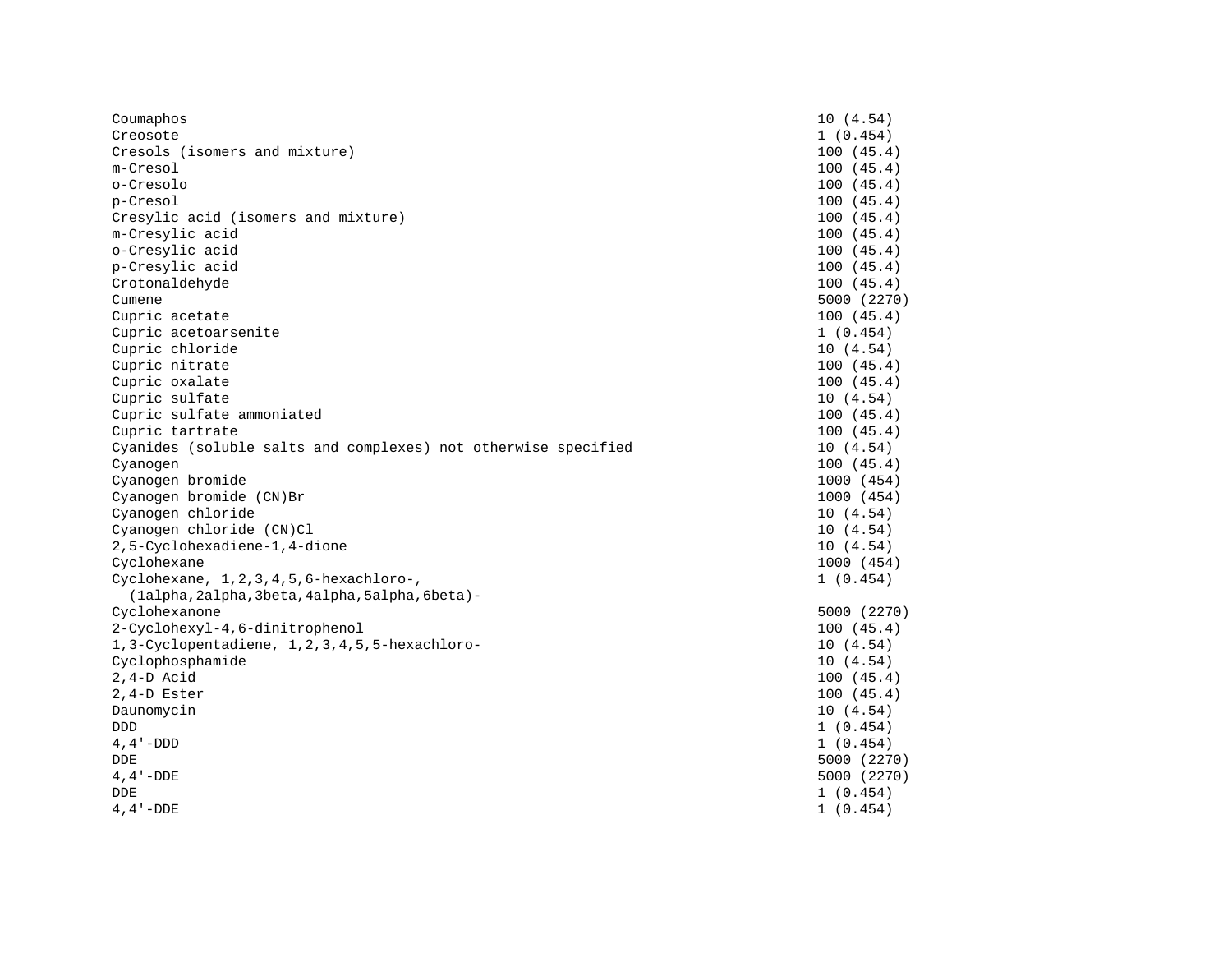| | |
|---|---|
| Coumaphos | 10 (4.54) |
| Creosote | 1 (0.454) |
| Cresols (isomers and mixture) | 100 (45.4) |
| m-Cresol | 100 (45.4) |
| o-Cresolo | 100 (45.4) |
| p-Cresol | 100 (45.4) |
| Cresylic acid (isomers and mixture) | 100 (45.4) |
| m-Cresylic acid | 100 (45.4) |
| o-Cresylic acid | 100 (45.4) |
| p-Cresylic acid | 100 (45.4) |
| Crotonaldehyde | 100 (45.4) |
| Cumene | 5000 (2270) |
| Cupric acetate | 100 (45.4) |
| Cupric acetoarsenite | 1 (0.454) |
| Cupric chloride | 10 (4.54) |
| Cupric nitrate | 100 (45.4) |
| Cupric oxalate | 100 (45.4) |
| Cupric sulfate | 10 (4.54) |
| Cupric sulfate ammoniated | 100 (45.4) |
| Cupric tartrate | 100 (45.4) |
| Cyanides (soluble salts and complexes) not otherwise specified | 10 (4.54) |
| Cyanogen | 100 (45.4) |
| Cyanogen bromide | 1000 (454) |
| Cyanogen bromide (CN)Br | 1000 (454) |
| Cyanogen chloride | 10 (4.54) |
| Cyanogen chloride (CN)Cl | 10 (4.54) |
| 2,5-Cyclohexadiene-1,4-dione | 10 (4.54) |
| Cyclohexane | 1000 (454) |
| Cyclohexane, 1,2,3,4,5,6-hexachloro-, (1alpha,2alpha,3beta,4alpha,5alpha,6beta)- | 1 (0.454) |
| Cyclohexanone | 5000 (2270) |
| 2-Cyclohexyl-4,6-dinitrophenol | 100 (45.4) |
| 1,3-Cyclopentadiene, 1,2,3,4,5,5-hexachloro- | 10 (4.54) |
| Cyclophosphamide | 10 (4.54) |
| 2,4-D Acid | 100 (45.4) |
| 2,4-D Ester | 100 (45.4) |
| Daunomycin | 10 (4.54) |
| DDD | 1 (0.454) |
| 4,4'-DDD | 1 (0.454) |
| DDE | 5000 (2270) |
| 4,4'-DDE | 5000 (2270) |
| DDE | 1 (0.454) |
| 4,4'-DDE | 1 (0.454) |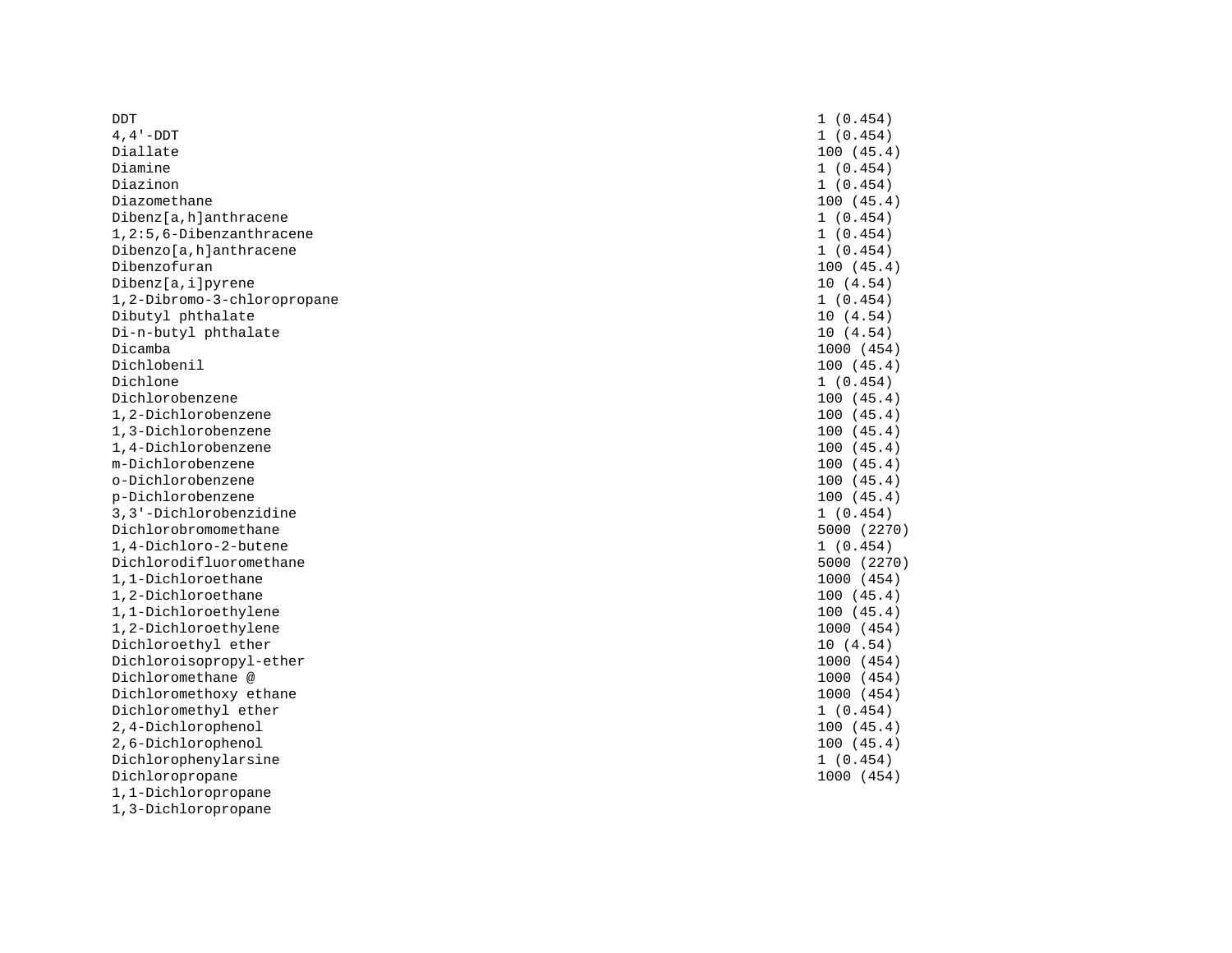| | |
|---|---|
| DDT | 1 (0.454) |
| 4,4'-DDT | 1 (0.454) |
| Diallate | 100 (45.4) |
| Diamine | 1 (0.454) |
| Diazinon | 1 (0.454) |
| Diazomethane | 100 (45.4) |
| Dibenz[a,h]anthracene | 1 (0.454) |
| 1,2:5,6-Dibenzanthracene | 1 (0.454) |
| Dibenzo[a,h]anthracene | 1 (0.454) |
| Dibenzofuran | 100 (45.4) |
| Dibenz[a,i]pyrene | 10 (4.54) |
| 1,2-Dibromo-3-chloropropane | 1 (0.454) |
| Dibutyl phthalate | 10 (4.54) |
| Di-n-butyl phthalate | 10 (4.54) |
| Dicamba | 1000 (454) |
| Dichlobenil | 100 (45.4) |
| Dichlone | 1 (0.454) |
| Dichlorobenzene | 100 (45.4) |
| 1,2-Dichlorobenzene | 100 (45.4) |
| 1,3-Dichlorobenzene | 100 (45.4) |
| 1,4-Dichlorobenzene | 100 (45.4) |
| m-Dichlorobenzene | 100 (45.4) |
| o-Dichlorobenzene | 100 (45.4) |
| p-Dichlorobenzene | 100 (45.4) |
| 3,3'-Dichlorobenzidine | 1 (0.454) |
| Dichlorobromomethane | 5000 (2270) |
| 1,4-Dichloro-2-butene | 1 (0.454) |
| Dichlorodifluoromethane | 5000 (2270) |
| 1,1-Dichloroethane | 1000 (454) |
| 1,2-Dichloroethane | 100 (45.4) |
| 1,1-Dichloroethylene | 100 (45.4) |
| 1,2-Dichloroethylene | 1000 (454) |
| Dichloroethyl ether | 10 (4.54) |
| Dichloroisopropyl-ether | 1000 (454) |
| Dichloromethane @ | 1000 (454) |
| Dichloromethoxy ethane | 1000 (454) |
| Dichloromethyl ether | 1 (0.454) |
| 2,4-Dichlorophenol | 100 (45.4) |
| 2,6-Dichlorophenol | 100 (45.4) |
| Dichlorophenylarsine | 1 (0.454) |
| Dichloropropane | 1000 (454) |
| 1,1-Dichloropropane | |
| 1,3-Dichloropropane | |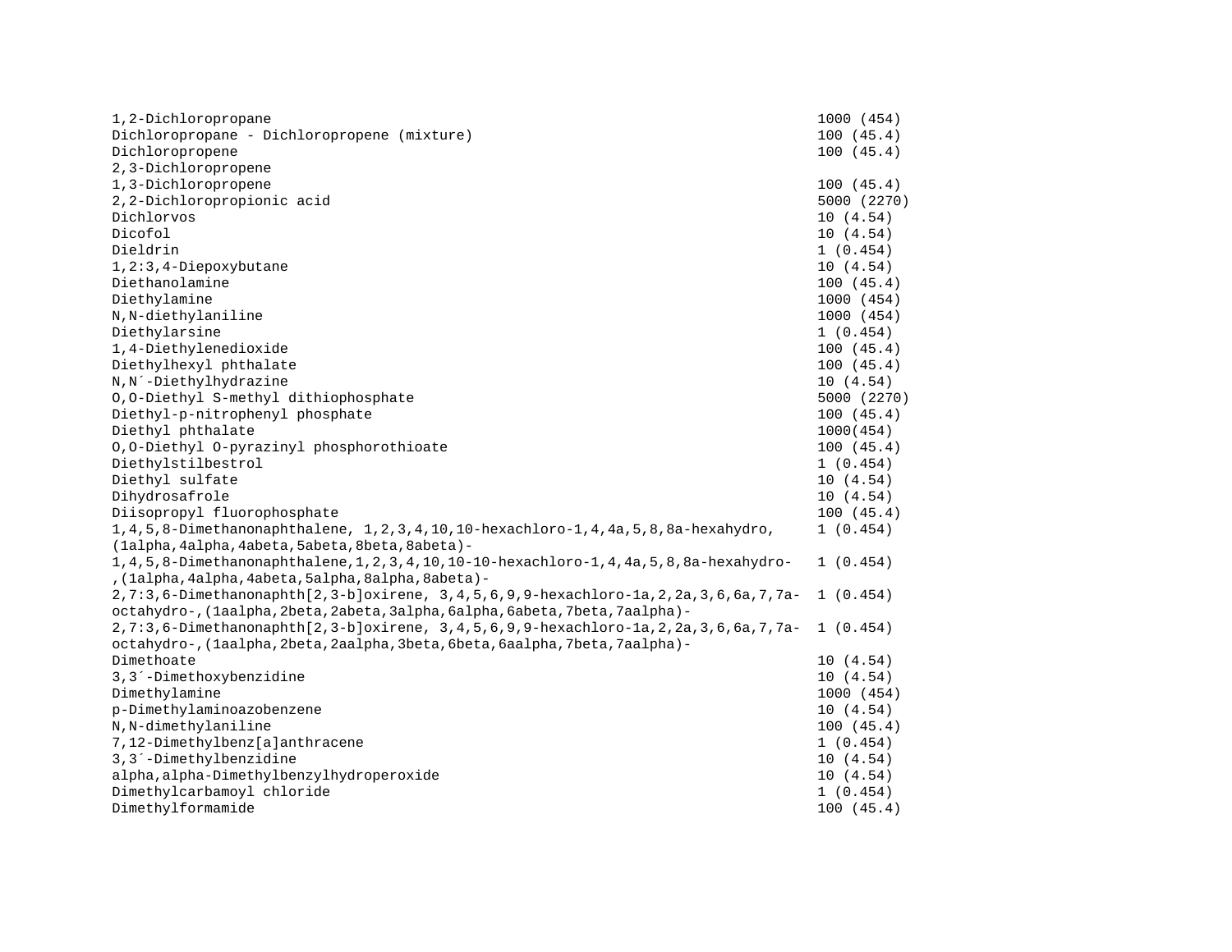| | |
|---|---|
| 1,2-Dichloropropane | 1000 (454) |
| Dichloropropane - Dichloropropene (mixture) | 100 (45.4) |
| Dichloropropene | 100 (45.4) |
| 2,3-Dichloropropene | |
| 1,3-Dichloropropene | 100 (45.4) |
| 2,2-Dichloropropionic acid | 5000 (2270) |
| Dichlorvos | 10 (4.54) |
| Dicofol | 10 (4.54) |
| Dieldrin | 1 (0.454) |
| 1,2:3,4-Diepoxybutane | 10 (4.54) |
| Diethanolamine | 100 (45.4) |
| Diethylamine | 1000 (454) |
| N,N-diethylaniline | 1000 (454) |
| Diethylarsine | 1 (0.454) |
| 1,4-Diethylenedioxide | 100 (45.4) |
| Diethylhexyl phthalate | 100 (45.4) |
| N,N´-Diethylhydrazine | 10 (4.54) |
| O,O-Diethyl S-methyl dithiophosphate | 5000 (2270) |
| Diethyl-p-nitrophenyl phosphate | 100 (45.4) |
| Diethyl phthalate | 1000(454) |
| O,O-Diethyl O-pyrazinyl phosphorothioate | 100 (45.4) |
| Diethylstilbestrol | 1 (0.454) |
| Diethyl sulfate | 10 (4.54) |
| Dihydrosafrole | 10 (4.54) |
| Diisopropyl fluorophosphate | 100 (45.4) |
| 1,4,5,8-Dimethanonaphthalene, 1,2,3,4,10,10-hexachloro-1,4,4a,5,8,8a-hexahydro, (1alpha,4alpha,4abeta,5abeta,8beta,8abeta)- | 1 (0.454) |
| 1,4,5,8-Dimethanonaphthalene,1,2,3,4,10,10-10-hexachloro-1,4,4a,5,8,8a-hexahydro-,(1alpha,4alpha,4abeta,5alpha,8alpha,8abeta)- | 1 (0.454) |
| 2,7:3,6-Dimethanonaphth[2,3-b]oxirene, 3,4,5,6,9,9-hexachloro-1a,2,2a,3,6,6a,7,7a-octahydro-,(1aalpha,2beta,2abeta,3alpha,6alpha,6abeta,7beta,7aalpha)- | 1 (0.454) |
| 2,7:3,6-Dimethanonaphth[2,3-b]oxirene, 3,4,5,6,9,9-hexachloro-1a,2,2a,3,6,6a,7,7a-octahydro-,(1aalpha,2beta,2aalpha,3beta,6beta,6aalpha,7beta,7aalpha)- | 1 (0.454) |
| Dimethoate | 10 (4.54) |
| 3,3´-Dimethoxybenzidine | 10 (4.54) |
| Dimethylamine | 1000 (454) |
| p-Dimethylaminoazobenzene | 10 (4.54) |
| N,N-dimethylaniline | 100 (45.4) |
| 7,12-Dimethylbenz[a]anthracene | 1 (0.454) |
| 3,3´-Dimethylbenzidine | 10 (4.54) |
| alpha,alpha-Dimethylbenzylhydroperoxide | 10 (4.54) |
| Dimethylcarbamoyl chloride | 1 (0.454) |
| Dimethylformamide | 100 (45.4) |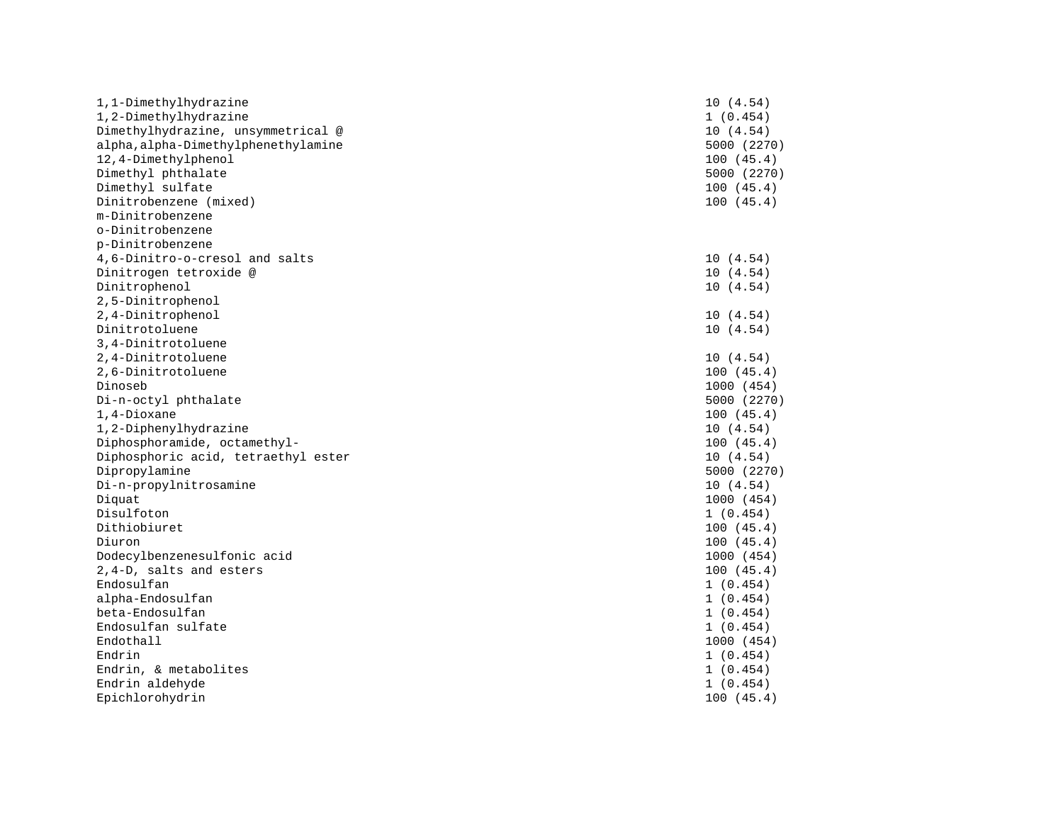| | |
|---|---|
| 1,1-Dimethylhydrazine | 10 (4.54) |
| 1,2-Dimethylhydrazine | 1 (0.454) |
| Dimethylhydrazine, unsymmetrical @ | 10 (4.54) |
| alpha,alpha-Dimethylphenethylamine | 5000 (2270) |
| 12,4-Dimethylphenol | 100 (45.4) |
| Dimethyl phthalate | 5000 (2270) |
| Dimethyl sulfate | 100 (45.4) |
| Dinitrobenzene (mixed) | 100 (45.4) |
| m-Dinitrobenzene | |
| o-Dinitrobenzene | |
| p-Dinitrobenzene | |
| 4,6-Dinitro-o-cresol and salts | 10 (4.54) |
| Dinitrogen tetroxide @ | 10 (4.54) |
| Dinitrophenol | 10 (4.54) |
| 2,5-Dinitrophenol | |
| 2,4-Dinitrophenol | 10 (4.54) |
| Dinitrotoluene | 10 (4.54) |
| 3,4-Dinitrotoluene | |
| 2,4-Dinitrotoluene | 10 (4.54) |
| 2,6-Dinitrotoluene | 100 (45.4) |
| Dinoseb | 1000 (454) |
| Di-n-octyl phthalate | 5000 (2270) |
| 1,4-Dioxane | 100 (45.4) |
| 1,2-Diphenylhydrazine | 10 (4.54) |
| Diphosphoramide, octamethyl- | 100 (45.4) |
| Diphosphoric acid, tetraethyl ester | 10 (4.54) |
| Dipropylamine | 5000 (2270) |
| Di-n-propylnitrosamine | 10 (4.54) |
| Diquat | 1000 (454) |
| Disulfoton | 1 (0.454) |
| Dithiobiuret | 100 (45.4) |
| Diuron | 100 (45.4) |
| Dodecylbenzenesulfonic acid | 1000 (454) |
| 2,4-D, salts and esters | 100 (45.4) |
| Endosulfan | 1 (0.454) |
| alpha-Endosulfan | 1 (0.454) |
| beta-Endosulfan | 1 (0.454) |
| Endosulfan sulfate | 1 (0.454) |
| Endothall | 1000 (454) |
| Endrin | 1 (0.454) |
| Endrin, & metabolites | 1 (0.454) |
| Endrin aldehyde | 1 (0.454) |
| Epichlorohydrin | 100 (45.4) |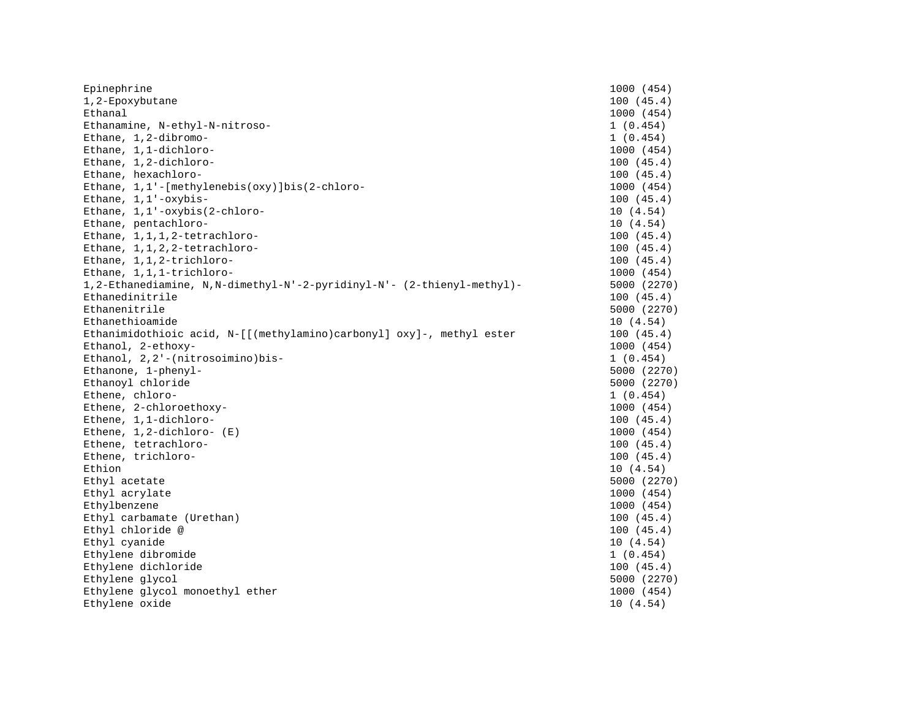| | |
|---|---|
| Epinephrine | 1000 (454) |
| 1,2-Epoxybutane | 100 (45.4) |
| Ethanal | 1000 (454) |
| Ethanamine, N-ethyl-N-nitroso- | 1 (0.454) |
| Ethane, 1,2-dibromo- | 1 (0.454) |
| Ethane, 1,1-dichloro- | 1000 (454) |
| Ethane, 1,2-dichloro- | 100 (45.4) |
| Ethane, hexachloro- | 100 (45.4) |
| Ethane, 1,1'-[methylenebis(oxy)]bis(2-chloro- | 1000 (454) |
| Ethane, 1,1'-oxybis- | 100 (45.4) |
| Ethane, 1,1'-oxybis(2-chloro- | 10 (4.54) |
| Ethane, pentachloro- | 10 (4.54) |
| Ethane, 1,1,1,2-tetrachloro- | 100 (45.4) |
| Ethane, 1,1,2,2-tetrachloro- | 100 (45.4) |
| Ethane, 1,1,2-trichloro- | 100 (45.4) |
| Ethane, 1,1,1-trichloro- | 1000 (454) |
| 1,2-Ethanediamine, N,N-dimethyl-N'-2-pyridinyl-N'- (2-thienyl-methyl)- | 5000 (2270) |
| Ethanedinitrile | 100 (45.4) |
| Ethanenitrile | 5000 (2270) |
| Ethanethioamide | 10 (4.54) |
| Ethanimidothioic acid, N-[[(methylamino)carbonyl] oxy]-, methyl ester | 100 (45.4) |
| Ethanol, 2-ethoxy- | 1000 (454) |
| Ethanol, 2,2'-(nitrosoimino)bis- | 1 (0.454) |
| Ethanone, 1-phenyl- | 5000 (2270) |
| Ethanoyl chloride | 5000 (2270) |
| Ethene, chloro- | 1 (0.454) |
| Ethene, 2-chloroethoxy- | 1000 (454) |
| Ethene, 1,1-dichloro- | 100 (45.4) |
| Ethene, 1,2-dichloro- (E) | 1000 (454) |
| Ethene, tetrachloro- | 100 (45.4) |
| Ethene, trichloro- | 100 (45.4) |
| Ethion | 10 (4.54) |
| Ethyl acetate | 5000 (2270) |
| Ethyl acrylate | 1000 (454) |
| Ethylbenzene | 1000 (454) |
| Ethyl carbamate (Urethan) | 100 (45.4) |
| Ethyl chloride @ | 100 (45.4) |
| Ethyl cyanide | 10 (4.54) |
| Ethylene dibromide | 1 (0.454) |
| Ethylene dichloride | 100 (45.4) |
| Ethylene glycol | 5000 (2270) |
| Ethylene glycol monoethyl ether | 1000 (454) |
| Ethylene oxide | 10 (4.54) |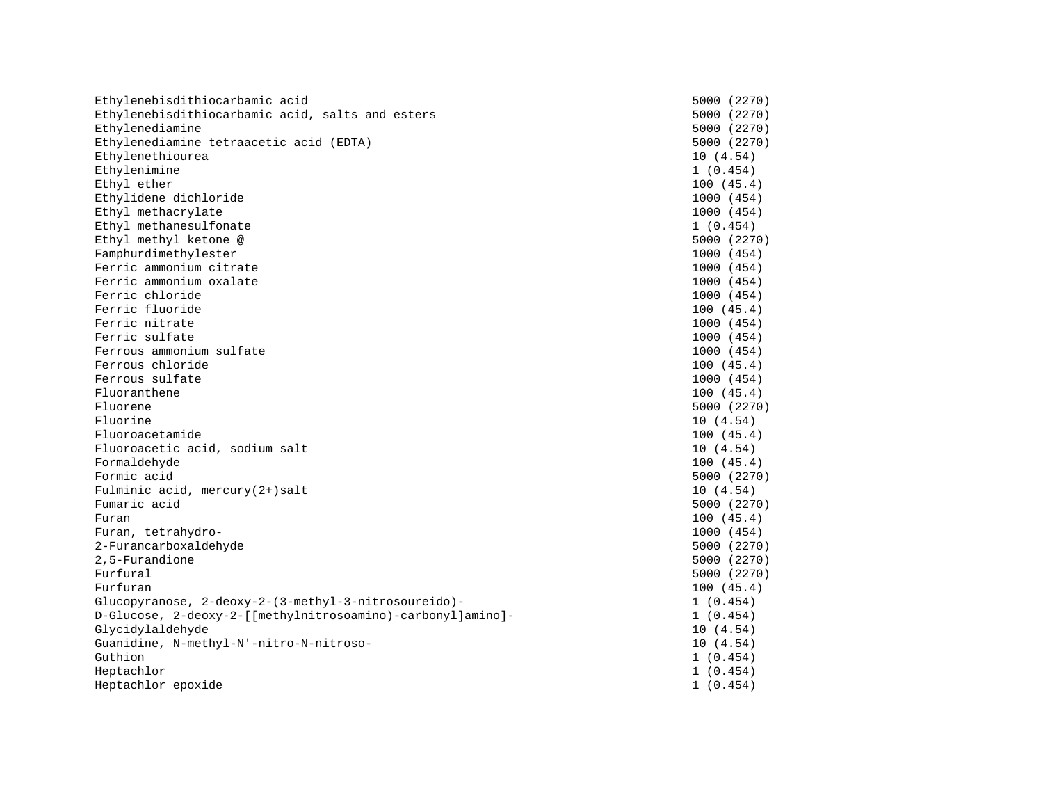| | |
|---|---|
| Ethylenebisdithiocarbamic acid | 5000 (2270) |
| Ethylenebisdithiocarbamic acid, salts and esters | 5000 (2270) |
| Ethylenediamine | 5000 (2270) |
| Ethylenediamine tetraacetic acid (EDTA) | 5000 (2270) |
| Ethylenethiourea | 10 (4.54) |
| Ethylenimine | 1 (0.454) |
| Ethyl ether | 100 (45.4) |
| Ethylidene dichloride | 1000 (454) |
| Ethyl methacrylate | 1000 (454) |
| Ethyl methanesulfonate | 1 (0.454) |
| Ethyl methyl ketone @ | 5000 (2270) |
| Famphurdimethylester | 1000 (454) |
| Ferric ammonium citrate | 1000 (454) |
| Ferric ammonium oxalate | 1000 (454) |
| Ferric chloride | 1000 (454) |
| Ferric fluoride | 100 (45.4) |
| Ferric nitrate | 1000 (454) |
| Ferric sulfate | 1000 (454) |
| Ferrous ammonium sulfate | 1000 (454) |
| Ferrous chloride | 100 (45.4) |
| Ferrous sulfate | 1000 (454) |
| Fluoranthene | 100 (45.4) |
| Fluorene | 5000 (2270) |
| Fluorine | 10 (4.54) |
| Fluoroacetamide | 100 (45.4) |
| Fluoroacetic acid, sodium salt | 10 (4.54) |
| Formaldehyde | 100 (45.4) |
| Formic acid | 5000 (2270) |
| Fulminic acid, mercury(2+)salt | 10 (4.54) |
| Fumaric acid | 5000 (2270) |
| Furan | 100 (45.4) |
| Furan, tetrahydro- | 1000 (454) |
| 2-Furancarboxaldehyde | 5000 (2270) |
| 2,5-Furandione | 5000 (2270) |
| Furfural | 5000 (2270) |
| Furfuran | 100 (45.4) |
| Glucopyranose, 2-deoxy-2-(3-methyl-3-nitrosoureido)- | 1 (0.454) |
| D-Glucose, 2-deoxy-2-[[methylnitrosoamino)-carbonyl]amino]- | 1 (0.454) |
| Glycidylaldehyde | 10 (4.54) |
| Guanidine, N-methyl-N'-nitro-N-nitroso- | 10 (4.54) |
| Guthion | 1 (0.454) |
| Heptachlor | 1 (0.454) |
| Heptachlor epoxide | 1 (0.454) |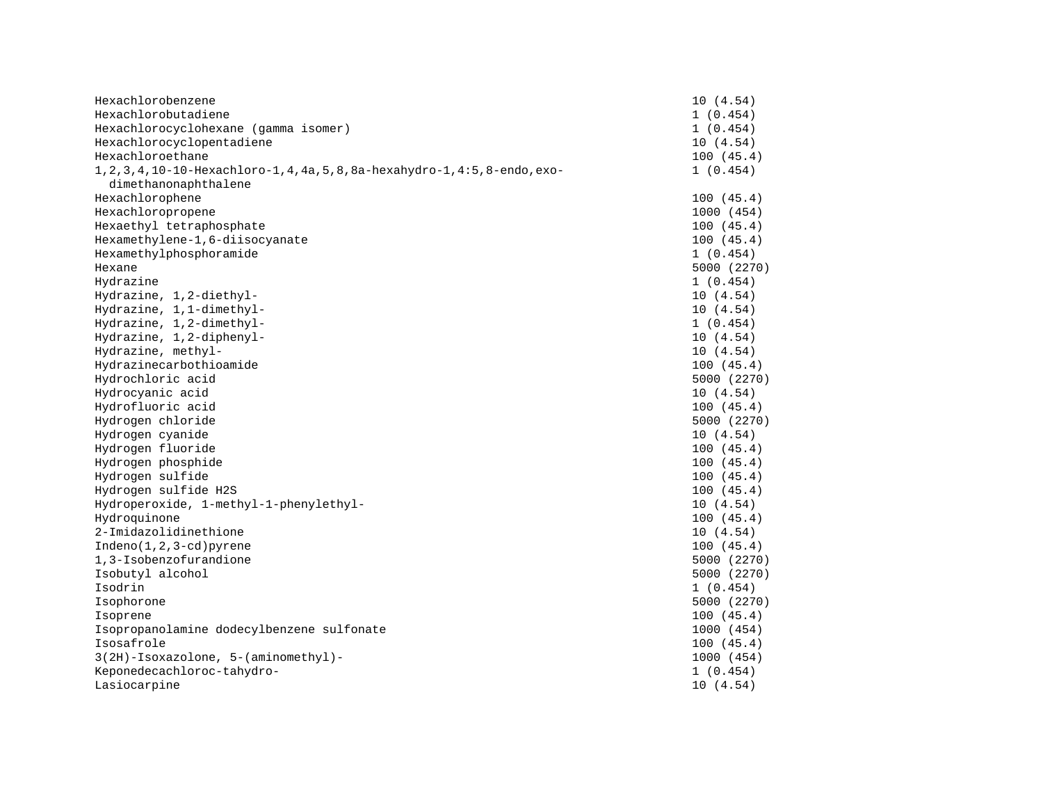| | |
|---|---|
| Hexachlorobenzene | 10 (4.54) |
| Hexachlorobutadiene | 1 (0.454) |
| Hexachlorocyclohexane (gamma isomer) | 1 (0.454) |
| Hexachlorocyclopentadiene | 10 (4.54) |
| Hexachloroethane | 100 (45.4) |
| 1,2,3,4,10-10-Hexachloro-1,4,4a,5,8,8a-hexahydro-1,4:5,8-endo,exo-dimethanonaphthalene | 1 (0.454) |
| Hexachlorophene | 100 (45.4) |
| Hexachloropropene | 1000 (454) |
| Hexaethyl tetraphosphate | 100 (45.4) |
| Hexamethylene-1,6-diisocyanate | 100 (45.4) |
| Hexamethylphosphoramide | 1 (0.454) |
| Hexane | 5000 (2270) |
| Hydrazine | 1 (0.454) |
| Hydrazine, 1,2-diethyl- | 10 (4.54) |
| Hydrazine, 1,1-dimethyl- | 10 (4.54) |
| Hydrazine, 1,2-dimethyl- | 1 (0.454) |
| Hydrazine, 1,2-diphenyl- | 10 (4.54) |
| Hydrazine, methyl- | 10 (4.54) |
| Hydrazinecarbothioamide | 100 (45.4) |
| Hydrochloric acid | 5000 (2270) |
| Hydrocyanic acid | 10 (4.54) |
| Hydrofluoric acid | 100 (45.4) |
| Hydrogen chloride | 5000 (2270) |
| Hydrogen cyanide | 10 (4.54) |
| Hydrogen fluoride | 100 (45.4) |
| Hydrogen phosphide | 100 (45.4) |
| Hydrogen sulfide | 100 (45.4) |
| Hydrogen sulfide H2S | 100 (45.4) |
| Hydroperoxide, 1-methyl-1-phenylethyl- | 10 (4.54) |
| Hydroquinone | 100 (45.4) |
| 2-Imidazolidinethione | 10 (4.54) |
| Indeno(1,2,3-cd)pyrene | 100 (45.4) |
| 1,3-Isobenzofurandione | 5000 (2270) |
| Isobutyl alcohol | 5000 (2270) |
| Isodrin | 1 (0.454) |
| Isophorone | 5000 (2270) |
| Isoprene | 100 (45.4) |
| Isopropanolamine dodecylbenzene sulfonate | 1000 (454) |
| Isosafrole | 100 (45.4) |
| 3(2H)-Isoxazolone, 5-(aminomethyl)- | 1000 (454) |
| Keponedecachloroc-tahydro- | 1 (0.454) |
| Lasiocarpine | 10 (4.54) |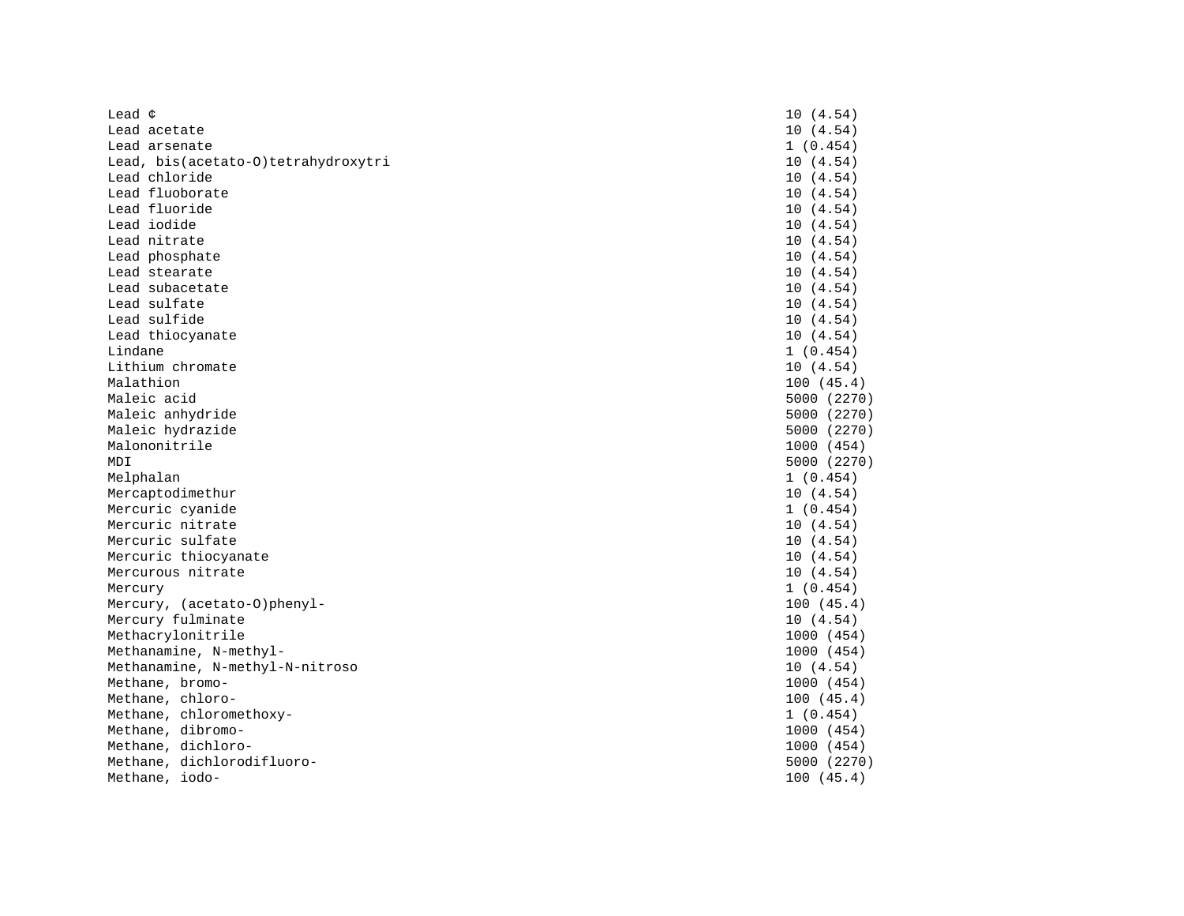| | |
|---|---|
| Lead ¢ | 10 (4.54) |
| Lead acetate | 10 (4.54) |
| Lead arsenate | 1 (0.454) |
| Lead, bis(acetato-O)tetrahydroxytri | 10 (4.54) |
| Lead chloride | 10 (4.54) |
| Lead fluoborate | 10 (4.54) |
| Lead fluoride | 10 (4.54) |
| Lead iodide | 10 (4.54) |
| Lead nitrate | 10 (4.54) |
| Lead phosphate | 10 (4.54) |
| Lead stearate | 10 (4.54) |
| Lead subacetate | 10 (4.54) |
| Lead sulfate | 10 (4.54) |
| Lead sulfide | 10 (4.54) |
| Lead thiocyanate | 10 (4.54) |
| Lindane | 1 (0.454) |
| Lithium chromate | 10 (4.54) |
| Malathion | 100 (45.4) |
| Maleic acid | 5000 (2270) |
| Maleic anhydride | 5000 (2270) |
| Maleic hydrazide | 5000 (2270) |
| Malononitrile | 1000 (454) |
| MDI | 5000 (2270) |
| Melphalan | 1 (0.454) |
| Mercaptodimethur | 10 (4.54) |
| Mercuric cyanide | 1 (0.454) |
| Mercuric nitrate | 10 (4.54) |
| Mercuric sulfate | 10 (4.54) |
| Mercuric thiocyanate | 10 (4.54) |
| Mercurous nitrate | 10 (4.54) |
| Mercury | 1 (0.454) |
| Mercury, (acetato-O)phenyl- | 100 (45.4) |
| Mercury fulminate | 10 (4.54) |
| Methacrylonitrile | 1000 (454) |
| Methanamine, N-methyl- | 1000 (454) |
| Methanamine, N-methyl-N-nitroso | 10 (4.54) |
| Methane, bromo- | 1000 (454) |
| Methane, chloro- | 100 (45.4) |
| Methane, chloromethoxy- | 1 (0.454) |
| Methane, dibromo- | 1000 (454) |
| Methane, dichloro- | 1000 (454) |
| Methane, dichlorodifluoro- | 5000 (2270) |
| Methane, iodo- | 100 (45.4) |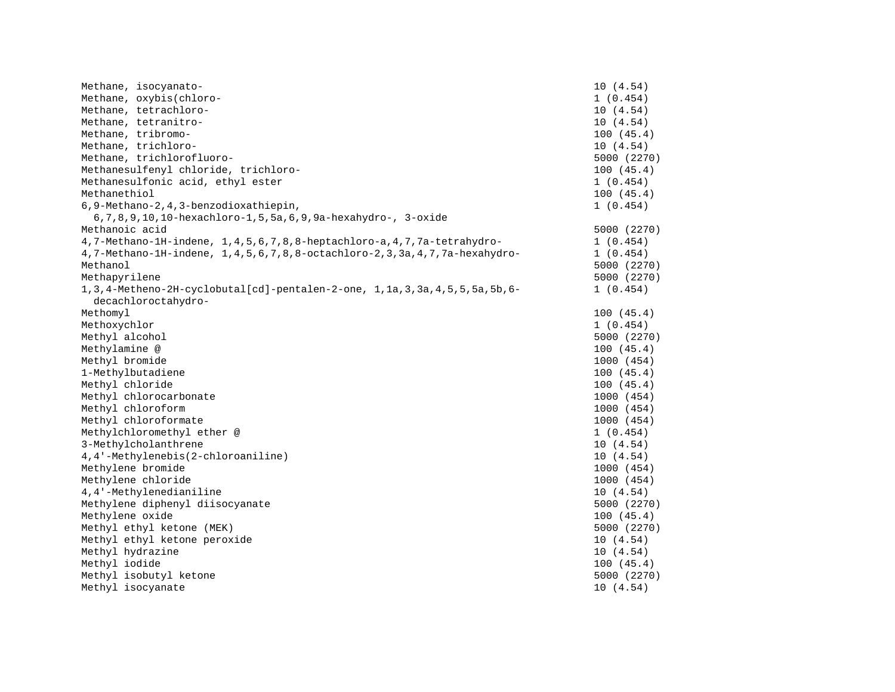| | |
|---|---|
| Methane, isocyanato- | 10 (4.54) |
| Methane, oxybis(chloro- | 1 (0.454) |
| Methane, tetrachloro- | 10 (4.54) |
| Methane, tetranitro- | 10 (4.54) |
| Methane, tribromo- | 100 (45.4) |
| Methane, trichloro- | 10 (4.54) |
| Methane, trichlorofluoro- | 5000 (2270) |
| Methanesulfenyl chloride, trichloro- | 100 (45.4) |
| Methanesulfonic acid, ethyl ester | 1 (0.454) |
| Methanethiol | 100 (45.4) |
| 6,9-Methano-2,4,3-benzodioxathiepin, 6,7,8,9,10,10-hexachloro-1,5,5a,6,9,9a-hexahydro-, 3-oxide | 1 (0.454) |
| Methanoic acid | 5000 (2270) |
| 4,7-Methano-1H-indene, 1,4,5,6,7,8,8-heptachloro-a,4,7,7a-tetrahydro- | 1 (0.454) |
| 4,7-Methano-1H-indene, 1,4,5,6,7,8,8-octachloro-2,3,3a,4,7,7a-hexahydro- | 1 (0.454) |
| Methanol | 5000 (2270) |
| Methapyrilene | 5000 (2270) |
| 1,3,4-Metheno-2H-cyclobutal[cd]-pentalen-2-one, 1,1a,3,3a,4,5,5,5a,5b,6-decachloroctahydro- | 1 (0.454) |
| Methomyl | 100 (45.4) |
| Methoxychlor | 1 (0.454) |
| Methyl alcohol | 5000 (2270) |
| Methylamine @ | 100 (45.4) |
| Methyl bromide | 1000 (454) |
| 1-Methylbutadiene | 100 (45.4) |
| Methyl chloride | 100 (45.4) |
| Methyl chlorocarbonate | 1000 (454) |
| Methyl chloroform | 1000 (454) |
| Methyl chloroformate | 1000 (454) |
| Methylchloromethyl ether @ | 1 (0.454) |
| 3-Methylcholanthrene | 10 (4.54) |
| 4,4'-Methylenebis(2-chloroaniline) | 10 (4.54) |
| Methylene bromide | 1000 (454) |
| Methylene chloride | 1000 (454) |
| 4,4'-Methylenedianiline | 10 (4.54) |
| Methylene diphenyl diisocyanate | 5000 (2270) |
| Methylene oxide | 100 (45.4) |
| Methyl ethyl ketone (MEK) | 5000 (2270) |
| Methyl ethyl ketone peroxide | 10 (4.54) |
| Methyl hydrazine | 10 (4.54) |
| Methyl iodide | 100 (45.4) |
| Methyl isobutyl ketone | 5000 (2270) |
| Methyl isocyanate | 10 (4.54) |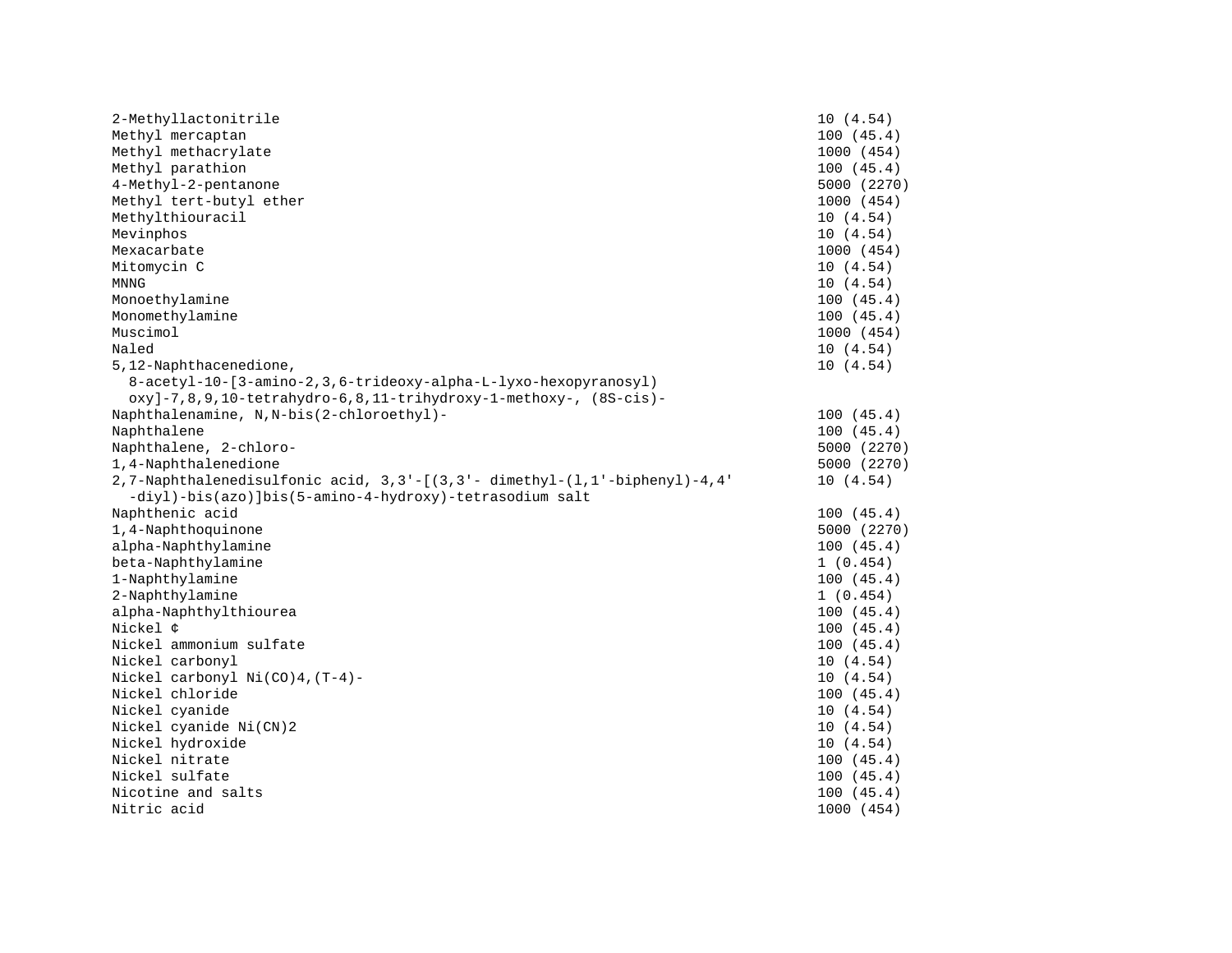| | |
|---|---|
| 2-Methyllactonitrile | 10 (4.54) |
| Methyl mercaptan | 100 (45.4) |
| Methyl methacrylate | 1000 (454) |
| Methyl parathion | 100 (45.4) |
| 4-Methyl-2-pentanone | 5000 (2270) |
| Methyl tert-butyl ether | 1000 (454) |
| Methylthiouracil | 10 (4.54) |
| Mevinphos | 10 (4.54) |
| Mexacarbate | 1000 (454) |
| Mitomycin C | 10 (4.54) |
| MNNG | 10 (4.54) |
| Monoethylamine | 100 (45.4) |
| Monomethylamine | 100 (45.4) |
| Muscimol | 1000 (454) |
| Naled | 10 (4.54) |
| 5,12-Naphthacenedione, 8-acetyl-10-[3-amino-2,3,6-trideoxy-alpha-L-lyxo-hexopyranosyl) oxy]-7,8,9,10-tetrahydro-6,8,11-trihydroxy-1-methoxy-, (8S-cis)- | 10 (4.54) |
| Naphthalenamine, N,N-bis(2-chloroethyl)- | 100 (45.4) |
| Naphthalene | 100 (45.4) |
| Naphthalene, 2-chloro- | 5000 (2270) |
| 1,4-Naphthalenedione | 5000 (2270) |
| 2,7-Naphthalenedisulfonic acid, 3,3'-[(3,3'- dimethyl-(l,1'-biphenyl)-4,4' -diyl)-bis(azo)]bis(5-amino-4-hydroxy)-tetrasodium salt | 10 (4.54) |
| Naphthenic acid | 100 (45.4) |
| 1,4-Naphthoquinone | 5000 (2270) |
| alpha-Naphthylamine | 100 (45.4) |
| beta-Naphthylamine | 1 (0.454) |
| 1-Naphthylamine | 100 (45.4) |
| 2-Naphthylamine | 1 (0.454) |
| alpha-Naphthylthiourea | 100 (45.4) |
| Nickel ¢ | 100 (45.4) |
| Nickel ammonium sulfate | 100 (45.4) |
| Nickel carbonyl | 10 (4.54) |
| Nickel carbonyl Ni(CO)4,(T-4)- | 10 (4.54) |
| Nickel chloride | 100 (45.4) |
| Nickel cyanide | 10 (4.54) |
| Nickel cyanide Ni(CN)2 | 10 (4.54) |
| Nickel hydroxide | 10 (4.54) |
| Nickel nitrate | 100 (45.4) |
| Nickel sulfate | 100 (45.4) |
| Nicotine and salts | 100 (45.4) |
| Nitric acid | 1000 (454) |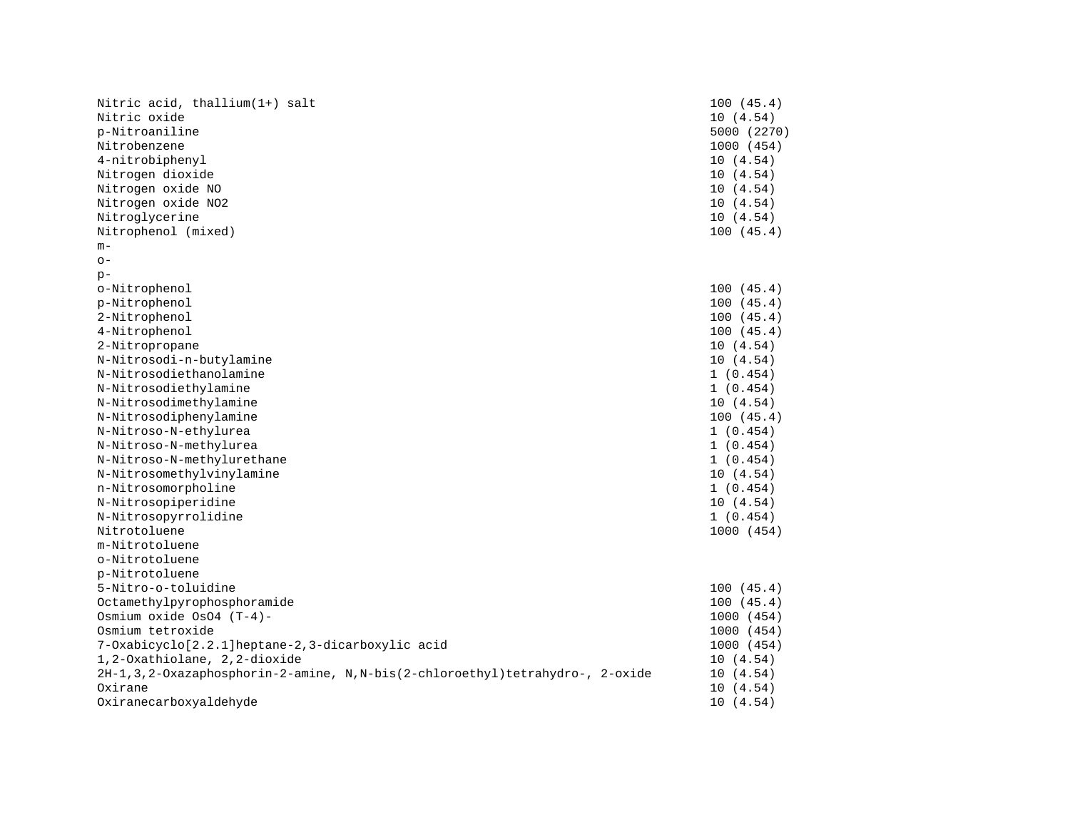| | |
|---|---|
| Nitric acid, thallium(1+) salt | 100 (45.4) |
| Nitric oxide | 10 (4.54) |
| p-Nitroaniline | 5000 (2270) |
| Nitrobenzene | 1000 (454) |
| 4-nitrobiphenyl | 10 (4.54) |
| Nitrogen dioxide | 10 (4.54) |
| Nitrogen oxide NO | 10 (4.54) |
| Nitrogen oxide NO2 | 10 (4.54) |
| Nitroglycerine | 10 (4.54) |
| Nitrophenol (mixed) | 100 (45.4) |
| m- | |
| o- | |
| p- | |
| o-Nitrophenol | 100 (45.4) |
| p-Nitrophenol | 100 (45.4) |
| 2-Nitrophenol | 100 (45.4) |
| 4-Nitrophenol | 100 (45.4) |
| 2-Nitropropane | 10 (4.54) |
| N-Nitrosodi-n-butylamine | 10 (4.54) |
| N-Nitrosodiethanolamine | 1 (0.454) |
| N-Nitrosodiethylamine | 1 (0.454) |
| N-Nitrosodimethylamine | 10 (4.54) |
| N-Nitrosodiphenylamine | 100 (45.4) |
| N-Nitroso-N-ethylurea | 1 (0.454) |
| N-Nitroso-N-methylurea | 1 (0.454) |
| N-Nitroso-N-methylurethane | 1 (0.454) |
| N-Nitrosomethylvinylamine | 10 (4.54) |
| n-Nitrosomorpholine | 1 (0.454) |
| N-Nitrosopiperidine | 10 (4.54) |
| N-Nitrosopyrrolidine | 1 (0.454) |
| Nitrotoluene | 1000 (454) |
| m-Nitrotoluene | |
| o-Nitrotoluene | |
| p-Nitrotoluene | |
| 5-Nitro-o-toluidine | 100 (45.4) |
| Octamethylpyrophosphoramide | 100 (45.4) |
| Osmium oxide OsO4 (T-4)- | 1000 (454) |
| Osmium tetroxide | 1000 (454) |
| 7-Oxabicyclo[2.2.1]heptane-2,3-dicarboxylic acid | 1000 (454) |
| 1,2-Oxathiolane, 2,2-dioxide | 10 (4.54) |
| 2H-1,3,2-Oxazaphosphorin-2-amine, N,N-bis(2-chloroethyl)tetrahydro-, 2-oxide | 10 (4.54) |
| Oxirane | 10 (4.54) |
| Oxiranecarboxyaldehyde | 10 (4.54) |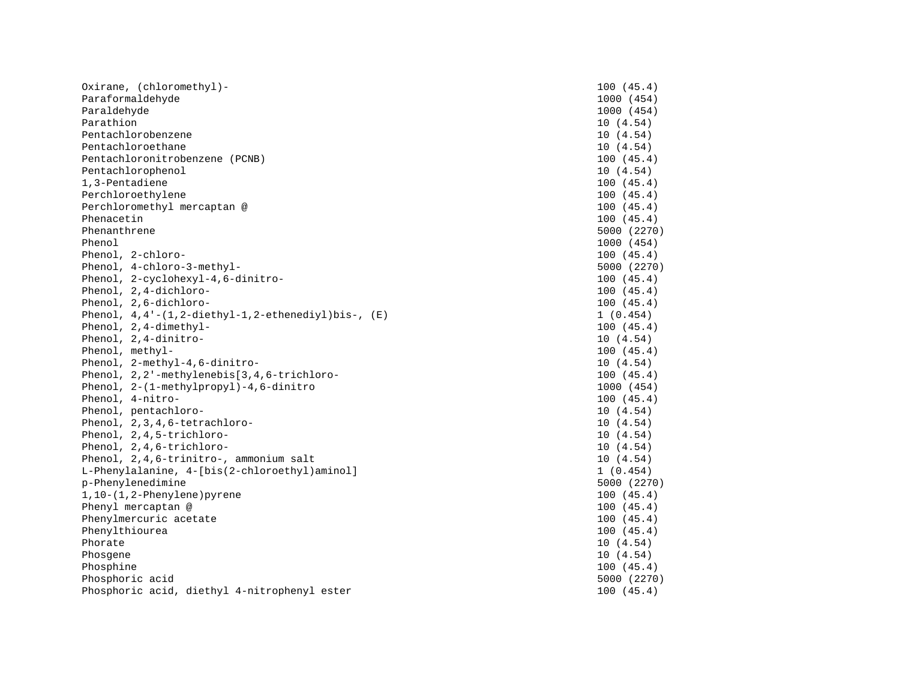| | |
|---|---|
| Oxirane, (chloromethyl)- | 100 (45.4) |
| Paraformaldehyde | 1000 (454) |
| Paraldehyde | 1000 (454) |
| Parathion | 10 (4.54) |
| Pentachlorobenzene | 10 (4.54) |
| Pentachloroethane | 10 (4.54) |
| Pentachloronitrobenzene (PCNB) | 100 (45.4) |
| Pentachlorophenol | 10 (4.54) |
| 1,3-Pentadiene | 100 (45.4) |
| Perchloroethylene | 100 (45.4) |
| Perchloromethyl mercaptan @ | 100 (45.4) |
| Phenacetin | 100 (45.4) |
| Phenanthrene | 5000 (2270) |
| Phenol | 1000 (454) |
| Phenol, 2-chloro- | 100 (45.4) |
| Phenol, 4-chloro-3-methyl- | 5000 (2270) |
| Phenol, 2-cyclohexyl-4,6-dinitro- | 100 (45.4) |
| Phenol, 2,4-dichloro- | 100 (45.4) |
| Phenol, 2,6-dichloro- | 100 (45.4) |
| Phenol, 4,4'-(1,2-diethyl-1,2-ethenediyl)bis-, (E) | 1 (0.454) |
| Phenol, 2,4-dimethyl- | 100 (45.4) |
| Phenol, 2,4-dinitro- | 10 (4.54) |
| Phenol, methyl- | 100 (45.4) |
| Phenol, 2-methyl-4,6-dinitro- | 10 (4.54) |
| Phenol, 2,2'-methylenebis[3,4,6-trichloro- | 100 (45.4) |
| Phenol, 2-(1-methylpropyl)-4,6-dinitro | 1000 (454) |
| Phenol, 4-nitro- | 100 (45.4) |
| Phenol, pentachloro- | 10 (4.54) |
| Phenol, 2,3,4,6-tetrachloro- | 10 (4.54) |
| Phenol, 2,4,5-trichloro- | 10 (4.54) |
| Phenol, 2,4,6-trichloro- | 10 (4.54) |
| Phenol, 2,4,6-trinitro-, ammonium salt | 10 (4.54) |
| L-Phenylalanine, 4-[bis(2-chloroethyl)aminol] | 1 (0.454) |
| p-Phenylenedimine | 5000 (2270) |
| 1,10-(1,2-Phenylene)pyrene | 100 (45.4) |
| Phenyl mercaptan @ | 100 (45.4) |
| Phenylmercuric acetate | 100 (45.4) |
| Phenylthiourea | 100 (45.4) |
| Phorate | 10 (4.54) |
| Phosgene | 10 (4.54) |
| Phosphine | 100 (45.4) |
| Phosphoric acid | 5000 (2270) |
| Phosphoric acid, diethyl 4-nitrophenyl ester | 100 (45.4) |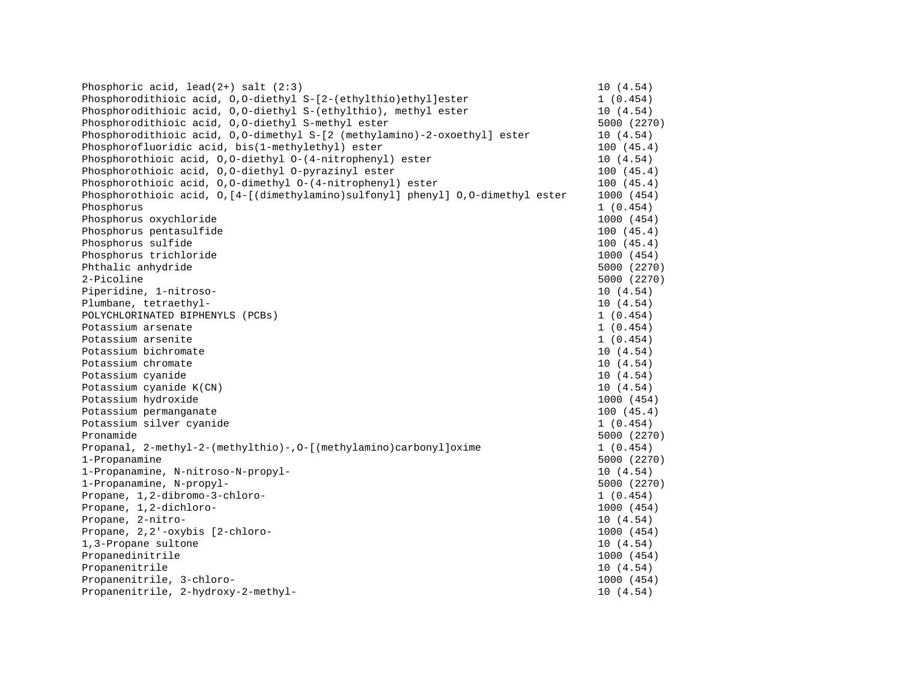| | |
|---|---|
| Phosphoric acid, lead(2+) salt (2:3) | 10 (4.54) |
| Phosphorodithioic acid, O,O-diethyl S-[2-(ethylthio)ethyl]ester | 1 (0.454) |
| Phosphorodithioic acid, O,O-diethyl S-(ethylthio), methyl ester | 10 (4.54) |
| Phosphorodithioic acid, O,O-diethyl S-methyl ester | 5000 (2270) |
| Phosphorodithioic acid, O,O-dimethyl S-[2 (methylamino)-2-oxoethyl] ester | 10 (4.54) |
| Phosphorofluoridic acid, bis(1-methylethyl) ester | 100 (45.4) |
| Phosphorothioic acid, O,O-diethyl O-(4-nitrophenyl) ester | 10 (4.54) |
| Phosphorothioic acid, O,O-diethyl O-pyrazinyl ester | 100 (45.4) |
| Phosphorothioic acid, O,O-dimethyl O-(4-nitrophenyl) ester | 100 (45.4) |
| Phosphorothioic acid, O,[4-[(dimethylamino)sulfonyl] phenyl] O,O-dimethyl ester | 1000 (454) |
| Phosphorus | 1 (0.454) |
| Phosphorus oxychloride | 1000 (454) |
| Phosphorus pentasulfide | 100 (45.4) |
| Phosphorus sulfide | 100 (45.4) |
| Phosphorus trichloride | 1000 (454) |
| Phthalic anhydride | 5000 (2270) |
| 2-Picoline | 5000 (2270) |
| Piperidine, 1-nitroso- | 10 (4.54) |
| Plumbane, tetraethyl- | 10 (4.54) |
| POLYCHLORINATED BIPHENYLS (PCBs) | 1 (0.454) |
| Potassium arsenate | 1 (0.454) |
| Potassium arsenite | 1 (0.454) |
| Potassium bichromate | 10 (4.54) |
| Potassium chromate | 10 (4.54) |
| Potassium cyanide | 10 (4.54) |
| Potassium cyanide K(CN) | 10 (4.54) |
| Potassium hydroxide | 1000 (454) |
| Potassium permanganate | 100 (45.4) |
| Potassium silver cyanide | 1 (0.454) |
| Pronamide | 5000 (2270) |
| Propanal, 2-methyl-2-(methylthio)-,O-[(methylamino)carbonyl]oxime | 1 (0.454) |
| 1-Propanamine | 5000 (2270) |
| 1-Propanamine, N-nitroso-N-propyl- | 10 (4.54) |
| 1-Propanamine, N-propyl- | 5000 (2270) |
| Propane, 1,2-dibromo-3-chloro- | 1 (0.454) |
| Propane, 1,2-dichloro- | 1000 (454) |
| Propane, 2-nitro- | 10 (4.54) |
| Propane, 2,2'-oxybis [2-chloro- | 1000 (454) |
| 1,3-Propane sultone | 10 (4.54) |
| Propanedinitrile | 1000 (454) |
| Propanenitrile | 10 (4.54) |
| Propanenitrile, 3-chloro- | 1000 (454) |
| Propanenitrile, 2-hydroxy-2-methyl- | 10 (4.54) |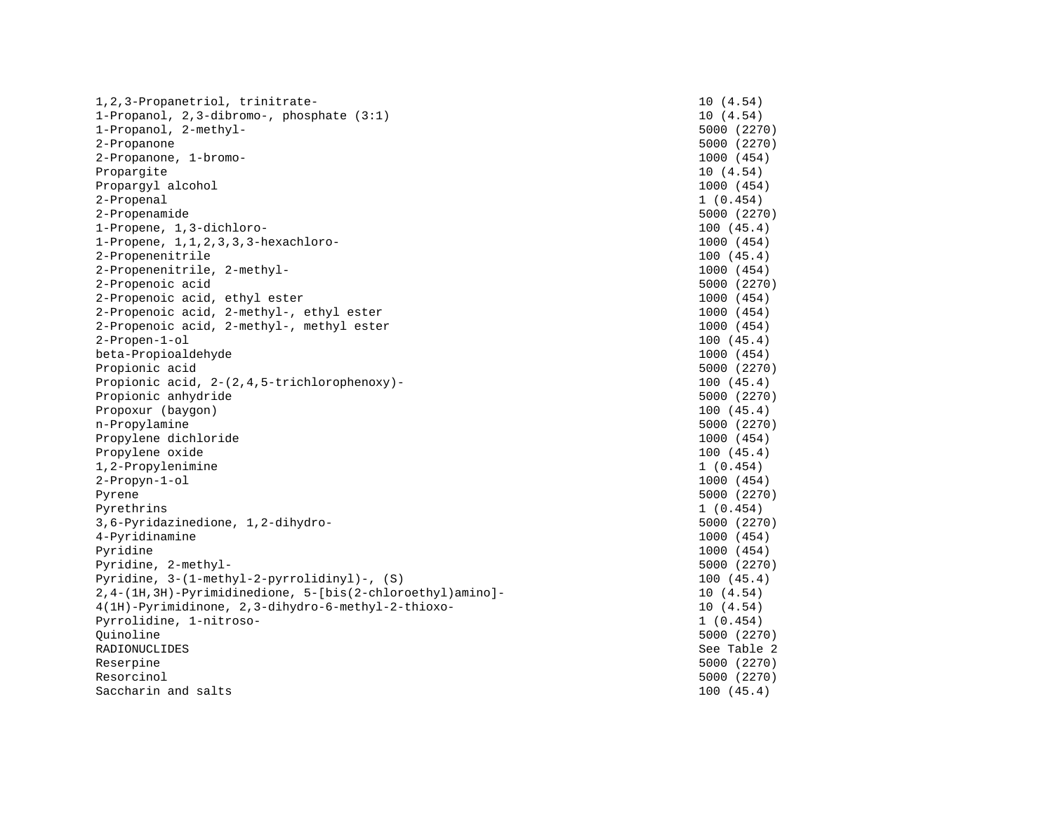| | |
|---|---|
| 1,2,3-Propanetriol, trinitrate- | 10 (4.54) |
| 1-Propanol, 2,3-dibromo-, phosphate (3:1) | 10 (4.54) |
| 1-Propanol, 2-methyl- | 5000 (2270) |
| 2-Propanone | 5000 (2270) |
| 2-Propanone, 1-bromo- | 1000 (454) |
| Propargite | 10 (4.54) |
| Propargyl alcohol | 1000 (454) |
| 2-Propenal | 1 (0.454) |
| 2-Propenamide | 5000 (2270) |
| 1-Propene, 1,3-dichloro- | 100 (45.4) |
| 1-Propene, 1,1,2,3,3,3-hexachloro- | 1000 (454) |
| 2-Propenenitrile | 100 (45.4) |
| 2-Propenenitrile, 2-methyl- | 1000 (454) |
| 2-Propenoic acid | 5000 (2270) |
| 2-Propenoic acid, ethyl ester | 1000 (454) |
| 2-Propenoic acid, 2-methyl-, ethyl ester | 1000 (454) |
| 2-Propenoic acid, 2-methyl-, methyl ester | 1000 (454) |
| 2-Propen-1-ol | 100 (45.4) |
| beta-Propioaldehyde | 1000 (454) |
| Propionic acid | 5000 (2270) |
| Propionic acid, 2-(2,4,5-trichlorophenoxy)- | 100 (45.4) |
| Propionic anhydride | 5000 (2270) |
| Propoxur (baygon) | 100 (45.4) |
| n-Propylamine | 5000 (2270) |
| Propylene dichloride | 1000 (454) |
| Propylene oxide | 100 (45.4) |
| 1,2-Propylenimine | 1 (0.454) |
| 2-Propyn-1-ol | 1000 (454) |
| Pyrene | 5000 (2270) |
| Pyrethrins | 1 (0.454) |
| 3,6-Pyridazinedione, 1,2-dihydro- | 5000 (2270) |
| 4-Pyridinamine | 1000 (454) |
| Pyridine | 1000 (454) |
| Pyridine, 2-methyl- | 5000 (2270) |
| Pyridine, 3-(1-methyl-2-pyrrolidinyl)-, (S) | 100 (45.4) |
| 2,4-(1H,3H)-Pyrimidinedione, 5-[bis(2-chloroethyl)amino]- | 10 (4.54) |
| 4(1H)-Pyrimidinone, 2,3-dihydro-6-methyl-2-thioxo- | 10 (4.54) |
| Pyrrolidine, 1-nitroso- | 1 (0.454) |
| Quinoline | 5000 (2270) |
| RADIONUCLIDES | See Table 2 |
| Reserpine | 5000 (2270) |
| Resorcinol | 5000 (2270) |
| Saccharin and salts | 100 (45.4) |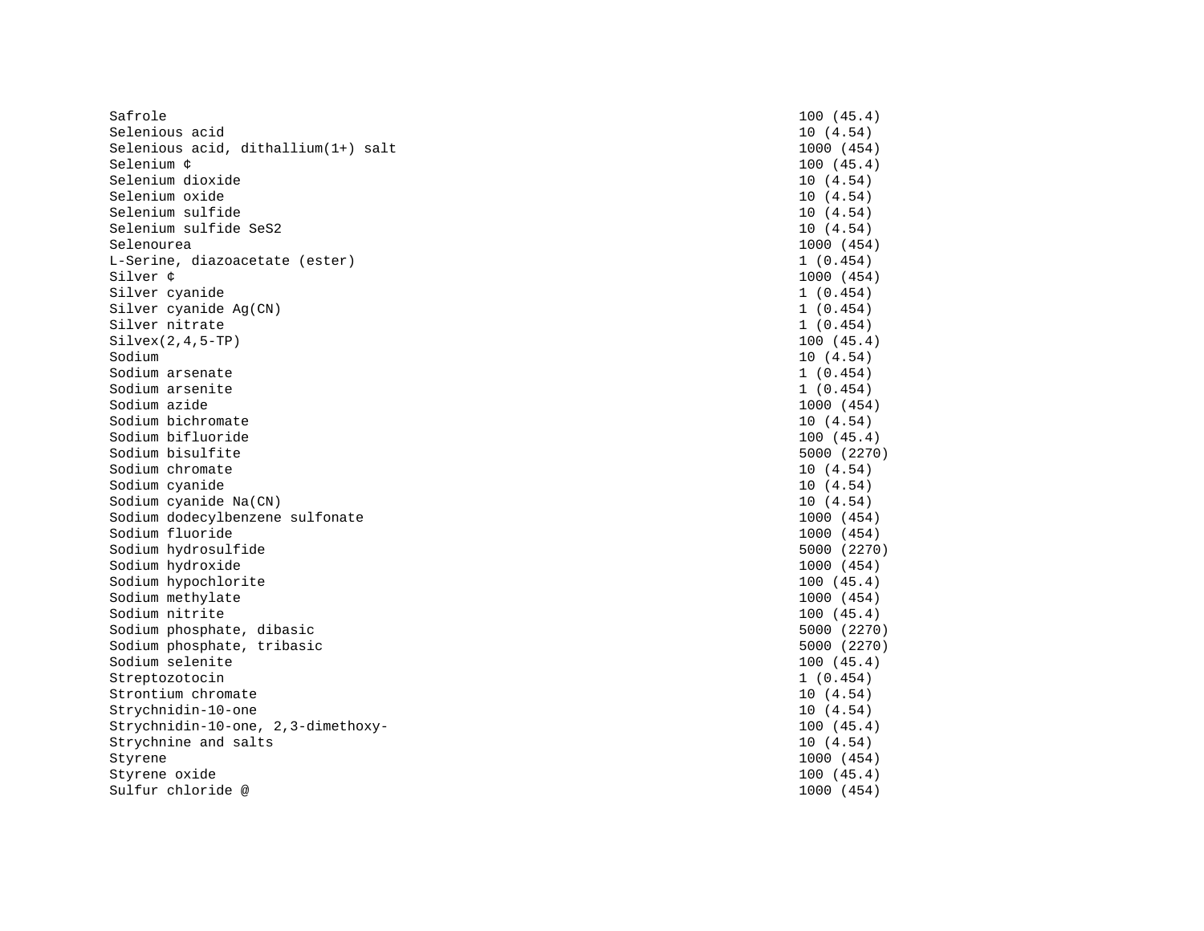| | |
|---|---|
| Safrole | 100 (45.4) |
| Selenious acid | 10 (4.54) |
| Selenious acid, dithallium(1+) salt | 1000 (454) |
| Selenium ¢ | 100 (45.4) |
| Selenium dioxide | 10 (4.54) |
| Selenium oxide | 10 (4.54) |
| Selenium sulfide | 10 (4.54) |
| Selenium sulfide SeS2 | 10 (4.54) |
| Selenourea | 1000 (454) |
| L-Serine, diazoacetate (ester) | 1 (0.454) |
| Silver ¢ | 1000 (454) |
| Silver cyanide | 1 (0.454) |
| Silver cyanide Ag(CN) | 1 (0.454) |
| Silver nitrate | 1 (0.454) |
| Silvex(2,4,5-TP) | 100 (45.4) |
| Sodium | 10 (4.54) |
| Sodium arsenate | 1 (0.454) |
| Sodium arsenite | 1 (0.454) |
| Sodium azide | 1000 (454) |
| Sodium bichromate | 10 (4.54) |
| Sodium bifluoride | 100 (45.4) |
| Sodium bisulfite | 5000 (2270) |
| Sodium chromate | 10 (4.54) |
| Sodium cyanide | 10 (4.54) |
| Sodium cyanide Na(CN) | 10 (4.54) |
| Sodium dodecylbenzene sulfonate | 1000 (454) |
| Sodium fluoride | 1000 (454) |
| Sodium hydrosulfide | 5000 (2270) |
| Sodium hydroxide | 1000 (454) |
| Sodium hypochlorite | 100 (45.4) |
| Sodium methylate | 1000 (454) |
| Sodium nitrite | 100 (45.4) |
| Sodium phosphate, dibasic | 5000 (2270) |
| Sodium phosphate, tribasic | 5000 (2270) |
| Sodium selenite | 100 (45.4) |
| Streptozotocin | 1 (0.454) |
| Strontium chromate | 10 (4.54) |
| Strychnidin-10-one | 10 (4.54) |
| Strychnidin-10-one, 2,3-dimethoxy- | 100 (45.4) |
| Strychnine and salts | 10 (4.54) |
| Styrene | 1000 (454) |
| Styrene oxide | 100 (45.4) |
| Sulfur chloride @ | 1000 (454) |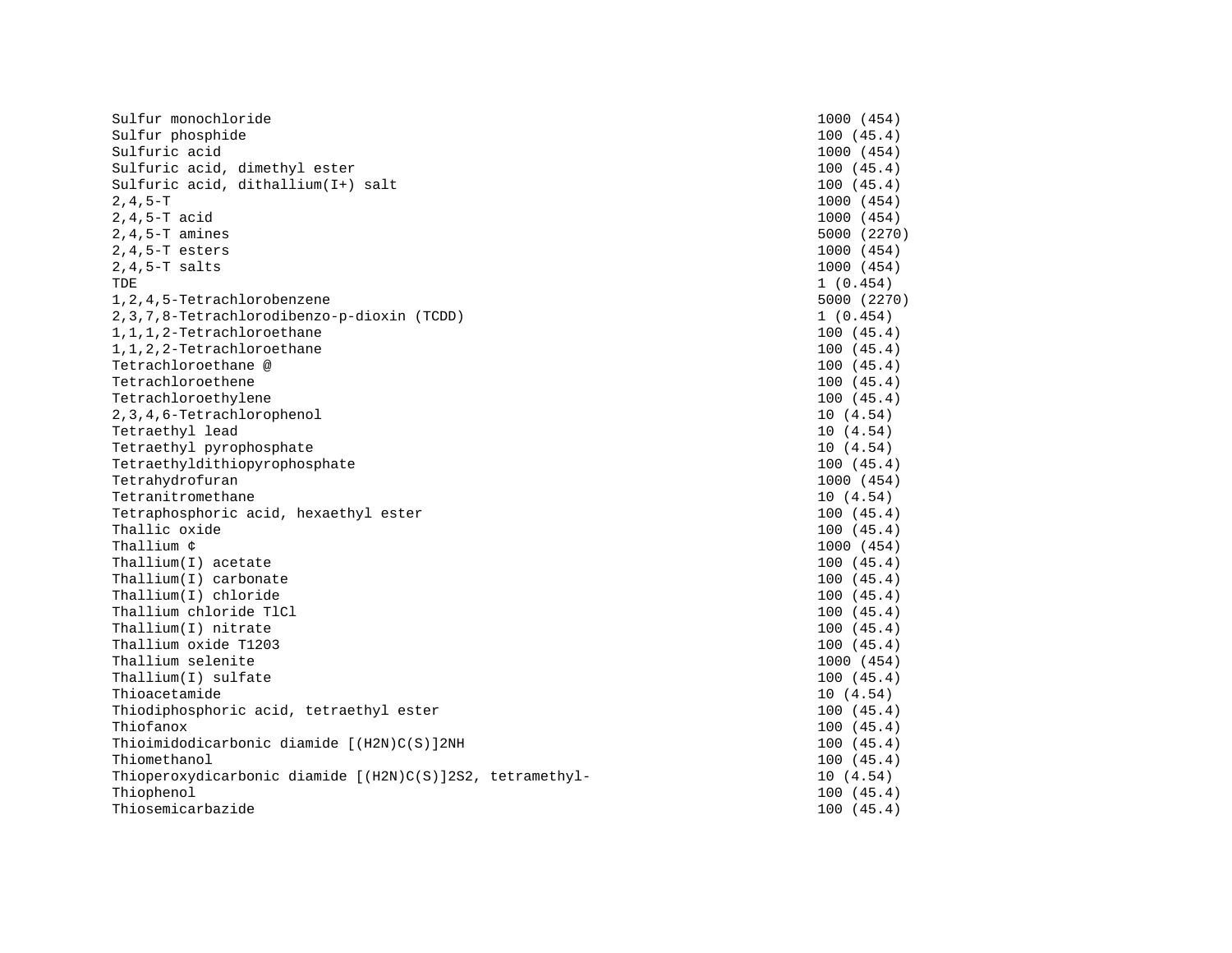| | |
|---|---|
| Sulfur monochloride | 1000 (454) |
| Sulfur phosphide | 100 (45.4) |
| Sulfuric acid | 1000 (454) |
| Sulfuric acid, dimethyl ester | 100 (45.4) |
| Sulfuric acid, dithallium(I+) salt | 100 (45.4) |
| 2,4,5-T | 1000 (454) |
| 2,4,5-T acid | 1000 (454) |
| 2,4,5-T amines | 5000 (2270) |
| 2,4,5-T esters | 1000 (454) |
| 2,4,5-T salts | 1000 (454) |
| TDE | 1 (0.454) |
| 1,2,4,5-Tetrachlorobenzene | 5000 (2270) |
| 2,3,7,8-Tetrachlorodibenzo-p-dioxin (TCDD) | 1 (0.454) |
| 1,1,1,2-Tetrachloroethane | 100 (45.4) |
| 1,1,2,2-Tetrachloroethane | 100 (45.4) |
| Tetrachloroethane @ | 100 (45.4) |
| Tetrachloroethene | 100 (45.4) |
| Tetrachloroethylene | 100 (45.4) |
| 2,3,4,6-Tetrachlorophenol | 10 (4.54) |
| Tetraethyl lead | 10 (4.54) |
| Tetraethyl pyrophosphate | 10 (4.54) |
| Tetraethyldithiopyrophosphate | 100 (45.4) |
| Tetrahydrofuran | 1000 (454) |
| Tetranitromethane | 10 (4.54) |
| Tetraphosphoric acid, hexaethyl ester | 100 (45.4) |
| Thallic oxide | 100 (45.4) |
| Thallium ¢ | 1000 (454) |
| Thallium(I) acetate | 100 (45.4) |
| Thallium(I) carbonate | 100 (45.4) |
| Thallium(I) chloride | 100 (45.4) |
| Thallium chloride TlCl | 100 (45.4) |
| Thallium(I) nitrate | 100 (45.4) |
| Thallium oxide T1203 | 100 (45.4) |
| Thallium selenite | 1000 (454) |
| Thallium(I) sulfate | 100 (45.4) |
| Thioacetamide | 10 (4.54) |
| Thiodiphosphoric acid, tetraethyl ester | 100 (45.4) |
| Thiofanox | 100 (45.4) |
| Thioimidodicarbonic diamide [(H2N)C(S)]2NH | 100 (45.4) |
| Thiomethanol | 100 (45.4) |
| Thioperoxydicarbonic diamide [(H2N)C(S)]2S2, tetramethyl- | 10 (4.54) |
| Thiophenol | 100 (45.4) |
| Thiosemicarbazide | 100 (45.4) |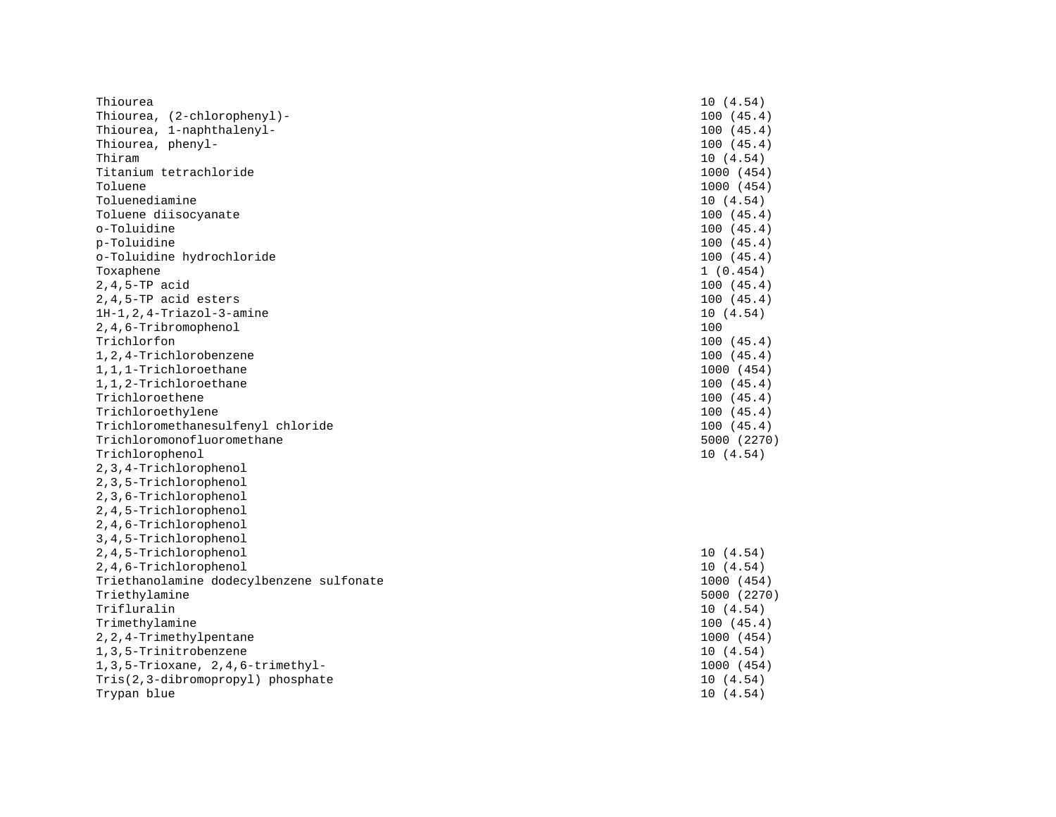| | |
|---|---|
| Thiourea | 10 (4.54) |
| Thiourea, (2-chlorophenyl)- | 100 (45.4) |
| Thiourea, 1-naphthalenyl- | 100 (45.4) |
| Thiourea, phenyl- | 100 (45.4) |
| Thiram | 10 (4.54) |
| Titanium tetrachloride | 1000 (454) |
| Toluene | 1000 (454) |
| Toluenediamine | 10 (4.54) |
| Toluene diisocyanate | 100 (45.4) |
| o-Toluidine | 100 (45.4) |
| p-Toluidine | 100 (45.4) |
| o-Toluidine hydrochloride | 100 (45.4) |
| Toxaphene | 1 (0.454) |
| 2,4,5-TP acid | 100 (45.4) |
| 2,4,5-TP acid esters | 100 (45.4) |
| 1H-1,2,4-Triazol-3-amine | 10 (4.54) |
| 2,4,6-Tribromophenol | 100 |
| Trichlorfon | 100 (45.4) |
| 1,2,4-Trichlorobenzene | 100 (45.4) |
| 1,1,1-Trichloroethane | 1000 (454) |
| 1,1,2-Trichloroethane | 100 (45.4) |
| Trichloroethene | 100 (45.4) |
| Trichloroethylene | 100 (45.4) |
| Trichloromethanesulfenyl chloride | 100 (45.4) |
| Trichloromonofluoromethane | 5000 (2270) |
| Trichlorophenol | 10 (4.54) |
| 2,3,4-Trichlorophenol | |
| 2,3,5-Trichlorophenol | |
| 2,3,6-Trichlorophenol | |
| 2,4,5-Trichlorophenol | |
| 2,4,6-Trichlorophenol | |
| 3,4,5-Trichlorophenol | |
| 2,4,5-Trichlorophenol | 10 (4.54) |
| 2,4,6-Trichlorophenol | 10 (4.54) |
| Triethanolamine dodecylbenzene sulfonate | 1000 (454) |
| Triethylamine | 5000 (2270) |
| Trifluralin | 10 (4.54) |
| Trimethylamine | 100 (45.4) |
| 2,2,4-Trimethylpentane | 1000 (454) |
| 1,3,5-Trinitrobenzene | 10 (4.54) |
| 1,3,5-Trioxane, 2,4,6-trimethyl- | 1000 (454) |
| Tris(2,3-dibromopropyl) phosphate | 10 (4.54) |
| Trypan blue | 10 (4.54) |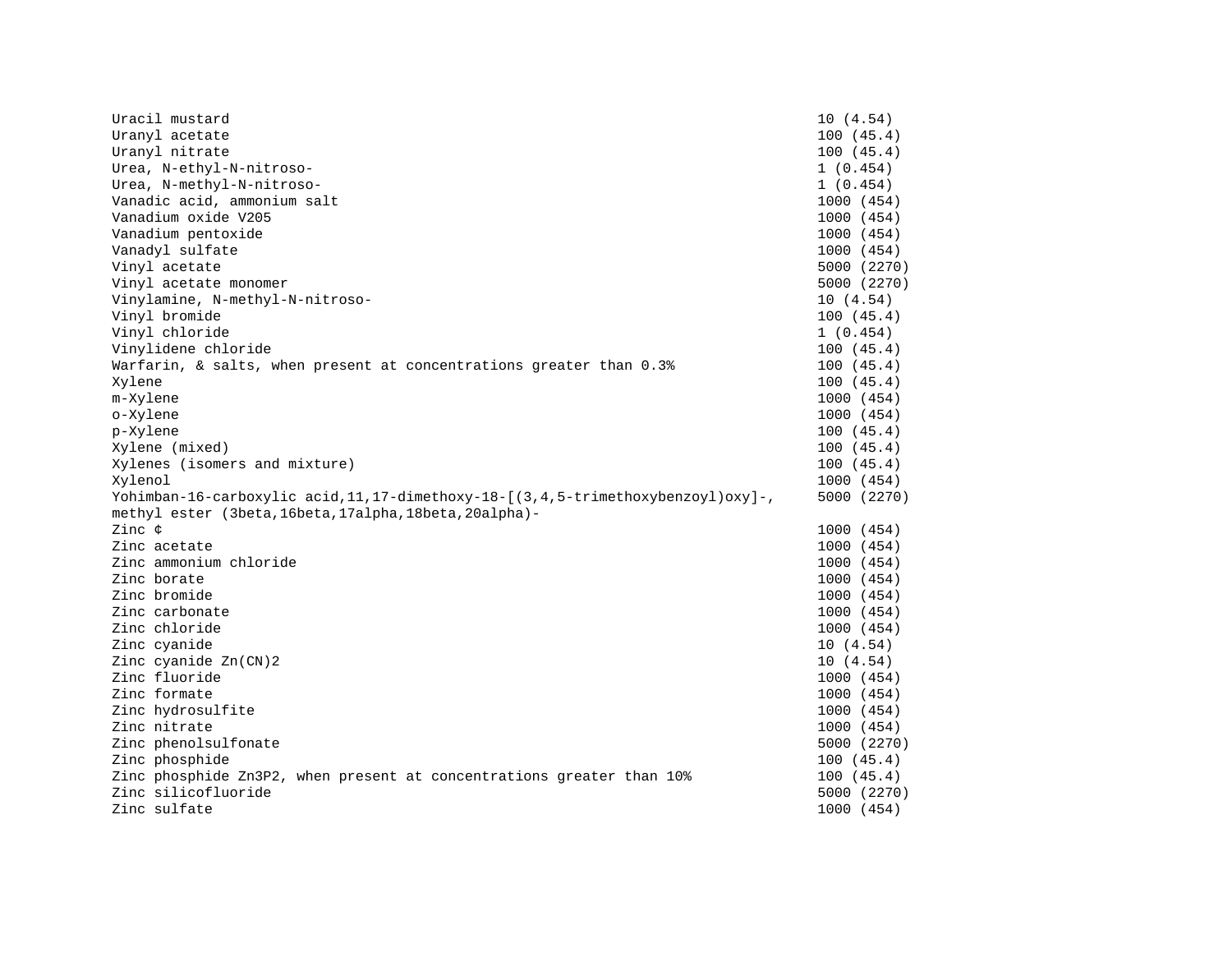| | |
|---|---|
| Uracil mustard | 10 (4.54) |
| Uranyl acetate | 100 (45.4) |
| Uranyl nitrate | 100 (45.4) |
| Urea, N-ethyl-N-nitroso- | 1 (0.454) |
| Urea, N-methyl-N-nitroso- | 1 (0.454) |
| Vanadic acid, ammonium salt | 1000 (454) |
| Vanadium oxide V205 | 1000 (454) |
| Vanadium pentoxide | 1000 (454) |
| Vanadyl sulfate | 1000 (454) |
| Vinyl acetate | 5000 (2270) |
| Vinyl acetate monomer | 5000 (2270) |
| Vinylamine, N-methyl-N-nitroso- | 10 (4.54) |
| Vinyl bromide | 100 (45.4) |
| Vinyl chloride | 1 (0.454) |
| Vinylidene chloride | 100 (45.4) |
| Warfarin, & salts, when present at concentrations greater than 0.3% | 100 (45.4) |
| Xylene | 100 (45.4) |
| m-Xylene | 1000 (454) |
| o-Xylene | 1000 (454) |
| p-Xylene | 100 (45.4) |
| Xylene (mixed) | 100 (45.4) |
| Xylenes (isomers and mixture) | 100 (45.4) |
| Xylenol | 1000 (454) |
| Yohimban-16-carboxylic acid,11,17-dimethoxy-18-[(3,4,5-trimethoxybenzoyl)oxy]-, methyl ester (3beta,16beta,17alpha,18beta,20alpha)- | 5000 (2270) |
| Zinc ¢ | 1000 (454) |
| Zinc acetate | 1000 (454) |
| Zinc ammonium chloride | 1000 (454) |
| Zinc borate | 1000 (454) |
| Zinc bromide | 1000 (454) |
| Zinc carbonate | 1000 (454) |
| Zinc chloride | 1000 (454) |
| Zinc cyanide | 10 (4.54) |
| Zinc cyanide Zn(CN)2 | 10 (4.54) |
| Zinc fluoride | 1000 (454) |
| Zinc formate | 1000 (454) |
| Zinc hydrosulfite | 1000 (454) |
| Zinc nitrate | 1000 (454) |
| Zinc phenolsulfonate | 5000 (2270) |
| Zinc phosphide | 100 (45.4) |
| Zinc phosphide Zn3P2, when present at concentrations greater than 10% | 100 (45.4) |
| Zinc silicofluoride | 5000 (2270) |
| Zinc sulfate | 1000 (454) |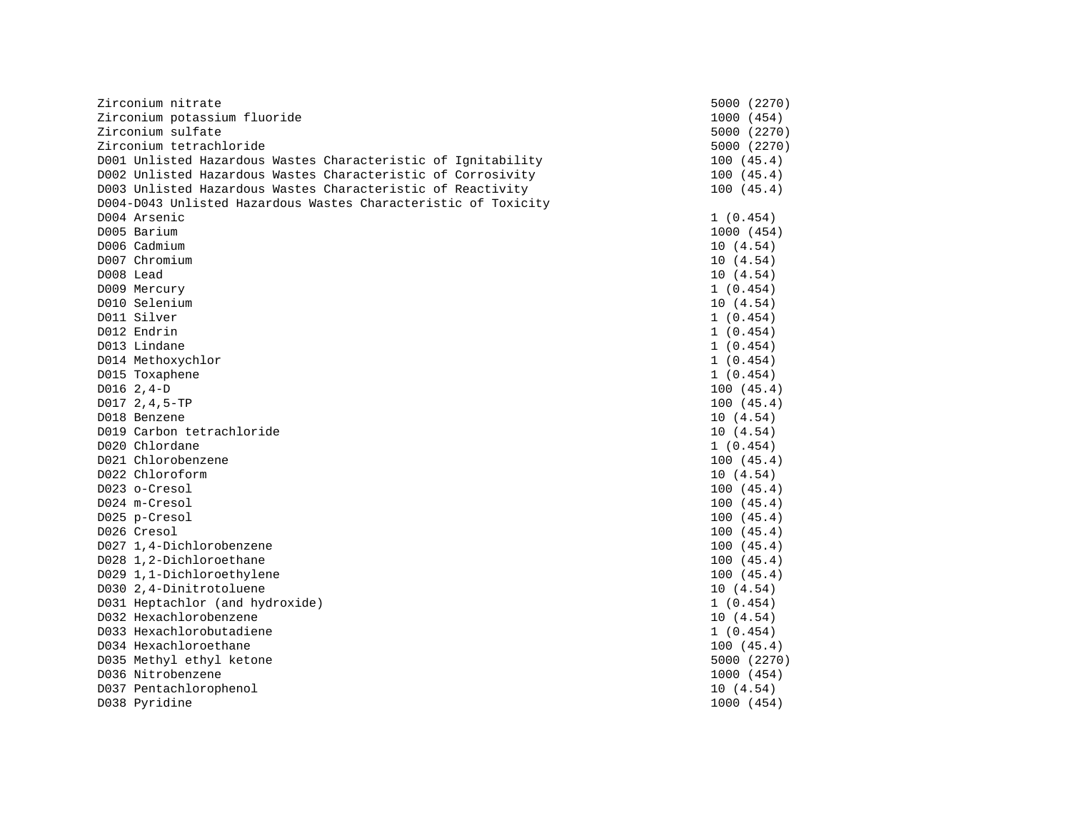| | |
|---|---|
| Zirconium nitrate | 5000 (2270) |
| Zirconium potassium fluoride | 1000 (454) |
| Zirconium sulfate | 5000 (2270) |
| Zirconium tetrachloride | 5000 (2270) |
| D001 Unlisted Hazardous Wastes Characteristic of Ignitability | 100 (45.4) |
| D002 Unlisted Hazardous Wastes Characteristic of Corrosivity | 100 (45.4) |
| D003 Unlisted Hazardous Wastes Characteristic of Reactivity | 100 (45.4) |
| D004-D043 Unlisted Hazardous Wastes Characteristic of Toxicity | |
| D004 Arsenic | 1 (0.454) |
| D005 Barium | 1000 (454) |
| D006 Cadmium | 10 (4.54) |
| D007 Chromium | 10 (4.54) |
| D008 Lead | 10 (4.54) |
| D009 Mercury | 1 (0.454) |
| D010 Selenium | 10 (4.54) |
| D011 Silver | 1 (0.454) |
| D012 Endrin | 1 (0.454) |
| D013 Lindane | 1 (0.454) |
| D014 Methoxychlor | 1 (0.454) |
| D015 Toxaphene | 1 (0.454) |
| D016 2,4-D | 100 (45.4) |
| D017 2,4,5-TP | 100 (45.4) |
| D018 Benzene | 10 (4.54) |
| D019 Carbon tetrachloride | 10 (4.54) |
| D020 Chlordane | 1 (0.454) |
| D021 Chlorobenzene | 100 (45.4) |
| D022 Chloroform | 10 (4.54) |
| D023 o-Cresol | 100 (45.4) |
| D024 m-Cresol | 100 (45.4) |
| D025 p-Cresol | 100 (45.4) |
| D026 Cresol | 100 (45.4) |
| D027 1,4-Dichlorobenzene | 100 (45.4) |
| D028 1,2-Dichloroethane | 100 (45.4) |
| D029 1,1-Dichloroethylene | 100 (45.4) |
| D030 2,4-Dinitrotoluene | 10 (4.54) |
| D031 Heptachlor (and hydroxide) | 1 (0.454) |
| D032 Hexachlorobenzene | 10 (4.54) |
| D033 Hexachlorobutadiene | 1 (0.454) |
| D034 Hexachloroethane | 100 (45.4) |
| D035 Methyl ethyl ketone | 5000 (2270) |
| D036 Nitrobenzene | 1000 (454) |
| D037 Pentachlorophenol | 10 (4.54) |
| D038 Pyridine | 1000 (454) |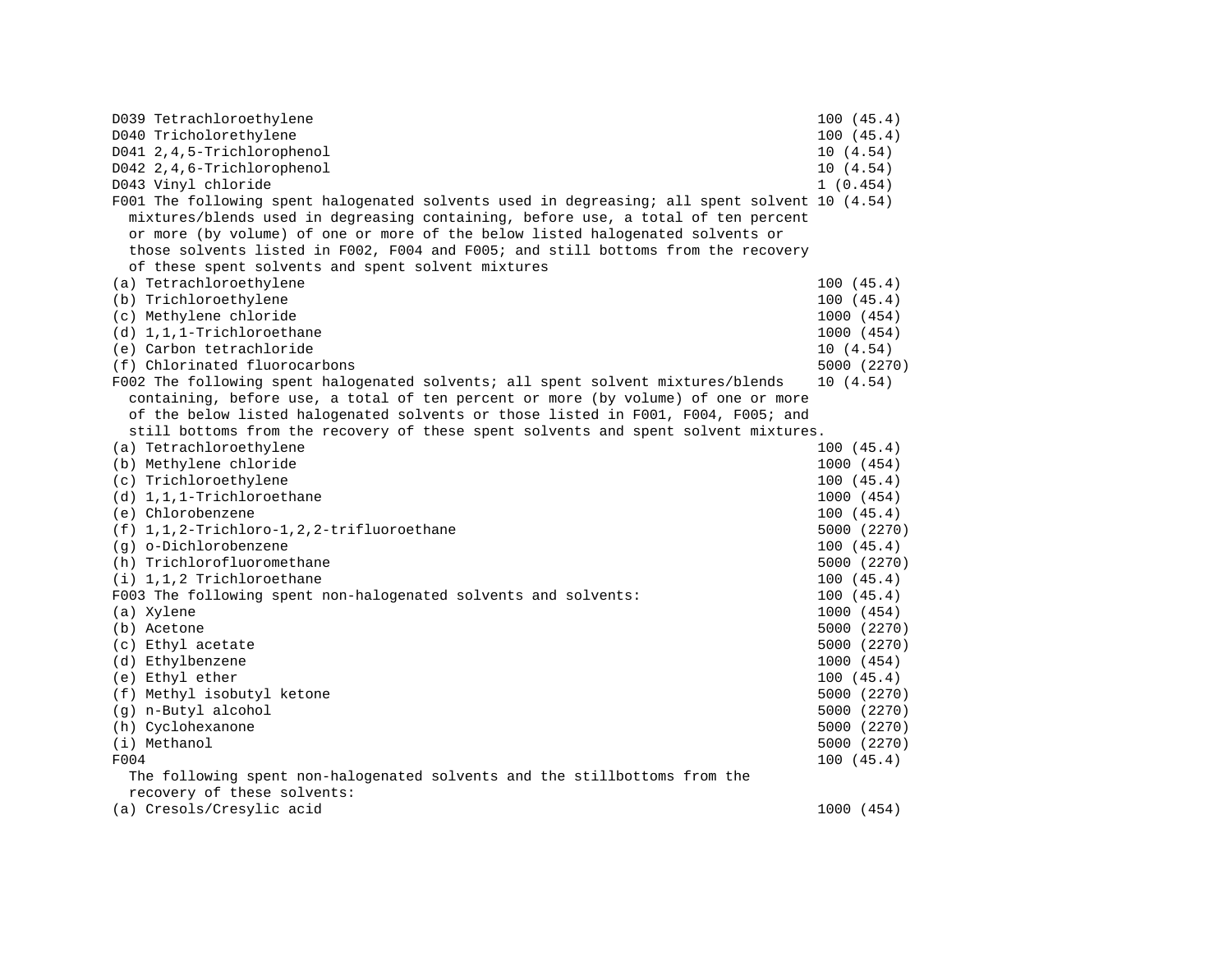| | |
|---|---|
| D039 Tetrachloroethylene | 100 (45.4) |
| D040 Tricholorethylene | 100 (45.4) |
| D041 2,4,5-Trichlorophenol | 10 (4.54) |
| D042 2,4,6-Trichlorophenol | 10 (4.54) |
| D043 Vinyl chloride | 1 (0.454) |
| F001 The following spent halogenated solvents used in degreasing; all spent solvent mixtures/blends used in degreasing containing, before use, a total of ten percent or more (by volume) of one or more of the below listed halogenated solvents or those solvents listed in F002, F004 and F005; and still bottoms from the recovery of these spent solvents and spent solvent mixtures | 10 (4.54) |
| (a) Tetrachloroethylene | 100 (45.4) |
| (b) Trichloroethylene | 100 (45.4) |
| (c) Methylene chloride | 1000 (454) |
| (d) 1,1,1-Trichloroethane | 1000 (454) |
| (e) Carbon tetrachloride | 10 (4.54) |
| (f) Chlorinated fluorocarbons | 5000 (2270) |
| F002 The following spent halogenated solvents; all spent solvent mixtures/blends containing, before use, a total of ten percent or more (by volume) of one or more of the below listed halogenated solvents or those listed in F001, F004, F005; and still bottoms from the recovery of these spent solvents and spent solvent mixtures. | 10 (4.54) |
| (a) Tetrachloroethylene | 100 (45.4) |
| (b) Methylene chloride | 1000 (454) |
| (c) Trichloroethylene | 100 (45.4) |
| (d) 1,1,1-Trichloroethane | 1000 (454) |
| (e) Chlorobenzene | 100 (45.4) |
| (f) 1,1,2-Trichloro-1,2,2-trifluoroethane | 5000 (2270) |
| (g) o-Dichlorobenzene | 100 (45.4) |
| (h) Trichlorofluoromethane | 5000 (2270) |
| (i) 1,1,2 Trichloroethane | 100 (45.4) |
| F003 The following spent non-halogenated solvents and solvents: | 100 (45.4) |
| (a) Xylene | 1000 (454) |
| (b) Acetone | 5000 (2270) |
| (c) Ethyl acetate | 5000 (2270) |
| (d) Ethylbenzene | 1000 (454) |
| (e) Ethyl ether | 100 (45.4) |
| (f) Methyl isobutyl ketone | 5000 (2270) |
| (g) n-Butyl alcohol | 5000 (2270) |
| (h) Cyclohexanone | 5000 (2270) |
| (i) Methanol | 5000 (2270) |
| F004 The following spent non-halogenated solvents and the stillbottoms from the recovery of these solvents: | 100 (45.4) |
| (a) Cresols/Cresylic acid | 1000 (454) |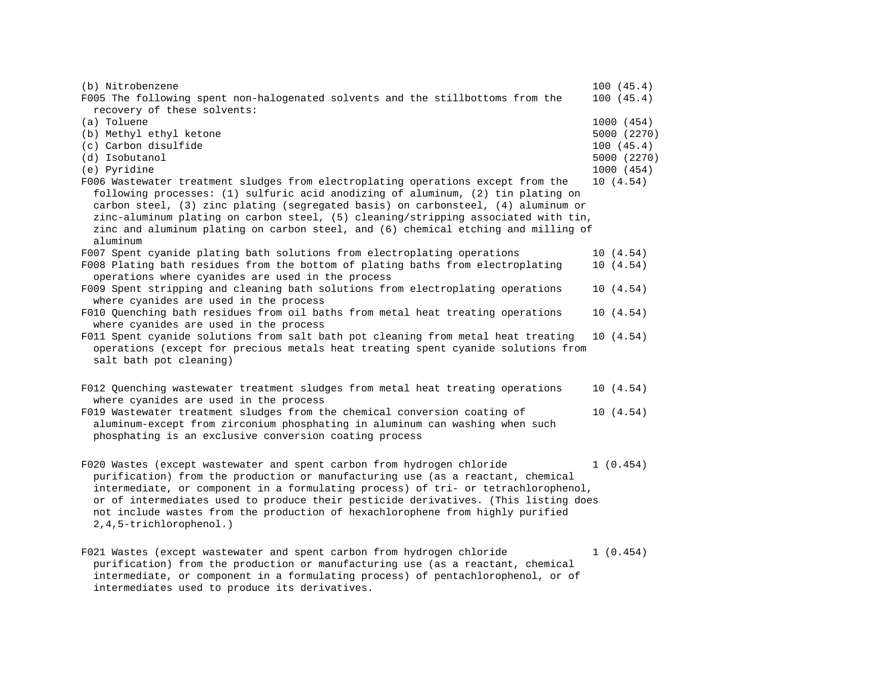| | |
|---|---|
| (b) Nitrobenzene | 100 (45.4) |
| F005 The following spent non-halogenated solvents and the stillbottoms from the recovery of these solvents: | 100 (45.4) |
| (a) Toluene | 1000 (454) |
| (b) Methyl ethyl ketone | 5000 (2270) |
| (c) Carbon disulfide | 100 (45.4) |
| (d) Isobutanol | 5000 (2270) |
| (e) Pyridine | 1000 (454) |
| F006 Wastewater treatment sludges from electroplating operations except from the following processes: (1) sulfuric acid anodizing of aluminum, (2) tin plating on carbon steel, (3) zinc plating (segregated basis) on carbonsteel, (4) aluminum or zinc-aluminum plating on carbon steel, (5) cleaning/stripping associated with tin, zinc and aluminum plating on carbon steel, and (6) chemical etching and milling of aluminum | 10 (4.54) |
| F007 Spent cyanide plating bath solutions from electroplating operations | 10 (4.54) |
| F008 Plating bath residues from the bottom of plating baths from electroplating operations where cyanides are used in the process | 10 (4.54) |
| F009 Spent stripping and cleaning bath solutions from electroplating operations where cyanides are used in the process | 10 (4.54) |
| F010 Quenching bath residues from oil baths from metal heat treating operations where cyanides are used in the process | 10 (4.54) |
| F011 Spent cyanide solutions from salt bath pot cleaning from metal heat treating operations (except for precious metals heat treating spent cyanide solutions from salt bath pot cleaning) | 10 (4.54) |
| F012 Quenching wastewater treatment sludges from metal heat treating operations where cyanides are used in the process | 10 (4.54) |
| F019 Wastewater treatment sludges from the chemical conversion coating of aluminum-except from zirconium phosphating in aluminum can washing when such phosphating is an exclusive conversion coating process | 10 (4.54) |
| F020 Wastes (except wastewater and spent carbon from hydrogen chloride purification) from the production or manufacturing use (as a reactant, chemical intermediate, or component in a formulating process) of tri- or tetrachlorophenol, or of intermediates used to produce their pesticide derivatives. (This listing does not include wastes from the production of hexachlorophene from highly purified 2,4,5-trichlorophenol.) | 1 (0.454) |
| F021 Wastes (except wastewater and spent carbon from hydrogen chloride purification) from the production or manufacturing use (as a reactant, chemical intermediate, or component in a formulating process) of pentachlorophenol, or of intermediates used to produce its derivatives. | 1 (0.454) |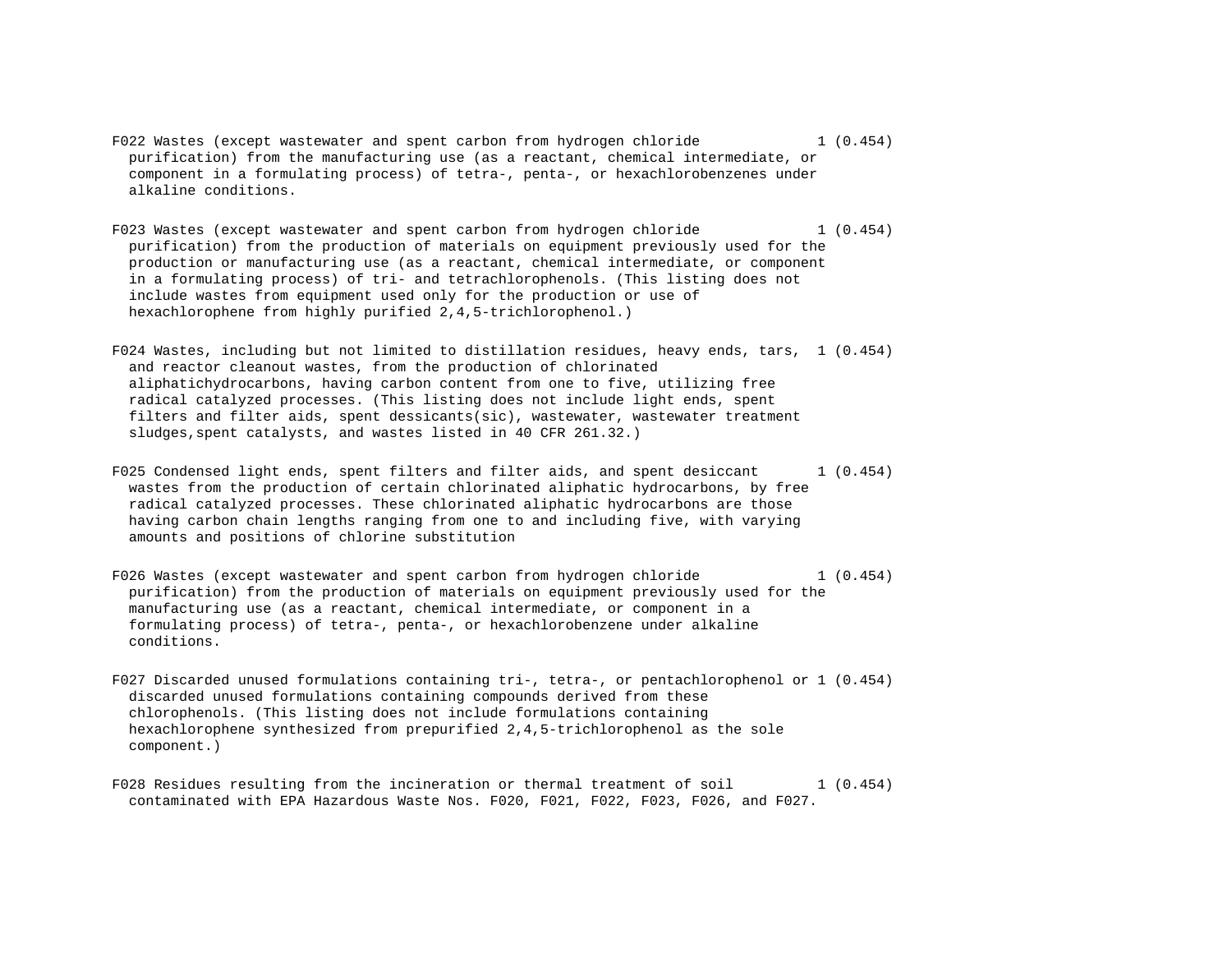| | |
|---|---|
| F022 Wastes (except wastewater and spent carbon from hydrogen chloride purification) from the manufacturing use (as a reactant, chemical intermediate, or component in a formulating process) of tetra-, penta-, or hexachlorobenzenes under alkaline conditions. | 1 (0.454) |
| F023 Wastes (except wastewater and spent carbon from hydrogen chloride purification) from the production of materials on equipment previously used for the production or manufacturing use (as a reactant, chemical intermediate, or component in a formulating process) of tri- and tetrachlorophenols. (This listing does not include wastes from equipment used only for the production or use of hexachlorophene from highly purified 2,4,5-trichlorophenol.) | 1 (0.454) |
| F024 Wastes, including but not limited to distillation residues, heavy ends, tars, and reactor cleanout wastes, from the production of chlorinated aliphatichydrocarbons, having carbon content from one to five, utilizing free radical catalyzed processes. (This listing does not include light ends, spent filters and filter aids, spent dessicants(sic), wastewater, wastewater treatment sludges,spent catalysts, and wastes listed in 40 CFR 261.32.) | 1 (0.454) |
| F025 Condensed light ends, spent filters and filter aids, and spent desiccant wastes from the production of certain chlorinated aliphatic hydrocarbons, by free radical catalyzed processes. These chlorinated aliphatic hydrocarbons are those having carbon chain lengths ranging from one to and including five, with varying amounts and positions of chlorine substitution | 1 (0.454) |
| F026 Wastes (except wastewater and spent carbon from hydrogen chloride purification) from the production of materials on equipment previously used for the manufacturing use (as a reactant, chemical intermediate, or component in a formulating process) of tetra-, penta-, or hexachlorobenzene under alkaline conditions. | 1 (0.454) |
| F027 Discarded unused formulations containing tri-, tetra-, or pentachlorophenol or discarded unused formulations containing compounds derived from these chlorophenols. (This listing does not include formulations containing hexachlorophene synthesized from prepurified 2,4,5-trichlorophenol as the sole component.) | 1 (0.454) |
| F028 Residues resulting from the incineration or thermal treatment of soil contaminated with EPA Hazardous Waste Nos. F020, F021, F022, F023, F026, and F027. | 1 (0.454) |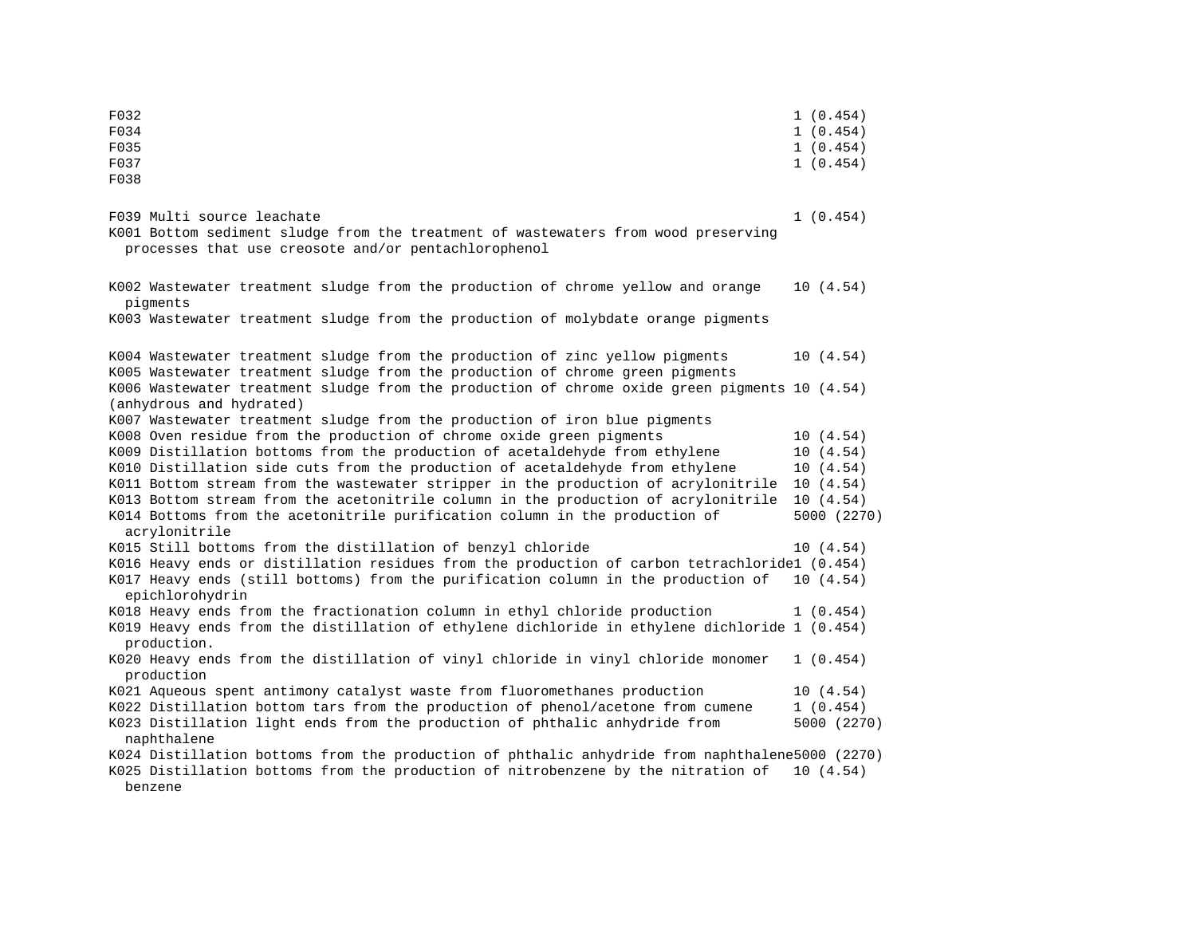| | |
|---|---|
| F032 | 1 (0.454) |
| F034 | 1 (0.454) |
| F035 | 1 (0.454) |
| F037 | 1 (0.454) |
| F038 | |
| F039 Multi source leachate | 1 (0.454) |
| K001 Bottom sediment sludge from the treatment of wastewaters from wood preserving processes that use creosote and/or pentachlorophenol | |
| K002 Wastewater treatment sludge from the production of chrome yellow and orange pigments | 10 (4.54) |
| K003 Wastewater treatment sludge from the production of molybdate orange pigments | |
| K004 Wastewater treatment sludge from the production of zinc yellow pigments | 10 (4.54) |
| K005 Wastewater treatment sludge from the production of chrome green pigments | |
| K006 Wastewater treatment sludge from the production of chrome oxide green pigments (anhydrous and hydrated) | 10 (4.54) |
| K007 Wastewater treatment sludge from the production of iron blue pigments | |
| K008 Oven residue from the production of chrome oxide green pigments | 10 (4.54) |
| K009 Distillation bottoms from the production of acetaldehyde from ethylene | 10 (4.54) |
| K010 Distillation side cuts from the production of acetaldehyde from ethylene | 10 (4.54) |
| K011 Bottom stream from the wastewater stripper in the production of acrylonitrile | 10 (4.54) |
| K013 Bottom stream from the acetonitrile column in the production of acrylonitrile | 10 (4.54) |
| K014 Bottoms from the acetonitrile purification column in the production of acrylonitrile | 5000 (2270) |
| K015 Still bottoms from the distillation of benzyl chloride | 10 (4.54) |
| K016 Heavy ends or distillation residues from the production of carbon tetrachloride | 1 (0.454) |
| K017 Heavy ends (still bottoms) from the purification column in the production of epichlorohydrin | 10 (4.54) |
| K018 Heavy ends from the fractionation column in ethyl chloride production | 1 (0.454) |
| K019 Heavy ends from the distillation of ethylene dichloride in ethylene dichloride production. | 1 (0.454) |
| K020 Heavy ends from the distillation of vinyl chloride in vinyl chloride monomer production | 1 (0.454) |
| K021 Aqueous spent antimony catalyst waste from fluoromethanes production | 10 (4.54) |
| K022 Distillation bottom tars from the production of phenol/acetone from cumene | 1 (0.454) |
| K023 Distillation light ends from the production of phthalic anhydride from naphthalene | 5000 (2270) |
| K024 Distillation bottoms from the production of phthalic anhydride from naphthalene | 5000 (2270) |
| K025 Distillation bottoms from the production of nitrobenzene by the nitration of benzene | 10 (4.54) |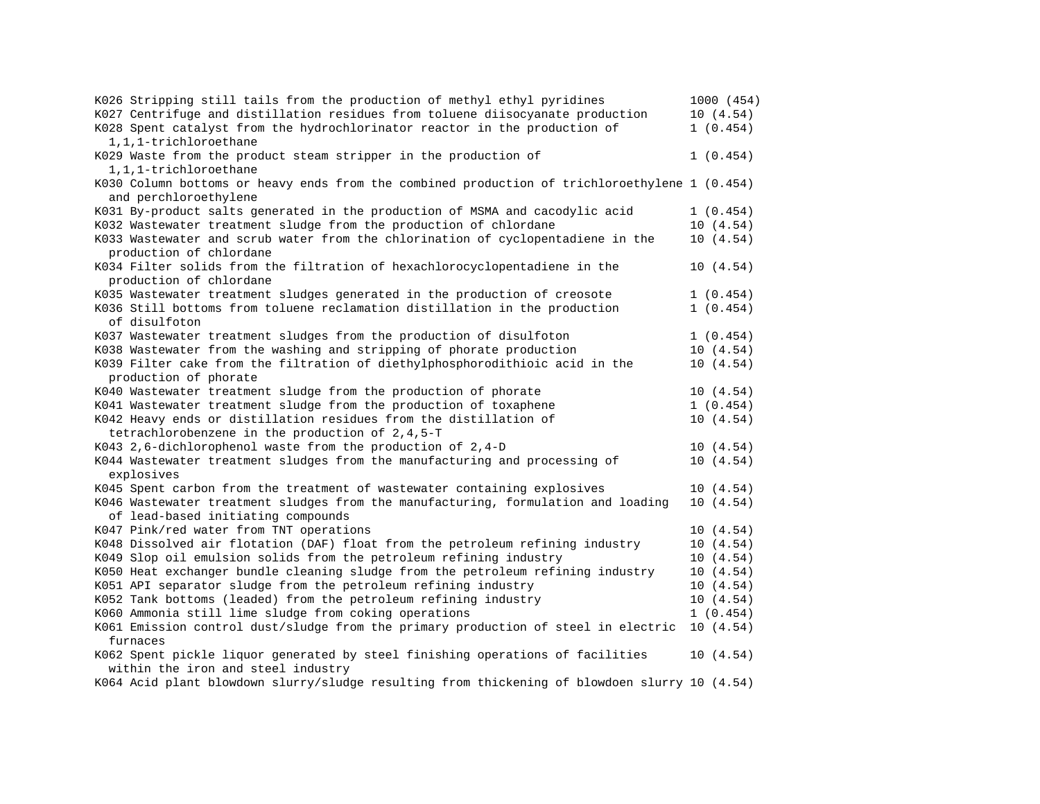| | | |
|---|---|---|
| K026 | Stripping still tails from the production of methyl ethyl pyridines | 1000 (454) |
| K027 | Centrifuge and distillation residues from toluene diisocyanate production | 10 (4.54) |
| K028 | Spent catalyst from the hydrochlorinator reactor in the production of 1,1,1-trichloroethane | 1 (0.454) |
| K029 | Waste from the product steam stripper in the production of 1,1,1-trichloroethane | 1 (0.454) |
| K030 | Column bottoms or heavy ends from the combined production of trichloroethylene and perchloroethylene | 1 (0.454) |
| K031 | By-product salts generated in the production of MSMA and cacodylic acid | 1 (0.454) |
| K032 | Wastewater treatment sludge from the production of chlordane | 10 (4.54) |
| K033 | Wastewater and scrub water from the chlorination of cyclopentadiene in the production of chlordane | 10 (4.54) |
| K034 | Filter solids from the filtration of hexachlorocyclopentadiene in the production of chlordane | 10 (4.54) |
| K035 | Wastewater treatment sludges generated in the production of creosote | 1 (0.454) |
| K036 | Still bottoms from toluene reclamation distillation in the production of disulfoton | 1 (0.454) |
| K037 | Wastewater treatment sludges from the production of disulfoton | 1 (0.454) |
| K038 | Wastewater from the washing and stripping of phorate production | 10 (4.54) |
| K039 | Filter cake from the filtration of diethylphosphorodithioic acid in the production of phorate | 10 (4.54) |
| K040 | Wastewater treatment sludge from the production of phorate | 10 (4.54) |
| K041 | Wastewater treatment sludge from the production of toxaphene | 1 (0.454) |
| K042 | Heavy ends or distillation residues from the distillation of tetrachlorobenzene in the production of 2,4,5-T | 10 (4.54) |
| K043 | 2,6-dichlorophenol waste from the production of 2,4-D | 10 (4.54) |
| K044 | Wastewater treatment sludges from the manufacturing and processing of explosives | 10 (4.54) |
| K045 | Spent carbon from the treatment of wastewater containing explosives | 10 (4.54) |
| K046 | Wastewater treatment sludges from the manufacturing, formulation and loading of lead-based initiating compounds | 10 (4.54) |
| K047 | Pink/red water from TNT operations | 10 (4.54) |
| K048 | Dissolved air flotation (DAF) float from the petroleum refining industry | 10 (4.54) |
| K049 | Slop oil emulsion solids from the petroleum refining industry | 10 (4.54) |
| K050 | Heat exchanger bundle cleaning sludge from the petroleum refining industry | 10 (4.54) |
| K051 | API separator sludge from the petroleum refining industry | 10 (4.54) |
| K052 | Tank bottoms (leaded) from the petroleum refining industry | 10 (4.54) |
| K060 | Ammonia still lime sludge from coking operations | 1 (0.454) |
| K061 | Emission control dust/sludge from the primary production of steel in electric furnaces | 10 (4.54) |
| K062 | Spent pickle liquor generated by steel finishing operations of facilities within the iron and steel industry | 10 (4.54) |
| K064 | Acid plant blowdown slurry/sludge resulting from thickening of blowdoen slurry | 10 (4.54) |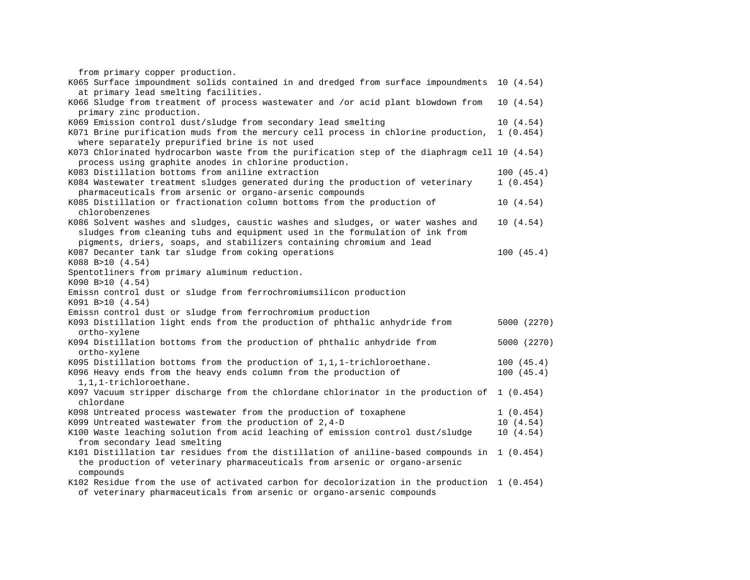from primary copper production.

| | |
|---|---|
| K065 Surface impoundment solids contained in and dredged from surface impoundments at primary lead smelting facilities. | 10 (4.54) |
| K066 Sludge from treatment of process wastewater and /or acid plant blowdown from primary zinc production. | 10 (4.54) |
| K069 Emission control dust/sludge from secondary lead smelting | 10 (4.54) |
| K071 Brine purification muds from the mercury cell process in chlorine production, where separately prepurified brine is not used | 1 (0.454) |
| K073 Chlorinated hydrocarbon waste from the purification step of the diaphragm cell process using graphite anodes in chlorine production. | 10 (4.54) |
| K083 Distillation bottoms from aniline extraction | 100 (45.4) |
| K084 Wastewater treatment sludges generated during the production of veterinary pharmaceuticals from arsenic or organo-arsenic compounds | 1 (0.454) |
| K085 Distillation or fractionation column bottoms from the production of chlorobenzenes | 10 (4.54) |
| K086 Solvent washes and sludges, caustic washes and sludges, or water washes and sludges from cleaning tubs and equipment used in the formulation of ink from pigments, driers, soaps, and stabilizers containing chromium and lead | 10 (4.54) |
| K087 Decanter tank tar sludge from coking operations | 100 (45.4) |

K088 B>10 (4.54)
Spentotliners from primary aluminum reduction.
K090 B>10 (4.54)
Emissn control dust or sludge from ferrochromiumsilicon production
K091 B>10 (4.54)
Emissn control dust or sludge from ferrochromium production

| | |
|---|---|
| K093 Distillation light ends from the production of phthalic anhydride from ortho-xylene | 5000 (2270) |
| K094 Distillation bottoms from the production of phthalic anhydride from ortho-xylene | 5000 (2270) |
| K095 Distillation bottoms from the production of 1,1,1-trichloroethane. | 100 (45.4) |
| K096 Heavy ends from the heavy ends column from the production of 1,1,1-trichloroethane. | 100 (45.4) |
| K097 Vacuum stripper discharge from the chlordane chlorinator in the production of chlordane | 1 (0.454) |
| K098 Untreated process wastewater from the production of toxaphene | 1 (0.454) |
| K099 Untreated wastewater from the production of 2,4-D | 10 (4.54) |
| K100 Waste leaching solution from acid leaching of emission control dust/sludge from secondary lead smelting | 10 (4.54) |
| K101 Distillation tar residues from the distillation of aniline-based compounds in the production of veterinary pharmaceuticals from arsenic or organo-arsenic compounds | 1 (0.454) |
| K102 Residue from the use of activated carbon for decolorization in the production of veterinary pharmaceuticals from arsenic or organo-arsenic compounds | 1 (0.454) |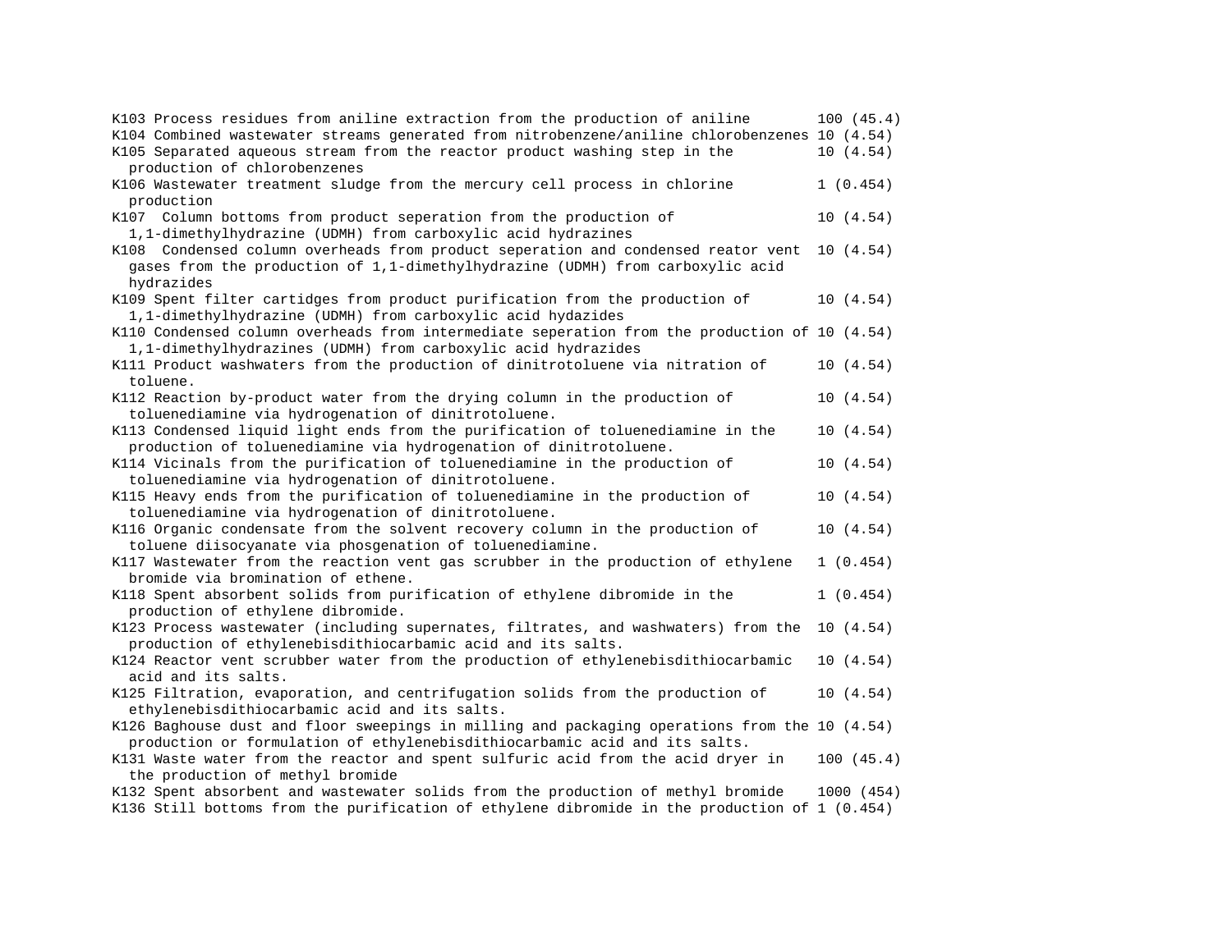| | | |
|---|---|---|
| K103 | Process residues from aniline extraction from the production of aniline | 100 (45.4) |
| K104 | Combined wastewater streams generated from nitrobenzene/aniline chlorobenzenes | 10 (4.54) |
| K105 | Separated aqueous stream from the reactor product washing step in the production of chlorobenzenes | 10 (4.54) |
| K106 | Wastewater treatment sludge from the mercury cell process in chlorine production | 1 (0.454) |
| K107 | Column bottoms from product seperation from the production of 1,1-dimethylhydrazine (UDMH) from carboxylic acid hydrazines | 10 (4.54) |
| K108 | Condensed column overheads from product seperation and condensed reator vent gases from the production of 1,1-dimethylhydrazine (UDMH) from carboxylic acid hydrazides | 10 (4.54) |
| K109 | Spent filter cartidges from product purification from the production of 1,1-dimethylhydrazine (UDMH) from carboxylic acid hydazides | 10 (4.54) |
| K110 | Condensed column overheads from intermediate seperation from the production of 1,1-dimethylhydrazines (UDMH) from carboxylic acid hydrazides | 10 (4.54) |
| K111 | Product washwaters from the production of dinitrotoluene via nitration of toluene. | 10 (4.54) |
| K112 | Reaction by-product water from the drying column in the production of toluenediamine via hydrogenation of dinitrotoluene. | 10 (4.54) |
| K113 | Condensed liquid light ends from the purification of toluenediamine in the production of toluenediamine via hydrogenation of dinitrotoluene. | 10 (4.54) |
| K114 | Vicinals from the purification of toluenediamine in the production of toluenediamine via hydrogenation of dinitrotoluene. | 10 (4.54) |
| K115 | Heavy ends from the purification of toluenediamine in the production of toluenediamine via hydrogenation of dinitrotoluene. | 10 (4.54) |
| K116 | Organic condensate from the solvent recovery column in the production of toluene diisocyanate via phosgenation of toluenediamine. | 10 (4.54) |
| K117 | Wastewater from the reaction vent gas scrubber in the production of ethylene bromide via bromination of ethene. | 1 (0.454) |
| K118 | Spent absorbent solids from purification of ethylene dibromide in the production of ethylene dibromide. | 1 (0.454) |
| K123 | Process wastewater (including supernates, filtrates, and washwaters) from the production of ethylenebisdithiocarbamic acid and its salts. | 10 (4.54) |
| K124 | Reactor vent scrubber water from the production of ethylenebisdithiocarbamic acid and its salts. | 10 (4.54) |
| K125 | Filtration, evaporation, and centrifugation solids from the production of ethylenebisdithiocarbamic acid and its salts. | 10 (4.54) |
| K126 | Baghouse dust and floor sweepings in milling and packaging operations from the production or formulation of ethylenebisdithiocarbamic acid and its salts. | 10 (4.54) |
| K131 | Waste water from the reactor and spent sulfuric acid from the acid dryer in the production of methyl bromide | 100 (45.4) |
| K132 | Spent absorbent and wastewater solids from the production of methyl bromide | 1000 (454) |
| K136 | Still bottoms from the purification of ethylene dibromide in the production of | 1 (0.454) |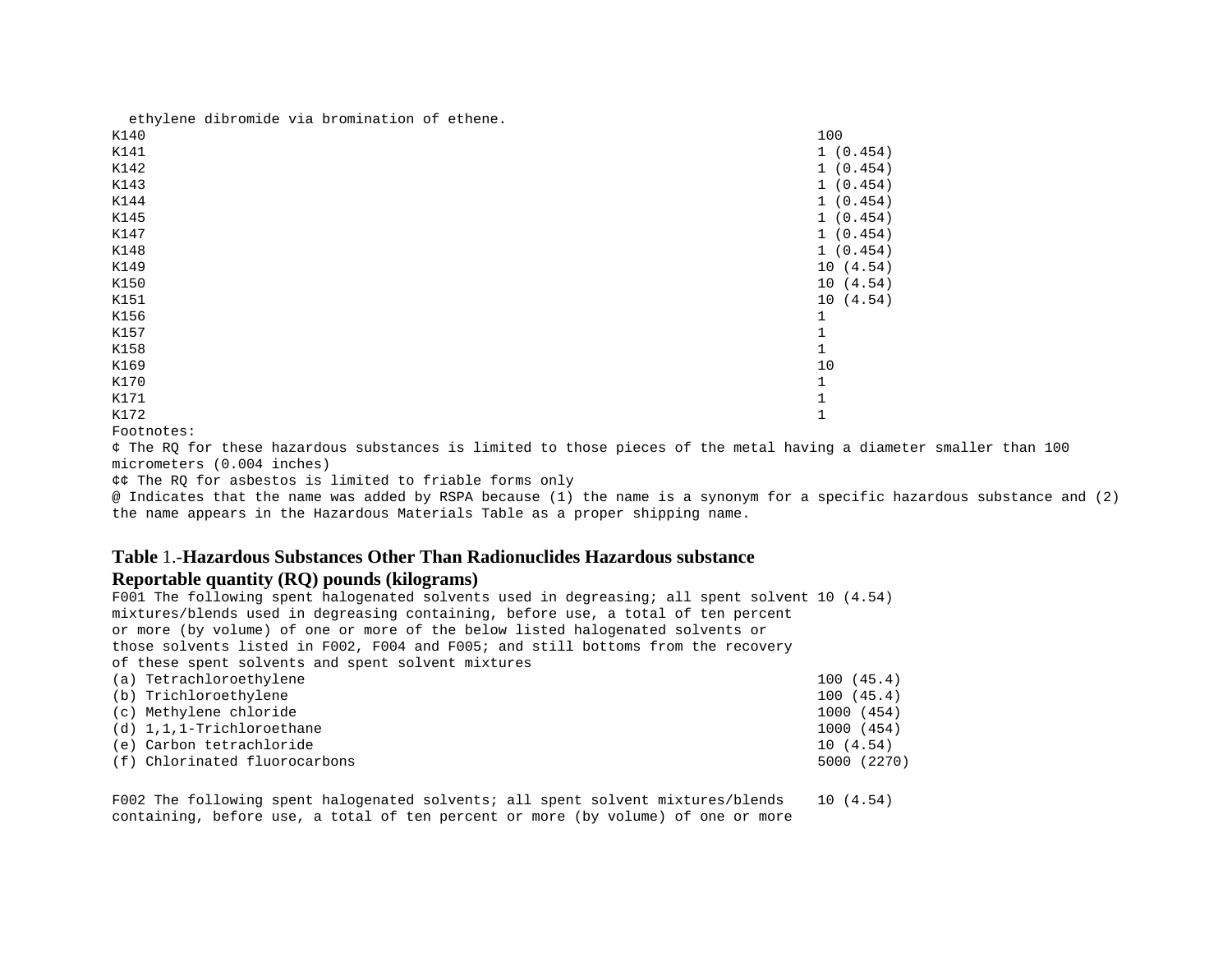ethylene dibromide via bromination of ethene.

| | |
|---|---|
| K140 | 100 |
| K141 | 1 (0.454) |
| K142 | 1 (0.454) |
| K143 | 1 (0.454) |
| K144 | 1 (0.454) |
| K145 | 1 (0.454) |
| K147 | 1 (0.454) |
| K148 | 1 (0.454) |
| K149 | 10 (4.54) |
| K150 | 10 (4.54) |
| K151 | 10 (4.54) |
| K156 | 1 |
| K157 | 1 |
| K158 | 1 |
| K169 | 10 |
| K170 | 1 |
| K171 | 1 |
| K172 | 1 |

Footnotes:

¢ The RQ for these hazardous substances is limited to those pieces of the metal having a diameter smaller than 100 micrometers (0.004 inches)

¢¢ The RQ for asbestos is limited to friable forms only

@ Indicates that the name was added by RSPA because (1) the name is a synonym for a specific hazardous substance and (2) the name appears in the Hazardous Materials Table as a proper shipping name.

**Table** 1.-**Hazardous Substances Other Than Radionuclides Hazardous substance Reportable quantity (RQ) pounds (kilograms)**

| | |
|---|---|
| F001 The following spent halogenated solvents used in degreasing; all spent solvent mixtures/blends used in degreasing containing, before use, a total of ten percent or more (by volume) of one or more of the below listed halogenated solvents or those solvents listed in F002, F004 and F005; and still bottoms from the recovery of these spent solvents and spent solvent mixtures | 10 (4.54) |
| (a) Tetrachloroethylene | 100 (45.4) |
| (b) Trichloroethylene | 100 (45.4) |
| (c) Methylene chloride | 1000 (454) |
| (d) 1,1,1-Trichloroethane | 1000 (454) |
| (e) Carbon tetrachloride | 10 (4.54) |
| (f) Chlorinated fluorocarbons | 5000 (2270) |
| F002 The following spent halogenated solvents; all spent solvent mixtures/blends containing, before use, a total of ten percent or more (by volume) of one or more | 10 (4.54) |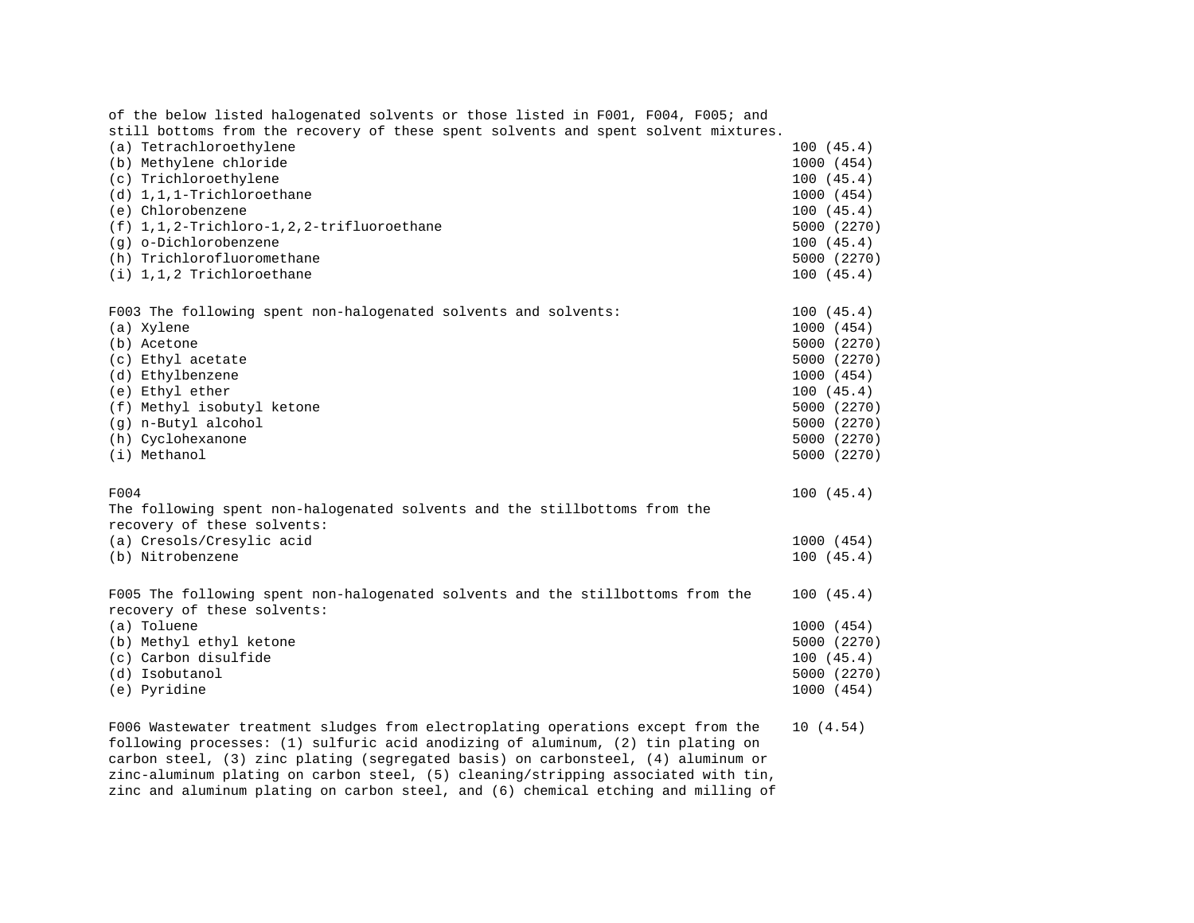| | |
|---|---|
| of the below listed halogenated solvents or those listed in F001, F004, F005; and still bottoms from the recovery of these spent solvents and spent solvent mixtures. | |
| (a) Tetrachloroethylene | 100 (45.4) |
| (b) Methylene chloride | 1000 (454) |
| (c) Trichloroethylene | 100 (45.4) |
| (d) 1,1,1-Trichloroethane | 1000 (454) |
| (e) Chlorobenzene | 100 (45.4) |
| (f) 1,1,2-Trichloro-1,2,2-trifluoroethane | 5000 (2270) |
| (g) o-Dichlorobenzene | 100 (45.4) |
| (h) Trichlorofluoromethane | 5000 (2270) |
| (i) 1,1,2 Trichloroethane | 100 (45.4) |
| | |
| F003 The following spent non-halogenated solvents and solvents: | 100 (45.4) |
| (a) Xylene | 1000 (454) |
| (b) Acetone | 5000 (2270) |
| (c) Ethyl acetate | 5000 (2270) |
| (d) Ethylbenzene | 1000 (454) |
| (e) Ethyl ether | 100 (45.4) |
| (f) Methyl isobutyl ketone | 5000 (2270) |
| (g) n-Butyl alcohol | 5000 (2270) |
| (h) Cyclohexanone | 5000 (2270) |
| (i) Methanol | 5000 (2270) |
| | |
| F004 | 100 (45.4) |
| The following spent non-halogenated solvents and the stillbottoms from the recovery of these solvents: | |
| (a) Cresols/Cresylic acid | 1000 (454) |
| (b) Nitrobenzene | 100 (45.4) |
| | |
| F005 The following spent non-halogenated solvents and the stillbottoms from the recovery of these solvents: | 100 (45.4) |
| (a) Toluene | 1000 (454) |
| (b) Methyl ethyl ketone | 5000 (2270) |
| (c) Carbon disulfide | 100 (45.4) |
| (d) Isobutanol | 5000 (2270) |
| (e) Pyridine | 1000 (454) |
| | |
| F006 Wastewater treatment sludges from electroplating operations except from the following processes: (1) sulfuric acid anodizing of aluminum, (2) tin plating on carbon steel, (3) zinc plating (segregated basis) on carbonsteel, (4) aluminum or zinc-aluminum plating on carbon steel, (5) cleaning/stripping associated with tin, zinc and aluminum plating on carbon steel, and (6) chemical etching and milling of | 10 (4.54) |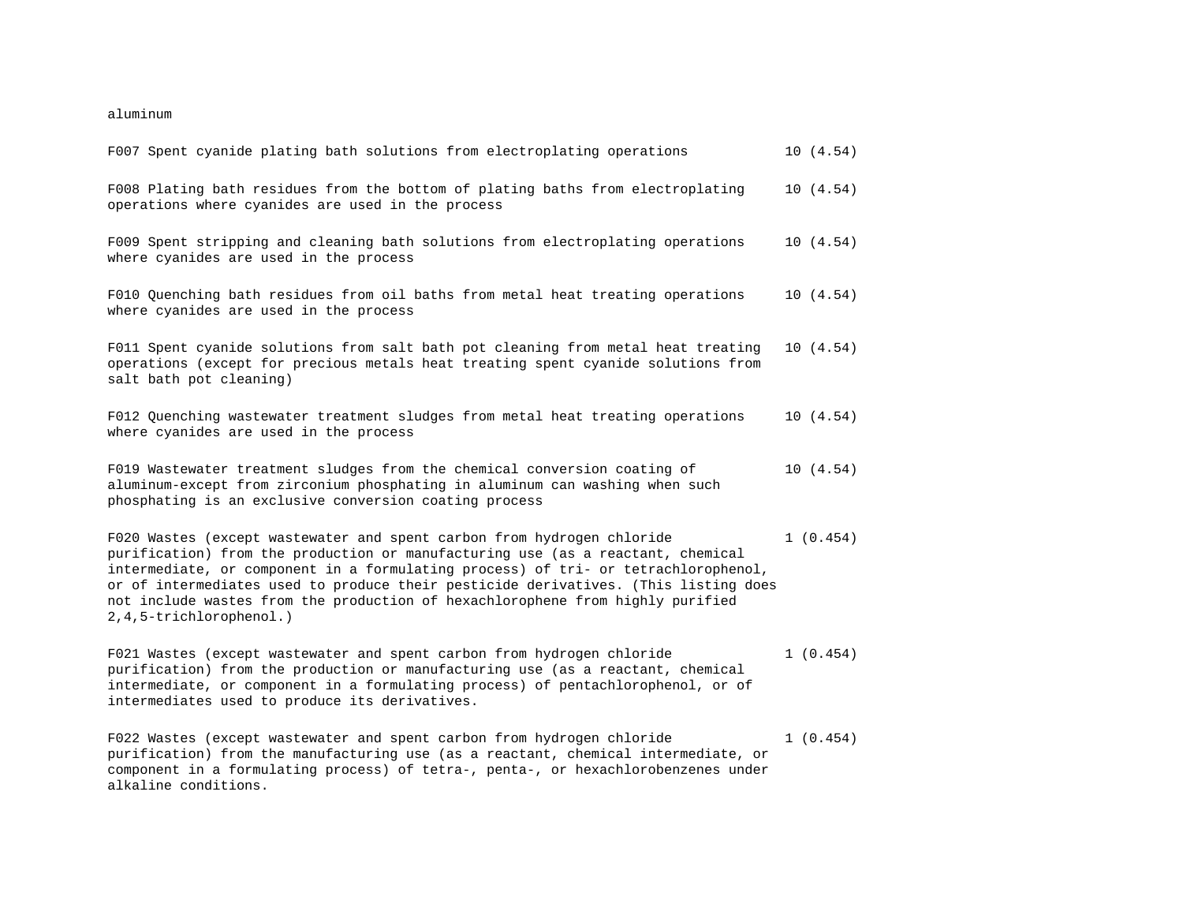aluminum

| | |
|---|---|
| F007 Spent cyanide plating bath solutions from electroplating operations | 10 (4.54) |
| F008 Plating bath residues from the bottom of plating baths from electroplating operations where cyanides are used in the process | 10 (4.54) |
| F009 Spent stripping and cleaning bath solutions from electroplating operations where cyanides are used in the process | 10 (4.54) |
| F010 Quenching bath residues from oil baths from metal heat treating operations where cyanides are used in the process | 10 (4.54) |
| F011 Spent cyanide solutions from salt bath pot cleaning from metal heat treating operations (except for precious metals heat treating spent cyanide solutions from salt bath pot cleaning) | 10 (4.54) |
| F012 Quenching wastewater treatment sludges from metal heat treating operations where cyanides are used in the process | 10 (4.54) |
| F019 Wastewater treatment sludges from the chemical conversion coating of aluminum-except from zirconium phosphating in aluminum can washing when such phosphating is an exclusive conversion coating process | 10 (4.54) |
| F020 Wastes (except wastewater and spent carbon from hydrogen chloride purification) from the production or manufacturing use (as a reactant, chemical intermediate, or component in a formulating process) of tri- or tetrachlorophenol, or of intermediates used to produce their pesticide derivatives. (This listing does not include wastes from the production of hexachlorophene from highly purified 2,4,5-trichlorophenol.) | 1 (0.454) |
| F021 Wastes (except wastewater and spent carbon from hydrogen chloride purification) from the production or manufacturing use (as a reactant, chemical intermediate, or component in a formulating process) of pentachlorophenol, or of intermediates used to produce its derivatives. | 1 (0.454) |
| F022 Wastes (except wastewater and spent carbon from hydrogen chloride purification) from the manufacturing use (as a reactant, chemical intermediate, or component in a formulating process) of tetra-, penta-, or hexachlorobenzenes under alkaline conditions. | 1 (0.454) |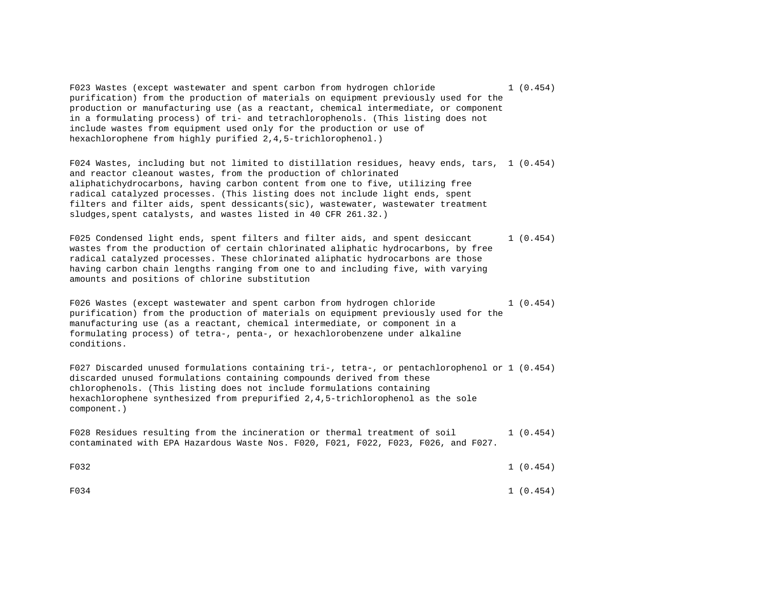| | |
|---|---|
| F023 Wastes (except wastewater and spent carbon from hydrogen chloride purification) from the production of materials on equipment previously used for the production or manufacturing use (as a reactant, chemical intermediate, or component in a formulating process) of tri- and tetrachlorophenols. (This listing does not include wastes from equipment used only for the production or use of hexachlorophene from highly purified 2,4,5-trichlorophenol.) | 1 (0.454) |
| F024 Wastes, including but not limited to distillation residues, heavy ends, tars, and reactor cleanout wastes, from the production of chlorinated aliphatichydrocarbons, having carbon content from one to five, utilizing free radical catalyzed processes. (This listing does not include light ends, spent filters and filter aids, spent dessicants(sic), wastewater, wastewater treatment sludges,spent catalysts, and wastes listed in 40 CFR 261.32.) | 1 (0.454) |
| F025 Condensed light ends, spent filters and filter aids, and spent desiccant wastes from the production of certain chlorinated aliphatic hydrocarbons, by free radical catalyzed processes. These chlorinated aliphatic hydrocarbons are those having carbon chain lengths ranging from one to and including five, with varying amounts and positions of chlorine substitution | 1 (0.454) |
| F026 Wastes (except wastewater and spent carbon from hydrogen chloride purification) from the production of materials on equipment previously used for the manufacturing use (as a reactant, chemical intermediate, or component in a formulating process) of tetra-, penta-, or hexachlorobenzene under alkaline conditions. | 1 (0.454) |
| F027 Discarded unused formulations containing tri-, tetra-, or pentachlorophenol or discarded unused formulations containing compounds derived from these chlorophenols. (This listing does not include formulations containing hexachlorophene synthesized from prepurified 2,4,5-trichlorophenol as the sole component.) | 1 (0.454) |
| F028 Residues resulting from the incineration or thermal treatment of soil contaminated with EPA Hazardous Waste Nos. F020, F021, F022, F023, F026, and F027. | 1 (0.454) |
| F032 | 1 (0.454) |
| F034 | 1 (0.454) |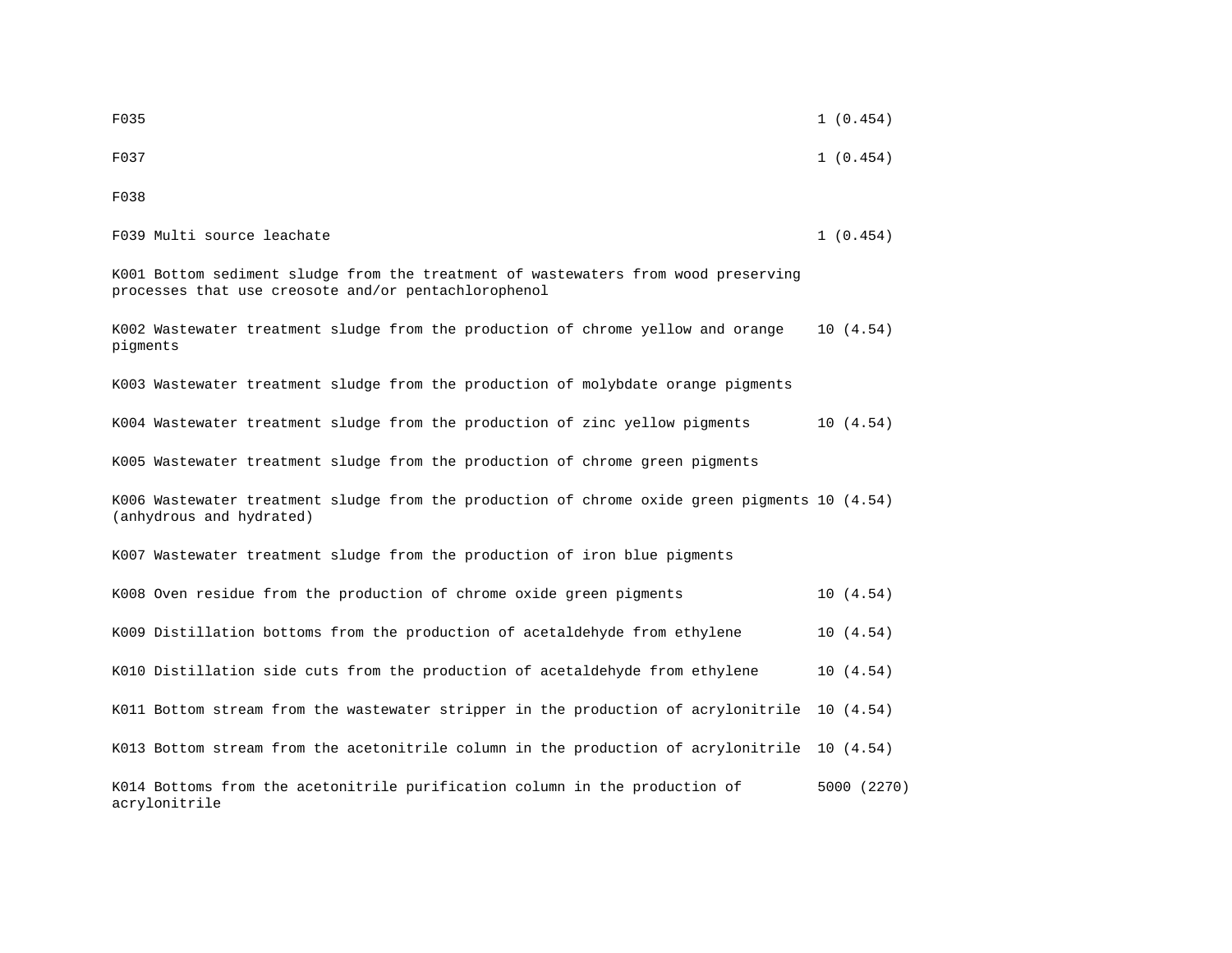| | |
|---|---|
| F035 | 1 (0.454) |
| F037 | 1 (0.454) |
| F038 | |
| F039 Multi source leachate | 1 (0.454) |
| K001 Bottom sediment sludge from the treatment of wastewaters from wood preserving processes that use creosote and/or pentachlorophenol | |
| K002 Wastewater treatment sludge from the production of chrome yellow and orange pigments | 10 (4.54) |
| K003 Wastewater treatment sludge from the production of molybdate orange pigments | |
| K004 Wastewater treatment sludge from the production of zinc yellow pigments | 10 (4.54) |
| K005 Wastewater treatment sludge from the production of chrome green pigments | |
| K006 Wastewater treatment sludge from the production of chrome oxide green pigments (anhydrous and hydrated) | 10 (4.54) |
| K007 Wastewater treatment sludge from the production of iron blue pigments | |
| K008 Oven residue from the production of chrome oxide green pigments | 10 (4.54) |
| K009 Distillation bottoms from the production of acetaldehyde from ethylene | 10 (4.54) |
| K010 Distillation side cuts from the production of acetaldehyde from ethylene | 10 (4.54) |
| K011 Bottom stream from the wastewater stripper in the production of acrylonitrile | 10 (4.54) |
| K013 Bottom stream from the acetonitrile column in the production of acrylonitrile | 10 (4.54) |
| K014 Bottoms from the acetonitrile purification column in the production of acrylonitrile | 5000 (2270) |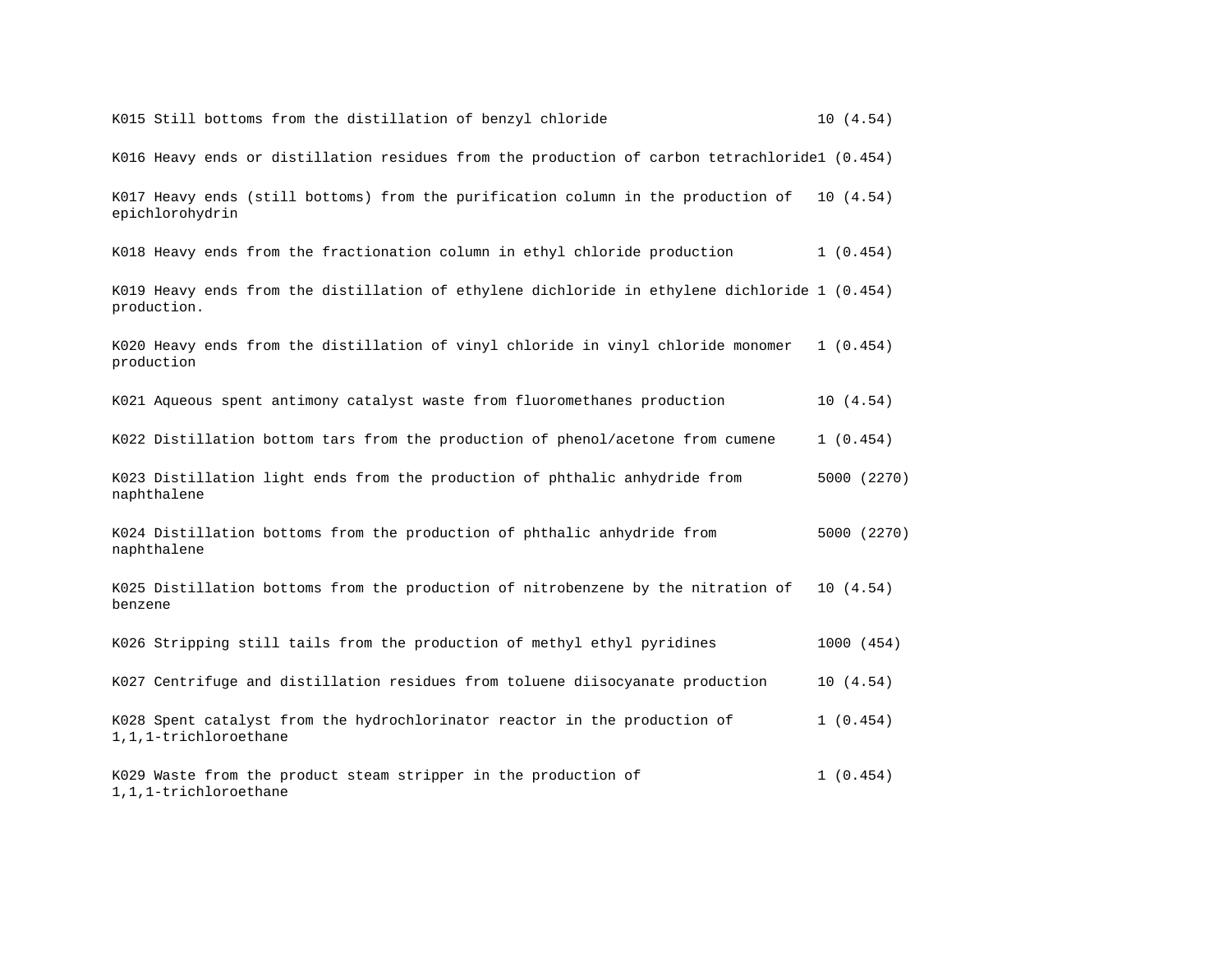| | |
|---|---|
| K015 Still bottoms from the distillation of benzyl chloride | 10 (4.54) |
| K016 Heavy ends or distillation residues from the production of carbon tetrachloride | 1 (0.454) |
| K017 Heavy ends (still bottoms) from the purification column in the production of epichlorohydrin | 10 (4.54) |
| K018 Heavy ends from the fractionation column in ethyl chloride production | 1 (0.454) |
| K019 Heavy ends from the distillation of ethylene dichloride in ethylene dichloride production. | 1 (0.454) |
| K020 Heavy ends from the distillation of vinyl chloride in vinyl chloride monomer production | 1 (0.454) |
| K021 Aqueous spent antimony catalyst waste from fluoromethanes production | 10 (4.54) |
| K022 Distillation bottom tars from the production of phenol/acetone from cumene | 1 (0.454) |
| K023 Distillation light ends from the production of phthalic anhydride from naphthalene | 5000 (2270) |
| K024 Distillation bottoms from the production of phthalic anhydride from naphthalene | 5000 (2270) |
| K025 Distillation bottoms from the production of nitrobenzene by the nitration of benzene | 10 (4.54) |
| K026 Stripping still tails from the production of methyl ethyl pyridines | 1000 (454) |
| K027 Centrifuge and distillation residues from toluene diisocyanate production | 10 (4.54) |
| K028 Spent catalyst from the hydrochlorinator reactor in the production of 1,1,1-trichloroethane | 1 (0.454) |
| K029 Waste from the product steam stripper in the production of 1,1,1-trichloroethane | 1 (0.454) |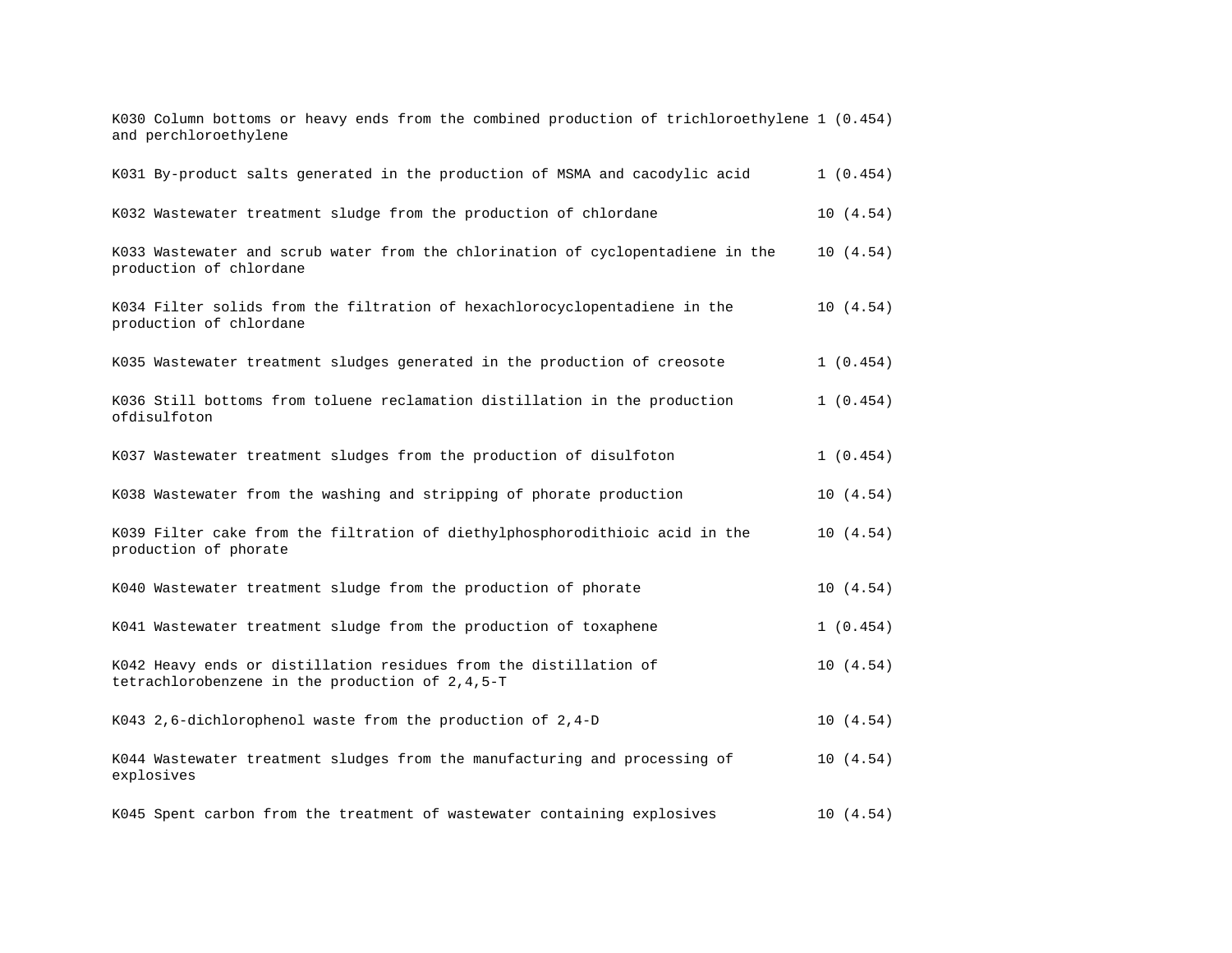| | |
|---|---|
| K030 Column bottoms or heavy ends from the combined production of trichloroethylene and perchloroethylene | 1 (0.454) |
| K031 By-product salts generated in the production of MSMA and cacodylic acid | 1 (0.454) |
| K032 Wastewater treatment sludge from the production of chlordane | 10 (4.54) |
| K033 Wastewater and scrub water from the chlorination of cyclopentadiene in the production of chlordane | 10 (4.54) |
| K034 Filter solids from the filtration of hexachlorocyclopentadiene in the production of chlordane | 10 (4.54) |
| K035 Wastewater treatment sludges generated in the production of creosote | 1 (0.454) |
| K036 Still bottoms from toluene reclamation distillation in the production ofdisulfoton | 1 (0.454) |
| K037 Wastewater treatment sludges from the production of disulfoton | 1 (0.454) |
| K038 Wastewater from the washing and stripping of phorate production | 10 (4.54) |
| K039 Filter cake from the filtration of diethylphosphorodithioic acid in the production of phorate | 10 (4.54) |
| K040 Wastewater treatment sludge from the production of phorate | 10 (4.54) |
| K041 Wastewater treatment sludge from the production of toxaphene | 1 (0.454) |
| K042 Heavy ends or distillation residues from the distillation of tetrachlorobenzene in the production of 2,4,5-T | 10 (4.54) |
| K043 2,6-dichlorophenol waste from the production of 2,4-D | 10 (4.54) |
| K044 Wastewater treatment sludges from the manufacturing and processing of explosives | 10 (4.54) |
| K045 Spent carbon from the treatment of wastewater containing explosives | 10 (4.54) |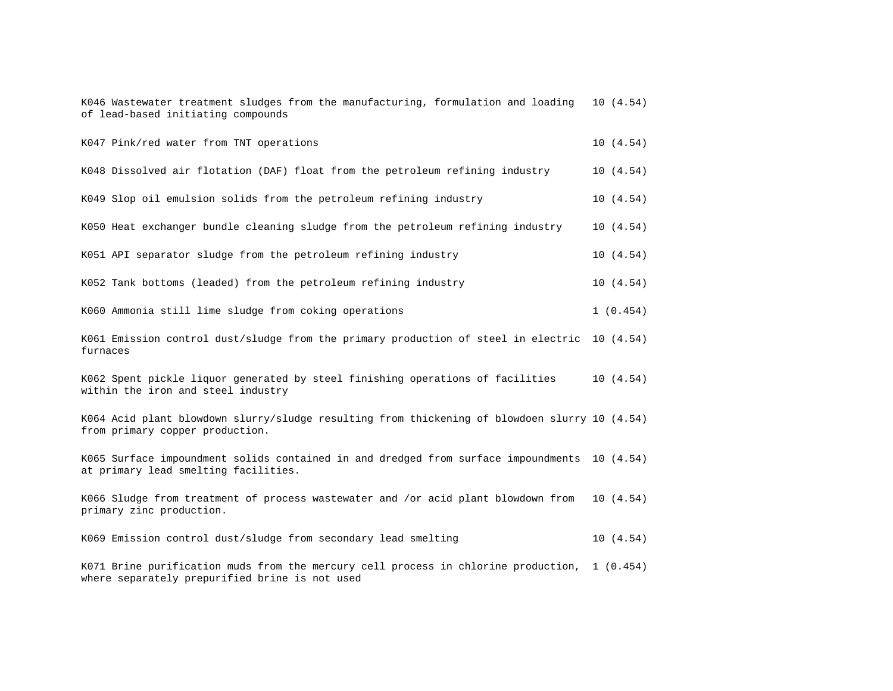| | |
|---|---|
| K046 Wastewater treatment sludges from the manufacturing, formulation and loading of lead-based initiating compounds | 10 (4.54) |
| K047 Pink/red water from TNT operations | 10 (4.54) |
| K048 Dissolved air flotation (DAF) float from the petroleum refining industry | 10 (4.54) |
| K049 Slop oil emulsion solids from the petroleum refining industry | 10 (4.54) |
| K050 Heat exchanger bundle cleaning sludge from the petroleum refining industry | 10 (4.54) |
| K051 API separator sludge from the petroleum refining industry | 10 (4.54) |
| K052 Tank bottoms (leaded) from the petroleum refining industry | 10 (4.54) |
| K060 Ammonia still lime sludge from coking operations | 1 (0.454) |
| K061 Emission control dust/sludge from the primary production of steel in electric furnaces | 10 (4.54) |
| K062 Spent pickle liquor generated by steel finishing operations of facilities within the iron and steel industry | 10 (4.54) |
| K064 Acid plant blowdown slurry/sludge resulting from thickening of blowdoen slurry from primary copper production. | 10 (4.54) |
| K065 Surface impoundment solids contained in and dredged from surface impoundments at primary lead smelting facilities. | 10 (4.54) |
| K066 Sludge from treatment of process wastewater and /or acid plant blowdown from primary zinc production. | 10 (4.54) |
| K069 Emission control dust/sludge from secondary lead smelting | 10 (4.54) |
| K071 Brine purification muds from the mercury cell process in chlorine production, where separately prepurified brine is not used | 1 (0.454) |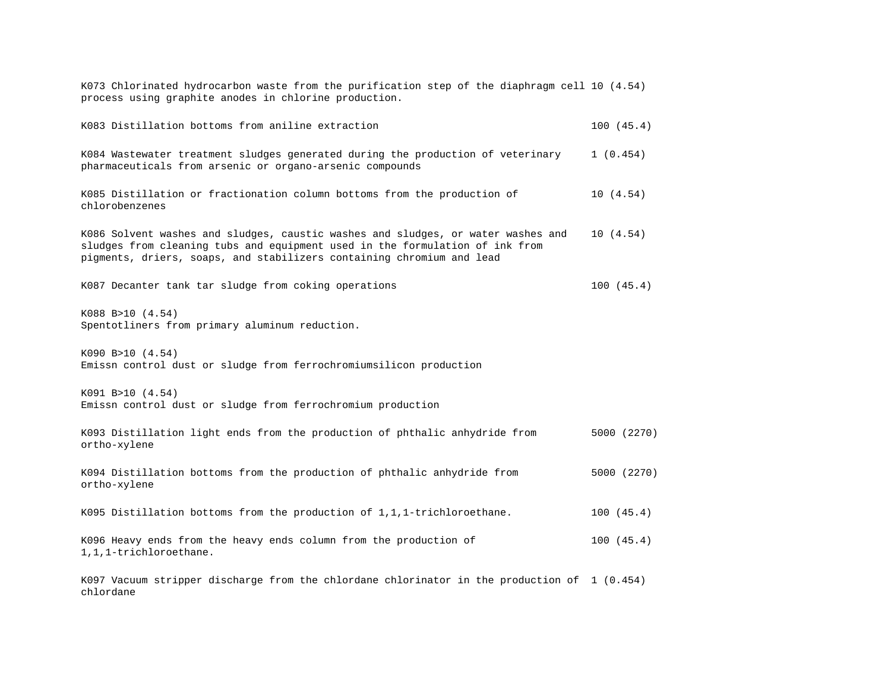K073 Chlorinated hydrocarbon waste from the purification step of the diaphragm cell process using graphite anodes in chlorine production. 10 (4.54)

K083 Distillation bottoms from aniline extraction 100 (45.4)

K084 Wastewater treatment sludges generated during the production of veterinary pharmaceuticals from arsenic or organo-arsenic compounds 1 (0.454)

K085 Distillation or fractionation column bottoms from the production of chlorobenzenes 10 (4.54)

K086 Solvent washes and sludges, caustic washes and sludges, or water washes and sludges from cleaning tubs and equipment used in the formulation of ink from pigments, driers, soaps, and stabilizers containing chromium and lead 10 (4.54)

K087 Decanter tank tar sludge from coking operations 100 (45.4)

K088 B>10 (4.54)
Spentotliners from primary aluminum reduction.

K090 B>10 (4.54)
Emissn control dust or sludge from ferrochromiumsilicon production

K091 B>10 (4.54)
Emissn control dust or sludge from ferrochromium production

K093 Distillation light ends from the production of phthalic anhydride from ortho-xylene 5000 (2270)

K094 Distillation bottoms from the production of phthalic anhydride from ortho-xylene 5000 (2270)

K095 Distillation bottoms from the production of 1,1,1-trichloroethane. 100 (45.4)

K096 Heavy ends from the heavy ends column from the production of 1,1,1-trichloroethane. 100 (45.4)

K097 Vacuum stripper discharge from the chlordane chlorinator in the production of chlordane 1 (0.454)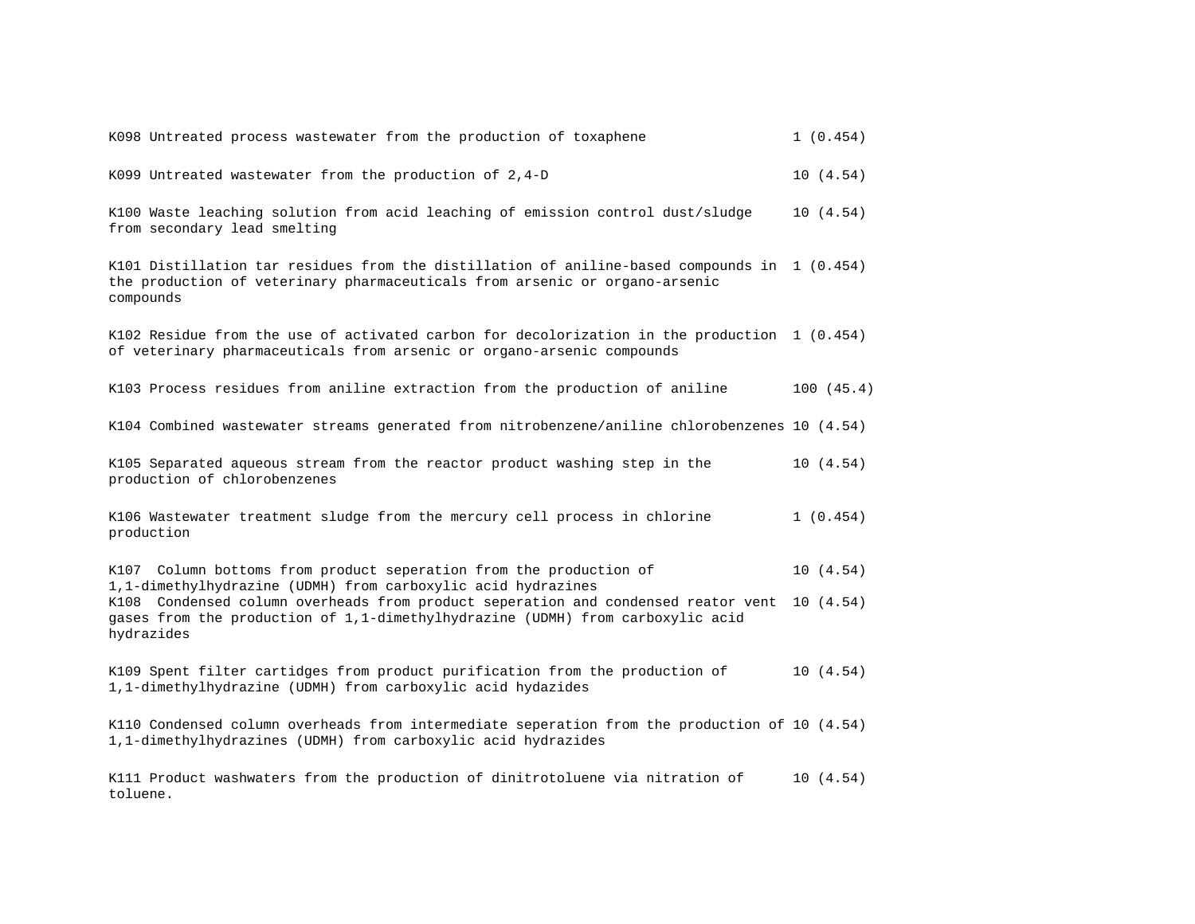| | |
|---|---|
| K098 Untreated process wastewater from the production of toxaphene | 1 (0.454) |
| K099 Untreated wastewater from the production of 2,4-D | 10 (4.54) |
| K100 Waste leaching solution from acid leaching of emission control dust/sludge from secondary lead smelting | 10 (4.54) |
| K101 Distillation tar residues from the distillation of aniline-based compounds in the production of veterinary pharmaceuticals from arsenic or organo-arsenic compounds | 1 (0.454) |
| K102 Residue from the use of activated carbon for decolorization in the production of veterinary pharmaceuticals from arsenic or organo-arsenic compounds | 1 (0.454) |
| K103 Process residues from aniline extraction from the production of aniline | 100 (45.4) |
| K104 Combined wastewater streams generated from nitrobenzene/aniline chlorobenzenes | 10 (4.54) |
| K105 Separated aqueous stream from the reactor product washing step in the production of chlorobenzenes | 10 (4.54) |
| K106 Wastewater treatment sludge from the mercury cell process in chlorine production | 1 (0.454) |
| K107 Column bottoms from product seperation from the production of 1,1-dimethylhydrazine (UDMH) from carboxylic acid hydrazines | 10 (4.54) |
| K108 Condensed column overheads from product seperation and condensed reator vent gases from the production of 1,1-dimethylhydrazine (UDMH) from carboxylic acid hydrazides | 10 (4.54) |
| K109 Spent filter cartidges from product purification from the production of 1,1-dimethylhydrazine (UDMH) from carboxylic acid hydazides | 10 (4.54) |
| K110 Condensed column overheads from intermediate seperation from the production of 1,1-dimethylhydrazines (UDMH) from carboxylic acid hydrazides | 10 (4.54) |
| K111 Product washwaters from the production of dinitrotoluene via nitration of toluene. | 10 (4.54) |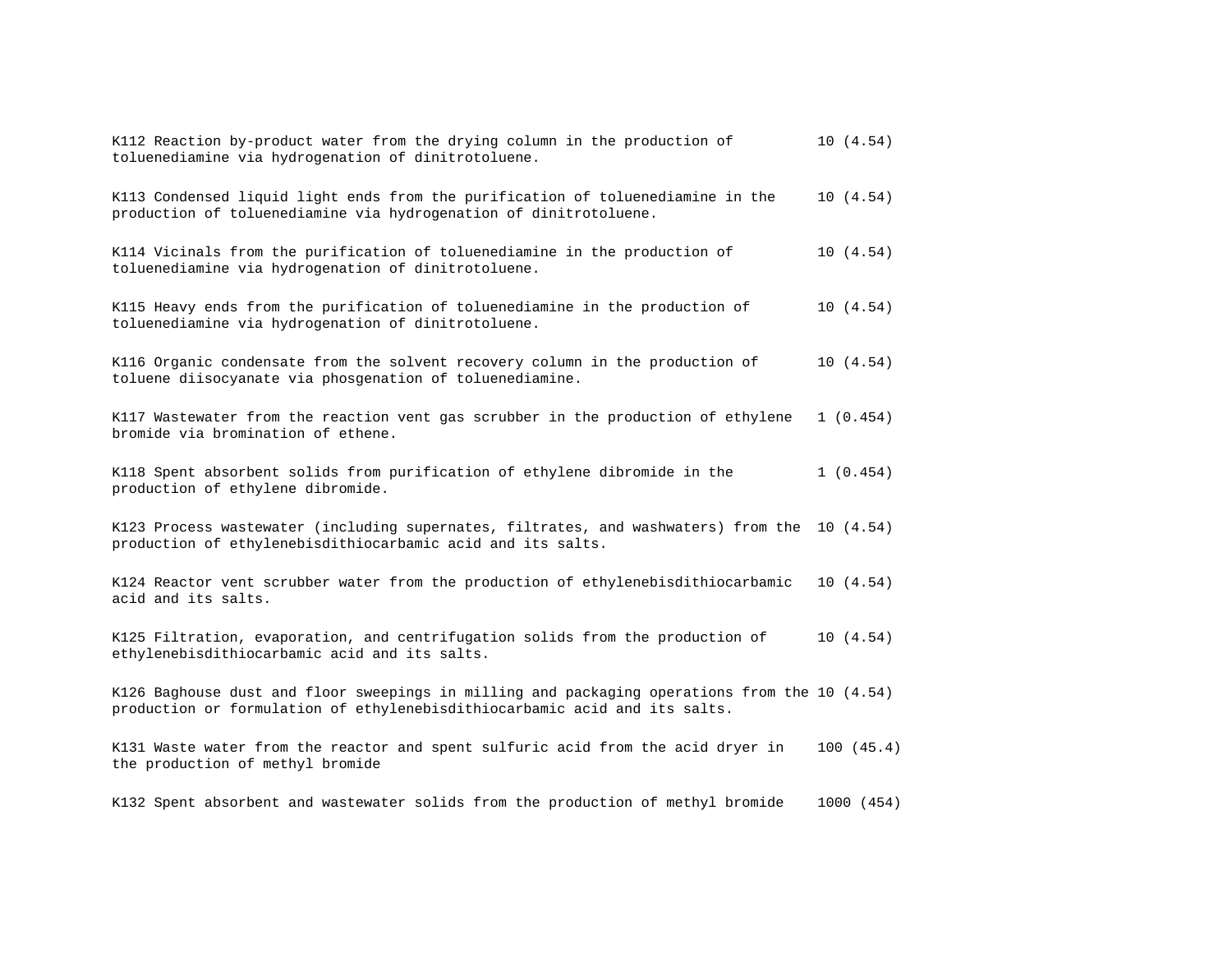| | |
|---|---|
| K112 Reaction by-product water from the drying column in the production of toluenediamine via hydrogenation of dinitrotoluene. | 10 (4.54) |
| K113 Condensed liquid light ends from the purification of toluenediamine in the production of toluenediamine via hydrogenation of dinitrotoluene. | 10 (4.54) |
| K114 Vicinals from the purification of toluenediamine in the production of toluenediamine via hydrogenation of dinitrotoluene. | 10 (4.54) |
| K115 Heavy ends from the purification of toluenediamine in the production of toluenediamine via hydrogenation of dinitrotoluene. | 10 (4.54) |
| K116 Organic condensate from the solvent recovery column in the production of toluene diisocyanate via phosgenation of toluenediamine. | 10 (4.54) |
| K117 Wastewater from the reaction vent gas scrubber in the production of ethylene bromide via bromination of ethene. | 1 (0.454) |
| K118 Spent absorbent solids from purification of ethylene dibromide in the production of ethylene dibromide. | 1 (0.454) |
| K123 Process wastewater (including supernates, filtrates, and washwaters) from the production of ethylenebisdithiocarbamic acid and its salts. | 10 (4.54) |
| K124 Reactor vent scrubber water from the production of ethylenebisdithiocarbamic acid and its salts. | 10 (4.54) |
| K125 Filtration, evaporation, and centrifugation solids from the production of ethylenebisdithiocarbamic acid and its salts. | 10 (4.54) |
| K126 Baghouse dust and floor sweepings in milling and packaging operations from the production or formulation of ethylenebisdithiocarbamic acid and its salts. | 10 (4.54) |
| K131 Waste water from the reactor and spent sulfuric acid from the acid dryer in the production of methyl bromide | 100 (45.4) |
| K132 Spent absorbent and wastewater solids from the production of methyl bromide | 1000 (454) |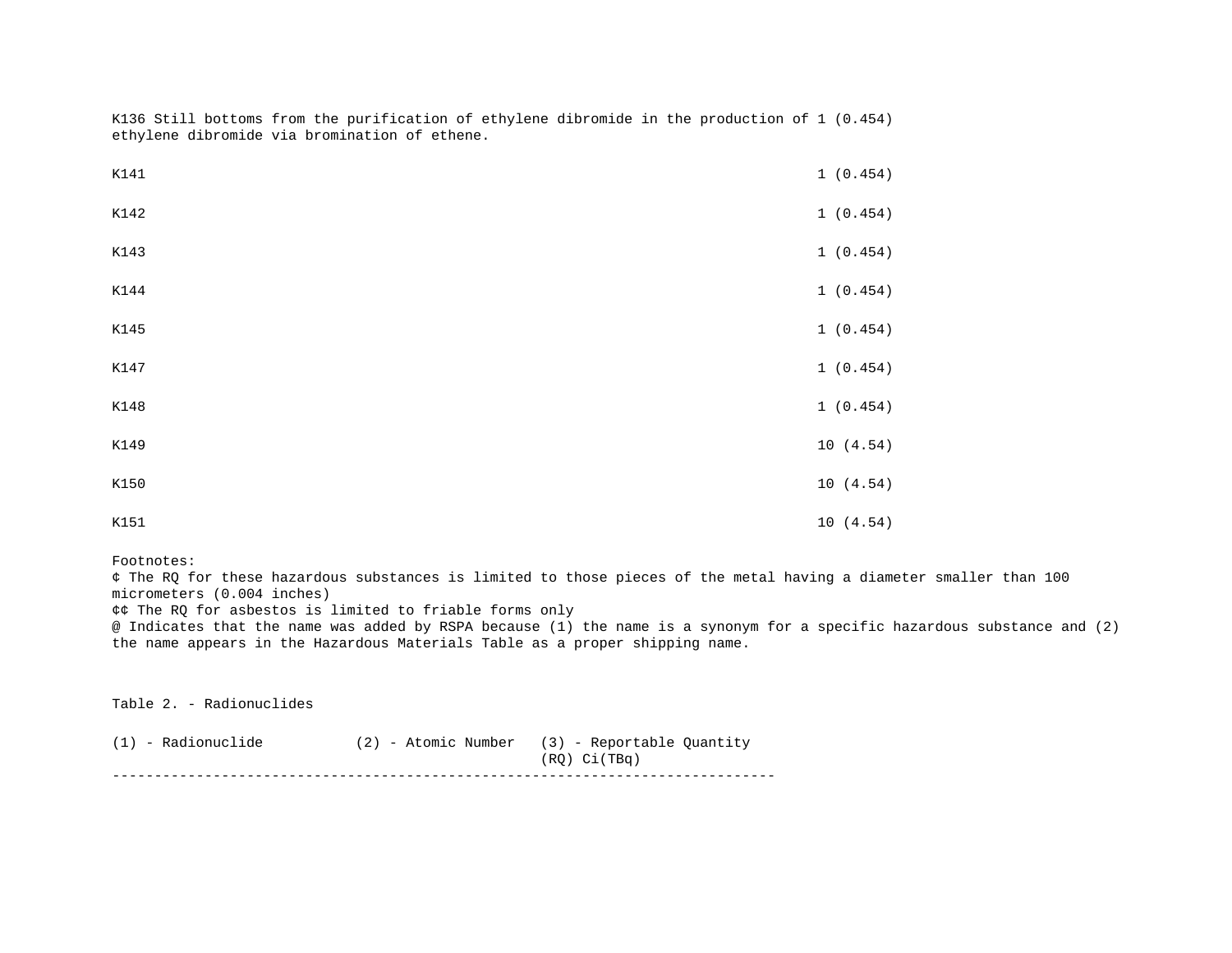| | |
|---|---|
| K136 Still bottoms from the purification of ethylene dibromide in the production of ethylene dibromide via bromination of ethene. | 1 (0.454) |
| K141 | 1 (0.454) |
| K142 | 1 (0.454) |
| K143 | 1 (0.454) |
| K144 | 1 (0.454) |
| K145 | 1 (0.454) |
| K147 | 1 (0.454) |
| K148 | 1 (0.454) |
| K149 | 10 (4.54) |
| K150 | 10 (4.54) |
| K151 | 10 (4.54) |

Footnotes:
¢ The RQ for these hazardous substances is limited to those pieces of the metal having a diameter smaller than 100 micrometers (0.004 inches)
¢¢ The RQ for asbestos is limited to friable forms only
@ Indicates that the name was added by RSPA because (1) the name is a synonym for a specific hazardous substance and (2) the name appears in the Hazardous Materials Table as a proper shipping name.

Table 2. - Radionuclides

| (1) - Radionuclide | (2) - Atomic Number | (3) - Reportable Quantity (RQ) Ci(TBq) |
|---|---|---|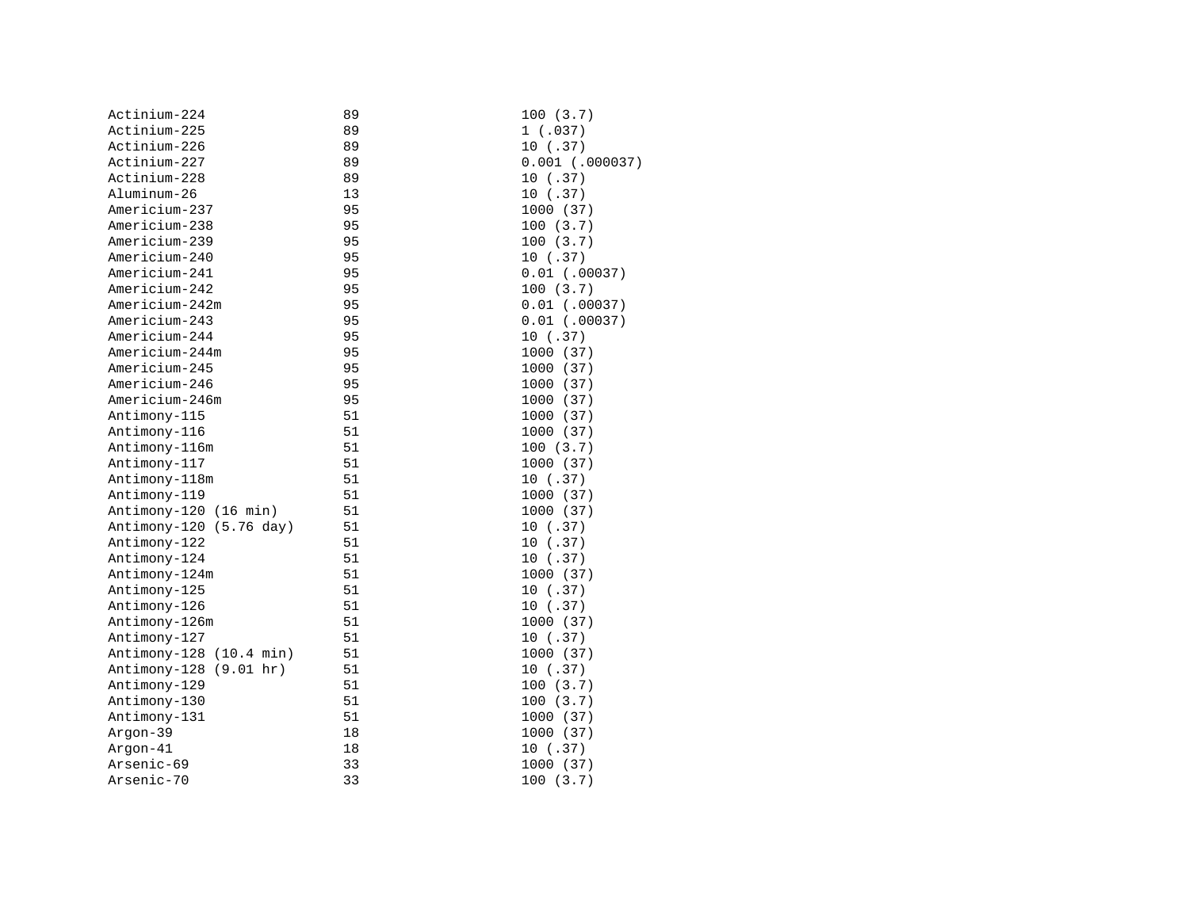| | | |
|---|---|---|
| Actinium-224 | 89 | 100 (3.7) |
| Actinium-225 | 89 | 1 (.037) |
| Actinium-226 | 89 | 10 (.37) |
| Actinium-227 | 89 | 0.001 (.000037) |
| Actinium-228 | 89 | 10 (.37) |
| Aluminum-26 | 13 | 10 (.37) |
| Americium-237 | 95 | 1000 (37) |
| Americium-238 | 95 | 100 (3.7) |
| Americium-239 | 95 | 100 (3.7) |
| Americium-240 | 95 | 10 (.37) |
| Americium-241 | 95 | 0.01 (.00037) |
| Americium-242 | 95 | 100 (3.7) |
| Americium-242m | 95 | 0.01 (.00037) |
| Americium-243 | 95 | 0.01 (.00037) |
| Americium-244 | 95 | 10 (.37) |
| Americium-244m | 95 | 1000 (37) |
| Americium-245 | 95 | 1000 (37) |
| Americium-246 | 95 | 1000 (37) |
| Americium-246m | 95 | 1000 (37) |
| Antimony-115 | 51 | 1000 (37) |
| Antimony-116 | 51 | 1000 (37) |
| Antimony-116m | 51 | 100 (3.7) |
| Antimony-117 | 51 | 1000 (37) |
| Antimony-118m | 51 | 10 (.37) |
| Antimony-119 | 51 | 1000 (37) |
| Antimony-120 (16 min) | 51 | 1000 (37) |
| Antimony-120 (5.76 day) | 51 | 10 (.37) |
| Antimony-122 | 51 | 10 (.37) |
| Antimony-124 | 51 | 10 (.37) |
| Antimony-124m | 51 | 1000 (37) |
| Antimony-125 | 51 | 10 (.37) |
| Antimony-126 | 51 | 10 (.37) |
| Antimony-126m | 51 | 1000 (37) |
| Antimony-127 | 51 | 10 (.37) |
| Antimony-128 (10.4 min) | 51 | 1000 (37) |
| Antimony-128 (9.01 hr) | 51 | 10 (.37) |
| Antimony-129 | 51 | 100 (3.7) |
| Antimony-130 | 51 | 100 (3.7) |
| Antimony-131 | 51 | 1000 (37) |
| Argon-39 | 18 | 1000 (37) |
| Argon-41 | 18 | 10 (.37) |
| Arsenic-69 | 33 | 1000 (37) |
| Arsenic-70 | 33 | 100 (3.7) |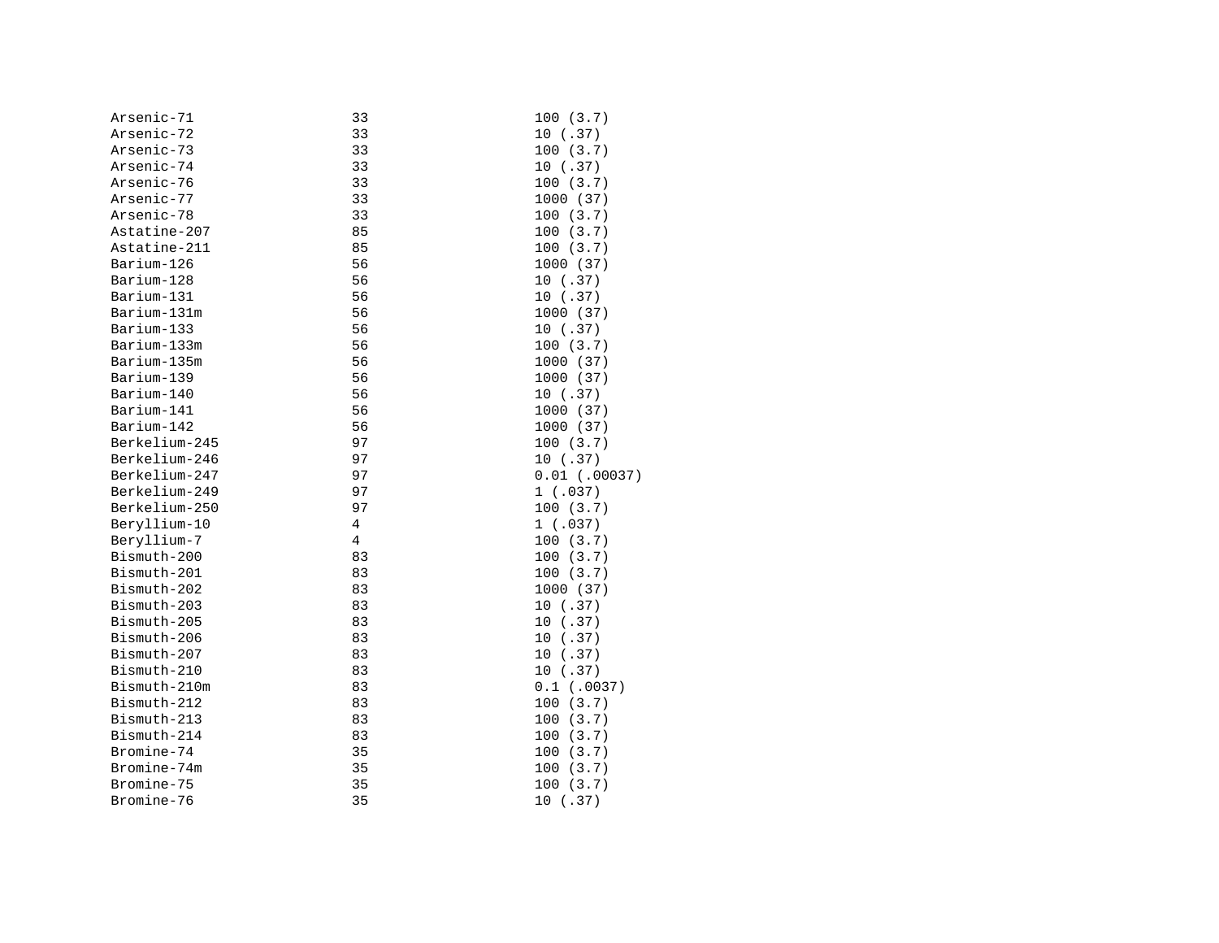| | | |
|---|---|---|
| Arsenic-71 | 33 | 100 (3.7) |
| Arsenic-72 | 33 | 10 (.37) |
| Arsenic-73 | 33 | 100 (3.7) |
| Arsenic-74 | 33 | 10 (.37) |
| Arsenic-76 | 33 | 100 (3.7) |
| Arsenic-77 | 33 | 1000 (37) |
| Arsenic-78 | 33 | 100 (3.7) |
| Astatine-207 | 85 | 100 (3.7) |
| Astatine-211 | 85 | 100 (3.7) |
| Barium-126 | 56 | 1000 (37) |
| Barium-128 | 56 | 10 (.37) |
| Barium-131 | 56 | 10 (.37) |
| Barium-131m | 56 | 1000 (37) |
| Barium-133 | 56 | 10 (.37) |
| Barium-133m | 56 | 100 (3.7) |
| Barium-135m | 56 | 1000 (37) |
| Barium-139 | 56 | 1000 (37) |
| Barium-140 | 56 | 10 (.37) |
| Barium-141 | 56 | 1000 (37) |
| Barium-142 | 56 | 1000 (37) |
| Berkelium-245 | 97 | 100 (3.7) |
| Berkelium-246 | 97 | 10 (.37) |
| Berkelium-247 | 97 | 0.01 (.00037) |
| Berkelium-249 | 97 | 1 (.037) |
| Berkelium-250 | 97 | 100 (3.7) |
| Beryllium-10 | 4 | 1 (.037) |
| Beryllium-7 | 4 | 100 (3.7) |
| Bismuth-200 | 83 | 100 (3.7) |
| Bismuth-201 | 83 | 100 (3.7) |
| Bismuth-202 | 83 | 1000 (37) |
| Bismuth-203 | 83 | 10 (.37) |
| Bismuth-205 | 83 | 10 (.37) |
| Bismuth-206 | 83 | 10 (.37) |
| Bismuth-207 | 83 | 10 (.37) |
| Bismuth-210 | 83 | 10 (.37) |
| Bismuth-210m | 83 | 0.1 (.0037) |
| Bismuth-212 | 83 | 100 (3.7) |
| Bismuth-213 | 83 | 100 (3.7) |
| Bismuth-214 | 83 | 100 (3.7) |
| Bromine-74 | 35 | 100 (3.7) |
| Bromine-74m | 35 | 100 (3.7) |
| Bromine-75 | 35 | 100 (3.7) |
| Bromine-76 | 35 | 10 (.37) |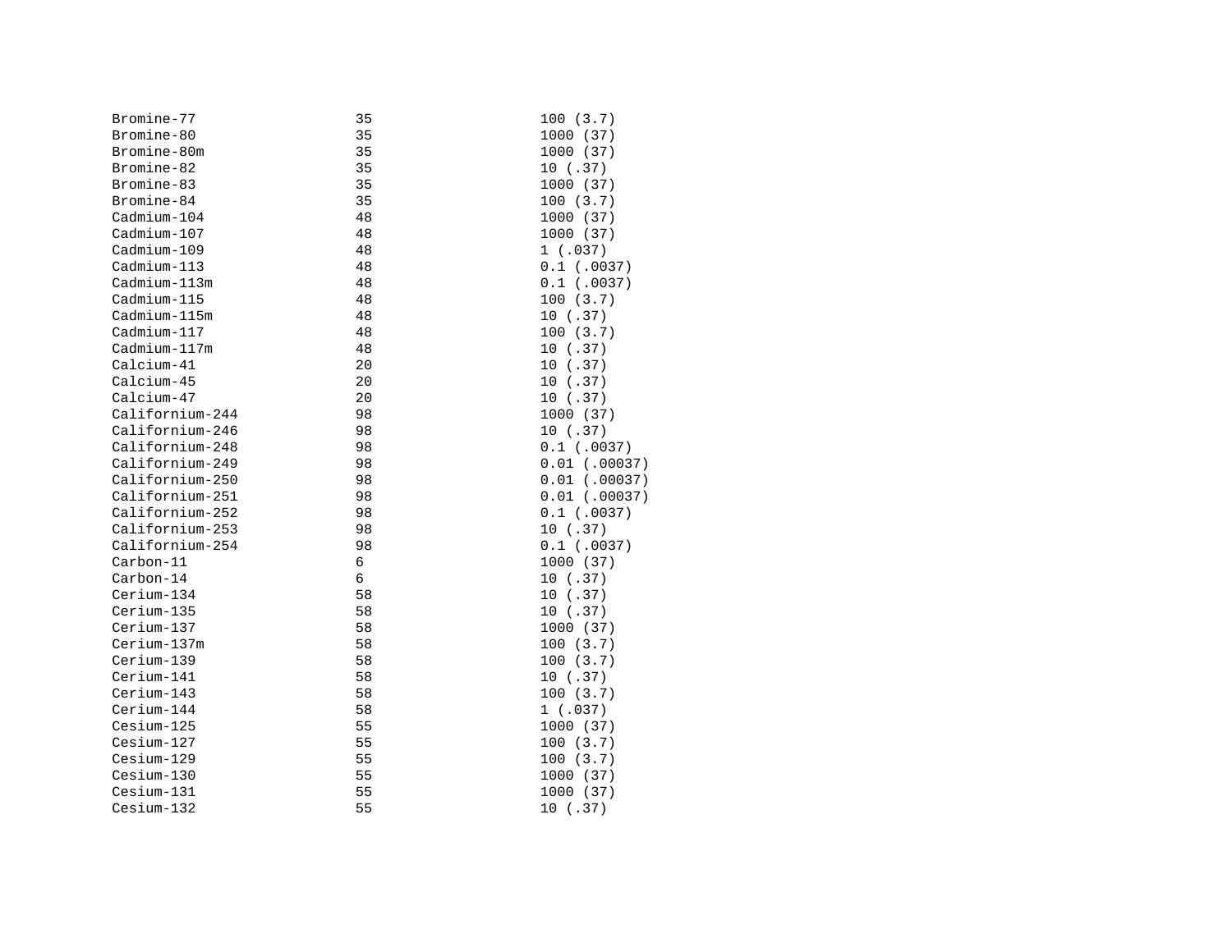| | | |
|---|---|---|
| Bromine-77 | 35 | 100 (3.7) |
| Bromine-80 | 35 | 1000 (37) |
| Bromine-80m | 35 | 1000 (37) |
| Bromine-82 | 35 | 10 (.37) |
| Bromine-83 | 35 | 1000 (37) |
| Bromine-84 | 35 | 100 (3.7) |
| Cadmium-104 | 48 | 1000 (37) |
| Cadmium-107 | 48 | 1000 (37) |
| Cadmium-109 | 48 | 1 (.037) |
| Cadmium-113 | 48 | 0.1 (.0037) |
| Cadmium-113m | 48 | 0.1 (.0037) |
| Cadmium-115 | 48 | 100 (3.7) |
| Cadmium-115m | 48 | 10 (.37) |
| Cadmium-117 | 48 | 100 (3.7) |
| Cadmium-117m | 48 | 10 (.37) |
| Calcium-41 | 20 | 10 (.37) |
| Calcium-45 | 20 | 10 (.37) |
| Calcium-47 | 20 | 10 (.37) |
| Californium-244 | 98 | 1000 (37) |
| Californium-246 | 98 | 10 (.37) |
| Californium-248 | 98 | 0.1 (.0037) |
| Californium-249 | 98 | 0.01 (.00037) |
| Californium-250 | 98 | 0.01 (.00037) |
| Californium-251 | 98 | 0.01 (.00037) |
| Californium-252 | 98 | 0.1 (.0037) |
| Californium-253 | 98 | 10 (.37) |
| Californium-254 | 98 | 0.1 (.0037) |
| Carbon-11 | 6 | 1000 (37) |
| Carbon-14 | 6 | 10 (.37) |
| Cerium-134 | 58 | 10 (.37) |
| Cerium-135 | 58 | 10 (.37) |
| Cerium-137 | 58 | 1000 (37) |
| Cerium-137m | 58 | 100 (3.7) |
| Cerium-139 | 58 | 100 (3.7) |
| Cerium-141 | 58 | 10 (.37) |
| Cerium-143 | 58 | 100 (3.7) |
| Cerium-144 | 58 | 1 (.037) |
| Cesium-125 | 55 | 1000 (37) |
| Cesium-127 | 55 | 100 (3.7) |
| Cesium-129 | 55 | 100 (3.7) |
| Cesium-130 | 55 | 1000 (37) |
| Cesium-131 | 55 | 1000 (37) |
| Cesium-132 | 55 | 10 (.37) |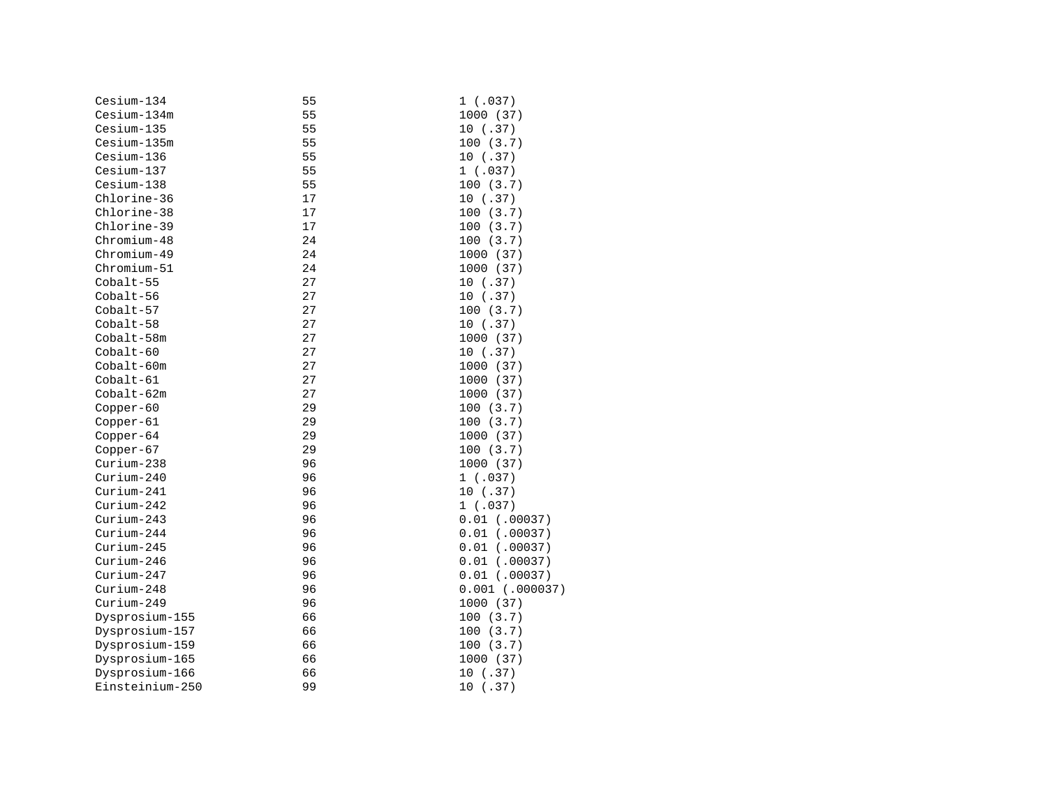| | | |
|---|---|---|
| Cesium-134 | 55 | 1 (.037) |
| Cesium-134m | 55 | 1000 (37) |
| Cesium-135 | 55 | 10 (.37) |
| Cesium-135m | 55 | 100 (3.7) |
| Cesium-136 | 55 | 10 (.37) |
| Cesium-137 | 55 | 1 (.037) |
| Cesium-138 | 55 | 100 (3.7) |
| Chlorine-36 | 17 | 10 (.37) |
| Chlorine-38 | 17 | 100 (3.7) |
| Chlorine-39 | 17 | 100 (3.7) |
| Chromium-48 | 24 | 100 (3.7) |
| Chromium-49 | 24 | 1000 (37) |
| Chromium-51 | 24 | 1000 (37) |
| Cobalt-55 | 27 | 10 (.37) |
| Cobalt-56 | 27 | 10 (.37) |
| Cobalt-57 | 27 | 100 (3.7) |
| Cobalt-58 | 27 | 10 (.37) |
| Cobalt-58m | 27 | 1000 (37) |
| Cobalt-60 | 27 | 10 (.37) |
| Cobalt-60m | 27 | 1000 (37) |
| Cobalt-61 | 27 | 1000 (37) |
| Cobalt-62m | 27 | 1000 (37) |
| Copper-60 | 29 | 100 (3.7) |
| Copper-61 | 29 | 100 (3.7) |
| Copper-64 | 29 | 1000 (37) |
| Copper-67 | 29 | 100 (3.7) |
| Curium-238 | 96 | 1000 (37) |
| Curium-240 | 96 | 1 (.037) |
| Curium-241 | 96 | 10 (.37) |
| Curium-242 | 96 | 1 (.037) |
| Curium-243 | 96 | 0.01 (.00037) |
| Curium-244 | 96 | 0.01 (.00037) |
| Curium-245 | 96 | 0.01 (.00037) |
| Curium-246 | 96 | 0.01 (.00037) |
| Curium-247 | 96 | 0.01 (.00037) |
| Curium-248 | 96 | 0.001 (.000037) |
| Curium-249 | 96 | 1000 (37) |
| Dysprosium-155 | 66 | 100 (3.7) |
| Dysprosium-157 | 66 | 100 (3.7) |
| Dysprosium-159 | 66 | 100 (3.7) |
| Dysprosium-165 | 66 | 1000 (37) |
| Dysprosium-166 | 66 | 10 (.37) |
| Einsteinium-250 | 99 | 10 (.37) |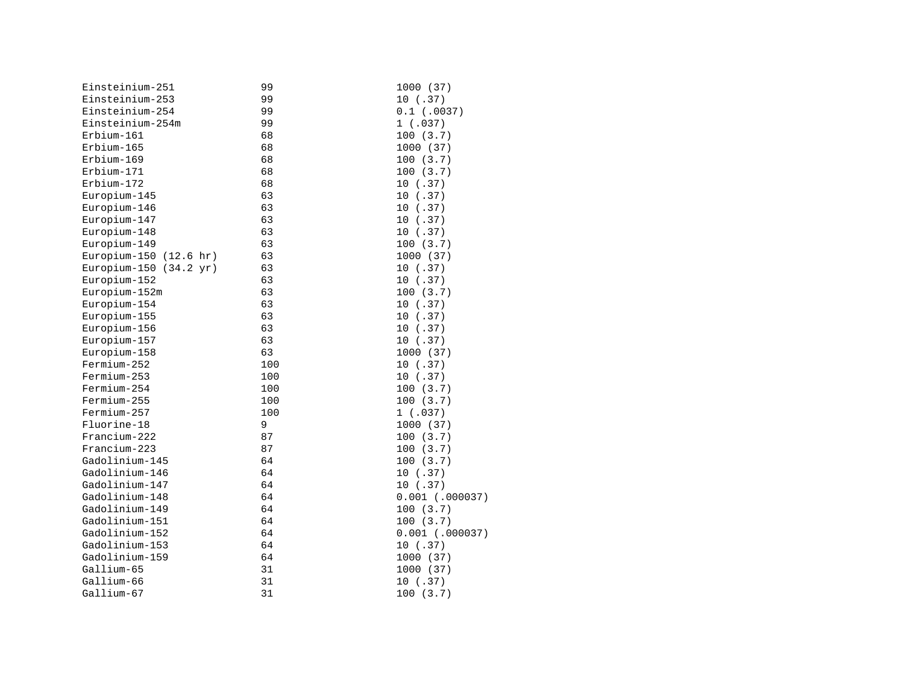| | | |
|---|---|---|
| Einsteinium-251 | 99 | 1000 (37) |
| Einsteinium-253 | 99 | 10 (.37) |
| Einsteinium-254 | 99 | 0.1 (.0037) |
| Einsteinium-254m | 99 | 1 (.037) |
| Erbium-161 | 68 | 100 (3.7) |
| Erbium-165 | 68 | 1000 (37) |
| Erbium-169 | 68 | 100 (3.7) |
| Erbium-171 | 68 | 100 (3.7) |
| Erbium-172 | 68 | 10 (.37) |
| Europium-145 | 63 | 10 (.37) |
| Europium-146 | 63 | 10 (.37) |
| Europium-147 | 63 | 10 (.37) |
| Europium-148 | 63 | 10 (.37) |
| Europium-149 | 63 | 100 (3.7) |
| Europium-150 (12.6 hr) | 63 | 1000 (37) |
| Europium-150 (34.2 yr) | 63 | 10 (.37) |
| Europium-152 | 63 | 10 (.37) |
| Europium-152m | 63 | 100 (3.7) |
| Europium-154 | 63 | 10 (.37) |
| Europium-155 | 63 | 10 (.37) |
| Europium-156 | 63 | 10 (.37) |
| Europium-157 | 63 | 10 (.37) |
| Europium-158 | 63 | 1000 (37) |
| Fermium-252 | 100 | 10 (.37) |
| Fermium-253 | 100 | 10 (.37) |
| Fermium-254 | 100 | 100 (3.7) |
| Fermium-255 | 100 | 100 (3.7) |
| Fermium-257 | 100 | 1 (.037) |
| Fluorine-18 | 9 | 1000 (37) |
| Francium-222 | 87 | 100 (3.7) |
| Francium-223 | 87 | 100 (3.7) |
| Gadolinium-145 | 64 | 100 (3.7) |
| Gadolinium-146 | 64 | 10 (.37) |
| Gadolinium-147 | 64 | 10 (.37) |
| Gadolinium-148 | 64 | 0.001 (.000037) |
| Gadolinium-149 | 64 | 100 (3.7) |
| Gadolinium-151 | 64 | 100 (3.7) |
| Gadolinium-152 | 64 | 0.001 (.000037) |
| Gadolinium-153 | 64 | 10 (.37) |
| Gadolinium-159 | 64 | 1000 (37) |
| Gallium-65 | 31 | 1000 (37) |
| Gallium-66 | 31 | 10 (.37) |
| Gallium-67 | 31 | 100 (3.7) |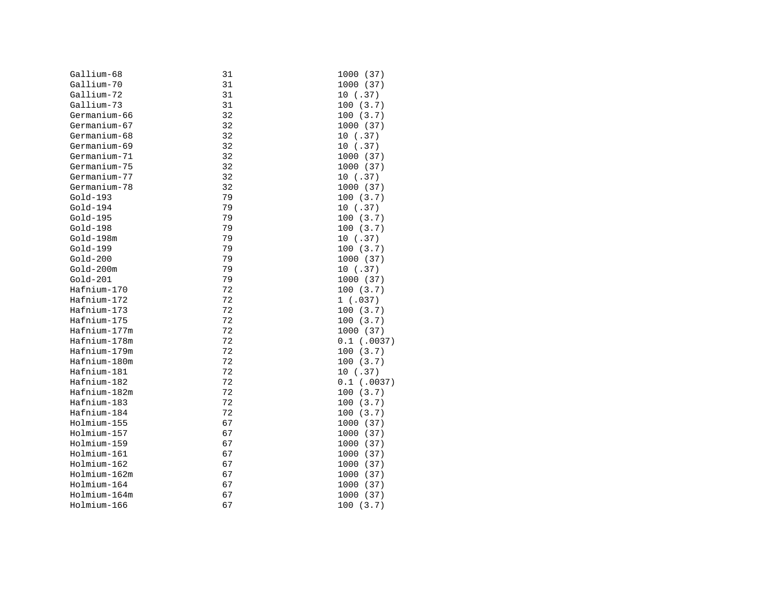| | | |
|---|---|---|
| Gallium-68 | 31 | 1000 (37) |
| Gallium-70 | 31 | 1000 (37) |
| Gallium-72 | 31 | 10 (.37) |
| Gallium-73 | 31 | 100 (3.7) |
| Germanium-66 | 32 | 100 (3.7) |
| Germanium-67 | 32 | 1000 (37) |
| Germanium-68 | 32 | 10 (.37) |
| Germanium-69 | 32 | 10 (.37) |
| Germanium-71 | 32 | 1000 (37) |
| Germanium-75 | 32 | 1000 (37) |
| Germanium-77 | 32 | 10 (.37) |
| Germanium-78 | 32 | 1000 (37) |
| Gold-193 | 79 | 100 (3.7) |
| Gold-194 | 79 | 10 (.37) |
| Gold-195 | 79 | 100 (3.7) |
| Gold-198 | 79 | 100 (3.7) |
| Gold-198m | 79 | 10 (.37) |
| Gold-199 | 79 | 100 (3.7) |
| Gold-200 | 79 | 1000 (37) |
| Gold-200m | 79 | 10 (.37) |
| Gold-201 | 79 | 1000 (37) |
| Hafnium-170 | 72 | 100 (3.7) |
| Hafnium-172 | 72 | 1 (.037) |
| Hafnium-173 | 72 | 100 (3.7) |
| Hafnium-175 | 72 | 100 (3.7) |
| Hafnium-177m | 72 | 1000 (37) |
| Hafnium-178m | 72 | 0.1 (.0037) |
| Hafnium-179m | 72 | 100 (3.7) |
| Hafnium-180m | 72 | 100 (3.7) |
| Hafnium-181 | 72 | 10 (.37) |
| Hafnium-182 | 72 | 0.1 (.0037) |
| Hafnium-182m | 72 | 100 (3.7) |
| Hafnium-183 | 72 | 100 (3.7) |
| Hafnium-184 | 72 | 100 (3.7) |
| Holmium-155 | 67 | 1000 (37) |
| Holmium-157 | 67 | 1000 (37) |
| Holmium-159 | 67 | 1000 (37) |
| Holmium-161 | 67 | 1000 (37) |
| Holmium-162 | 67 | 1000 (37) |
| Holmium-162m | 67 | 1000 (37) |
| Holmium-164 | 67 | 1000 (37) |
| Holmium-164m | 67 | 1000 (37) |
| Holmium-166 | 67 | 100 (3.7) |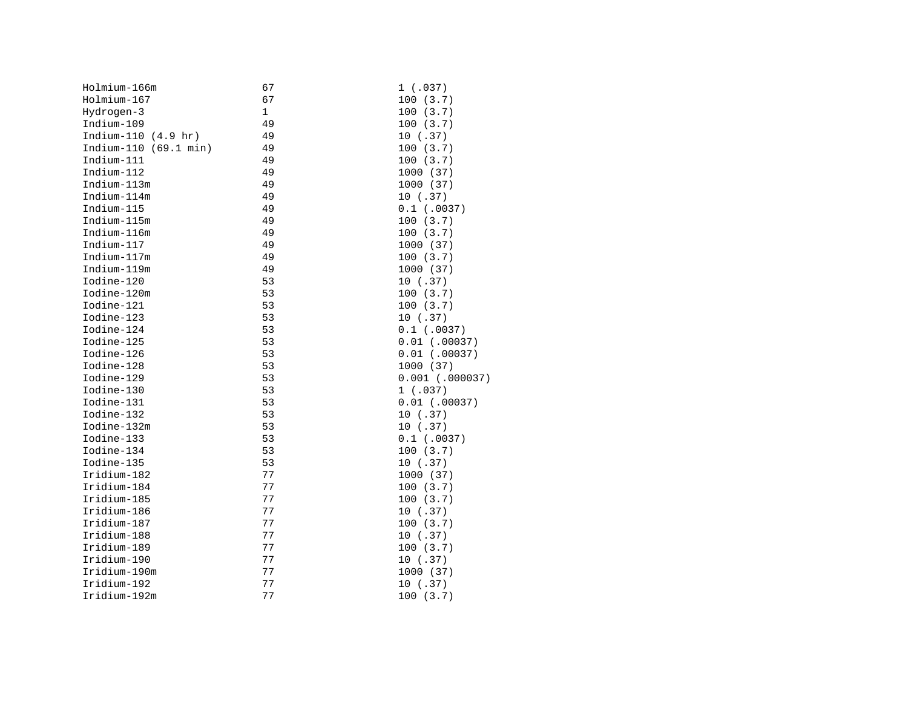| | | |
|---|---|---|
| Holmium-166m | 67 | 1 (.037) |
| Holmium-167 | 67 | 100 (3.7) |
| Hydrogen-3 | 1 | 100 (3.7) |
| Indium-109 | 49 | 100 (3.7) |
| Indium-110 (4.9 hr) | 49 | 10 (.37) |
| Indium-110 (69.1 min) | 49 | 100 (3.7) |
| Indium-111 | 49 | 100 (3.7) |
| Indium-112 | 49 | 1000 (37) |
| Indium-113m | 49 | 1000 (37) |
| Indium-114m | 49 | 10 (.37) |
| Indium-115 | 49 | 0.1 (.0037) |
| Indium-115m | 49 | 100 (3.7) |
| Indium-116m | 49 | 100 (3.7) |
| Indium-117 | 49 | 1000 (37) |
| Indium-117m | 49 | 100 (3.7) |
| Indium-119m | 49 | 1000 (37) |
| Iodine-120 | 53 | 10 (.37) |
| Iodine-120m | 53 | 100 (3.7) |
| Iodine-121 | 53 | 100 (3.7) |
| Iodine-123 | 53 | 10 (.37) |
| Iodine-124 | 53 | 0.1 (.0037) |
| Iodine-125 | 53 | 0.01 (.00037) |
| Iodine-126 | 53 | 0.01 (.00037) |
| Iodine-128 | 53 | 1000 (37) |
| Iodine-129 | 53 | 0.001 (.000037) |
| Iodine-130 | 53 | 1 (.037) |
| Iodine-131 | 53 | 0.01 (.00037) |
| Iodine-132 | 53 | 10 (.37) |
| Iodine-132m | 53 | 10 (.37) |
| Iodine-133 | 53 | 0.1 (.0037) |
| Iodine-134 | 53 | 100 (3.7) |
| Iodine-135 | 53 | 10 (.37) |
| Iridium-182 | 77 | 1000 (37) |
| Iridium-184 | 77 | 100 (3.7) |
| Iridium-185 | 77 | 100 (3.7) |
| Iridium-186 | 77 | 10 (.37) |
| Iridium-187 | 77 | 100 (3.7) |
| Iridium-188 | 77 | 10 (.37) |
| Iridium-189 | 77 | 100 (3.7) |
| Iridium-190 | 77 | 10 (.37) |
| Iridium-190m | 77 | 1000 (37) |
| Iridium-192 | 77 | 10 (.37) |
| Iridium-192m | 77 | 100 (3.7) |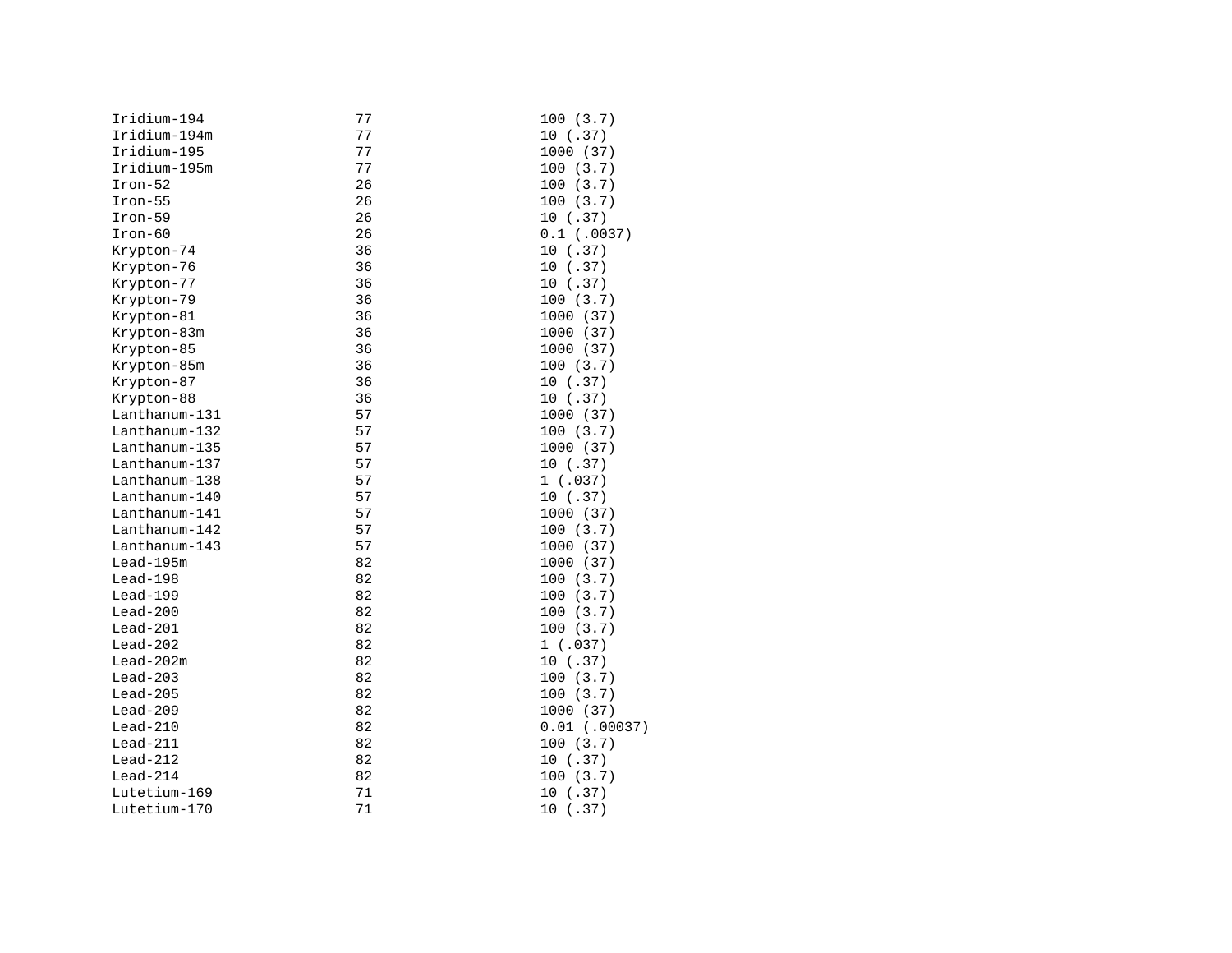| | | |
|---|---|---|
| Iridium-194 | 77 | 100 (3.7) |
| Iridium-194m | 77 | 10 (.37) |
| Iridium-195 | 77 | 1000 (37) |
| Iridium-195m | 77 | 100 (3.7) |
| Iron-52 | 26 | 100 (3.7) |
| Iron-55 | 26 | 100 (3.7) |
| Iron-59 | 26 | 10 (.37) |
| Iron-60 | 26 | 0.1 (.0037) |
| Krypton-74 | 36 | 10 (.37) |
| Krypton-76 | 36 | 10 (.37) |
| Krypton-77 | 36 | 10 (.37) |
| Krypton-79 | 36 | 100 (3.7) |
| Krypton-81 | 36 | 1000 (37) |
| Krypton-83m | 36 | 1000 (37) |
| Krypton-85 | 36 | 1000 (37) |
| Krypton-85m | 36 | 100 (3.7) |
| Krypton-87 | 36 | 10 (.37) |
| Krypton-88 | 36 | 10 (.37) |
| Lanthanum-131 | 57 | 1000 (37) |
| Lanthanum-132 | 57 | 100 (3.7) |
| Lanthanum-135 | 57 | 1000 (37) |
| Lanthanum-137 | 57 | 10 (.37) |
| Lanthanum-138 | 57 | 1 (.037) |
| Lanthanum-140 | 57 | 10 (.37) |
| Lanthanum-141 | 57 | 1000 (37) |
| Lanthanum-142 | 57 | 100 (3.7) |
| Lanthanum-143 | 57 | 1000 (37) |
| Lead-195m | 82 | 1000 (37) |
| Lead-198 | 82 | 100 (3.7) |
| Lead-199 | 82 | 100 (3.7) |
| Lead-200 | 82 | 100 (3.7) |
| Lead-201 | 82 | 100 (3.7) |
| Lead-202 | 82 | 1 (.037) |
| Lead-202m | 82 | 10 (.37) |
| Lead-203 | 82 | 100 (3.7) |
| Lead-205 | 82 | 100 (3.7) |
| Lead-209 | 82 | 1000 (37) |
| Lead-210 | 82 | 0.01 (.00037) |
| Lead-211 | 82 | 100 (3.7) |
| Lead-212 | 82 | 10 (.37) |
| Lead-214 | 82 | 100 (3.7) |
| Lutetium-169 | 71 | 10 (.37) |
| Lutetium-170 | 71 | 10 (.37) |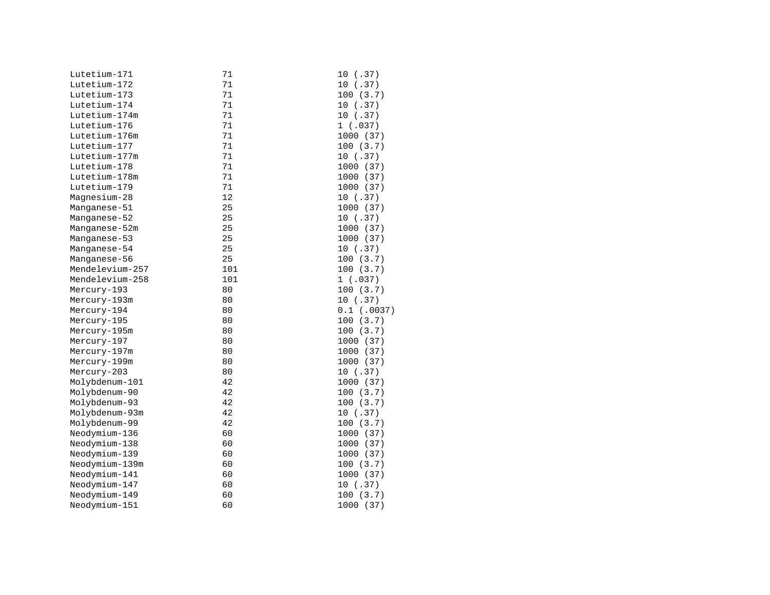| | | |
|---|---|---|
| Lutetium-171 | 71 | 10 (.37) |
| Lutetium-172 | 71 | 10 (.37) |
| Lutetium-173 | 71 | 100 (3.7) |
| Lutetium-174 | 71 | 10 (.37) |
| Lutetium-174m | 71 | 10 (.37) |
| Lutetium-176 | 71 | 1 (.037) |
| Lutetium-176m | 71 | 1000 (37) |
| Lutetium-177 | 71 | 100 (3.7) |
| Lutetium-177m | 71 | 10 (.37) |
| Lutetium-178 | 71 | 1000 (37) |
| Lutetium-178m | 71 | 1000 (37) |
| Lutetium-179 | 71 | 1000 (37) |
| Magnesium-28 | 12 | 10 (.37) |
| Manganese-51 | 25 | 1000 (37) |
| Manganese-52 | 25 | 10 (.37) |
| Manganese-52m | 25 | 1000 (37) |
| Manganese-53 | 25 | 1000 (37) |
| Manganese-54 | 25 | 10 (.37) |
| Manganese-56 | 25 | 100 (3.7) |
| Mendelevium-257 | 101 | 100 (3.7) |
| Mendelevium-258 | 101 | 1 (.037) |
| Mercury-193 | 80 | 100 (3.7) |
| Mercury-193m | 80 | 10 (.37) |
| Mercury-194 | 80 | 0.1 (.0037) |
| Mercury-195 | 80 | 100 (3.7) |
| Mercury-195m | 80 | 100 (3.7) |
| Mercury-197 | 80 | 1000 (37) |
| Mercury-197m | 80 | 1000 (37) |
| Mercury-199m | 80 | 1000 (37) |
| Mercury-203 | 80 | 10 (.37) |
| Molybdenum-101 | 42 | 1000 (37) |
| Molybdenum-90 | 42 | 100 (3.7) |
| Molybdenum-93 | 42 | 100 (3.7) |
| Molybdenum-93m | 42 | 10 (.37) |
| Molybdenum-99 | 42 | 100 (3.7) |
| Neodymium-136 | 60 | 1000 (37) |
| Neodymium-138 | 60 | 1000 (37) |
| Neodymium-139 | 60 | 1000 (37) |
| Neodymium-139m | 60 | 100 (3.7) |
| Neodymium-141 | 60 | 1000 (37) |
| Neodymium-147 | 60 | 10 (.37) |
| Neodymium-149 | 60 | 100 (3.7) |
| Neodymium-151 | 60 | 1000 (37) |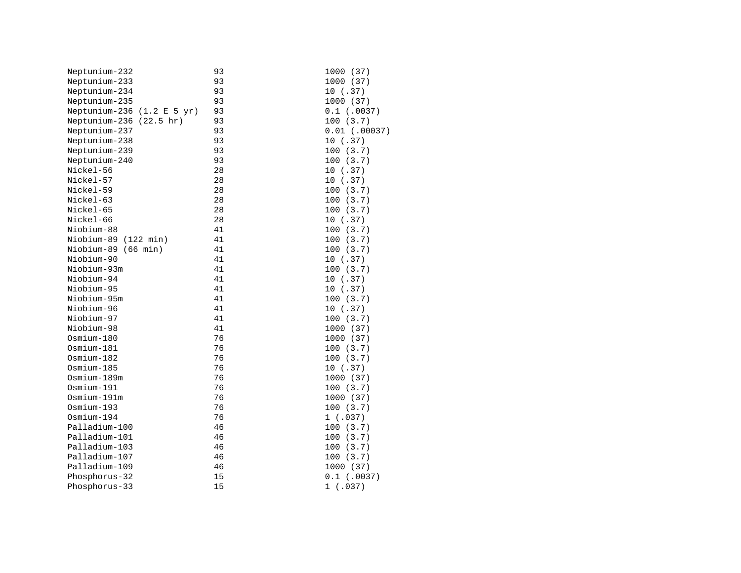| | | |
|---|---|---|
| Neptunium-232 | 93 | 1000 (37) |
| Neptunium-233 | 93 | 1000 (37) |
| Neptunium-234 | 93 | 10 (.37) |
| Neptunium-235 | 93 | 1000 (37) |
| Neptunium-236 (1.2 E 5 yr) | 93 | 0.1 (.0037) |
| Neptunium-236 (22.5 hr) | 93 | 100 (3.7) |
| Neptunium-237 | 93 | 0.01 (.00037) |
| Neptunium-238 | 93 | 10 (.37) |
| Neptunium-239 | 93 | 100 (3.7) |
| Neptunium-240 | 93 | 100 (3.7) |
| Nickel-56 | 28 | 10 (.37) |
| Nickel-57 | 28 | 10 (.37) |
| Nickel-59 | 28 | 100 (3.7) |
| Nickel-63 | 28 | 100 (3.7) |
| Nickel-65 | 28 | 100 (3.7) |
| Nickel-66 | 28 | 10 (.37) |
| Niobium-88 | 41 | 100 (3.7) |
| Niobium-89 (122 min) | 41 | 100 (3.7) |
| Niobium-89 (66 min) | 41 | 100 (3.7) |
| Niobium-90 | 41 | 10 (.37) |
| Niobium-93m | 41 | 100 (3.7) |
| Niobium-94 | 41 | 10 (.37) |
| Niobium-95 | 41 | 10 (.37) |
| Niobium-95m | 41 | 100 (3.7) |
| Niobium-96 | 41 | 10 (.37) |
| Niobium-97 | 41 | 100 (3.7) |
| Niobium-98 | 41 | 1000 (37) |
| Osmium-180 | 76 | 1000 (37) |
| Osmium-181 | 76 | 100 (3.7) |
| Osmium-182 | 76 | 100 (3.7) |
| Osmium-185 | 76 | 10 (.37) |
| Osmium-189m | 76 | 1000 (37) |
| Osmium-191 | 76 | 100 (3.7) |
| Osmium-191m | 76 | 1000 (37) |
| Osmium-193 | 76 | 100 (3.7) |
| Osmium-194 | 76 | 1 (.037) |
| Palladium-100 | 46 | 100 (3.7) |
| Palladium-101 | 46 | 100 (3.7) |
| Palladium-103 | 46 | 100 (3.7) |
| Palladium-107 | 46 | 100 (3.7) |
| Palladium-109 | 46 | 1000 (37) |
| Phosphorus-32 | 15 | 0.1 (.0037) |
| Phosphorus-33 | 15 | 1 (.037) |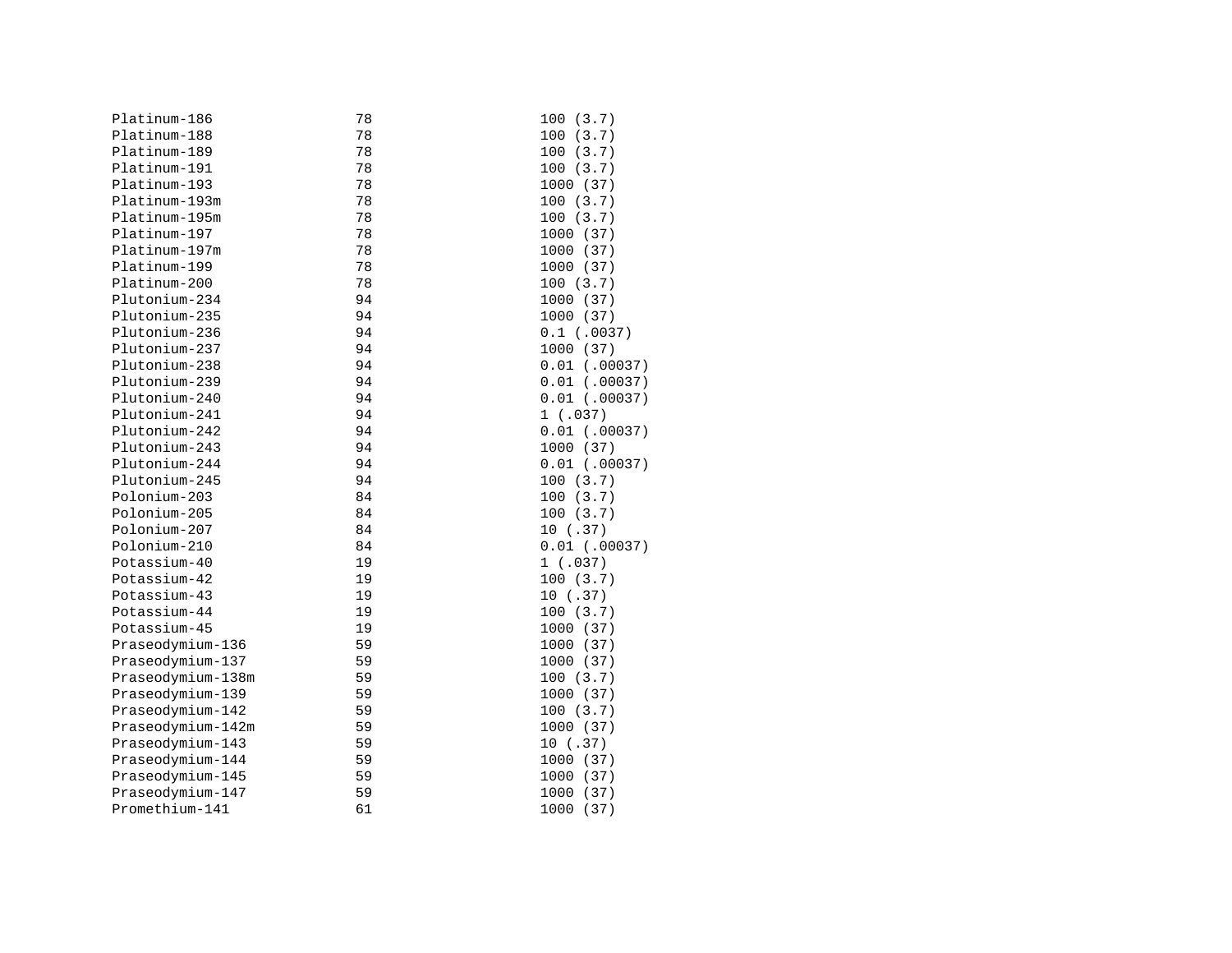| | | |
|---|---|---|
| Platinum-186 | 78 | 100 (3.7) |
| Platinum-188 | 78 | 100 (3.7) |
| Platinum-189 | 78 | 100 (3.7) |
| Platinum-191 | 78 | 100 (3.7) |
| Platinum-193 | 78 | 1000 (37) |
| Platinum-193m | 78 | 100 (3.7) |
| Platinum-195m | 78 | 100 (3.7) |
| Platinum-197 | 78 | 1000 (37) |
| Platinum-197m | 78 | 1000 (37) |
| Platinum-199 | 78 | 1000 (37) |
| Platinum-200 | 78 | 100 (3.7) |
| Plutonium-234 | 94 | 1000 (37) |
| Plutonium-235 | 94 | 1000 (37) |
| Plutonium-236 | 94 | 0.1 (.0037) |
| Plutonium-237 | 94 | 1000 (37) |
| Plutonium-238 | 94 | 0.01 (.00037) |
| Plutonium-239 | 94 | 0.01 (.00037) |
| Plutonium-240 | 94 | 0.01 (.00037) |
| Plutonium-241 | 94 | 1 (.037) |
| Plutonium-242 | 94 | 0.01 (.00037) |
| Plutonium-243 | 94 | 1000 (37) |
| Plutonium-244 | 94 | 0.01 (.00037) |
| Plutonium-245 | 94 | 100 (3.7) |
| Polonium-203 | 84 | 100 (3.7) |
| Polonium-205 | 84 | 100 (3.7) |
| Polonium-207 | 84 | 10 (.37) |
| Polonium-210 | 84 | 0.01 (.00037) |
| Potassium-40 | 19 | 1 (.037) |
| Potassium-42 | 19 | 100 (3.7) |
| Potassium-43 | 19 | 10 (.37) |
| Potassium-44 | 19 | 100 (3.7) |
| Potassium-45 | 19 | 1000 (37) |
| Praseodymium-136 | 59 | 1000 (37) |
| Praseodymium-137 | 59 | 1000 (37) |
| Praseodymium-138m | 59 | 100 (3.7) |
| Praseodymium-139 | 59 | 1000 (37) |
| Praseodymium-142 | 59 | 100 (3.7) |
| Praseodymium-142m | 59 | 1000 (37) |
| Praseodymium-143 | 59 | 10 (.37) |
| Praseodymium-144 | 59 | 1000 (37) |
| Praseodymium-145 | 59 | 1000 (37) |
| Praseodymium-147 | 59 | 1000 (37) |
| Promethium-141 | 61 | 1000 (37) |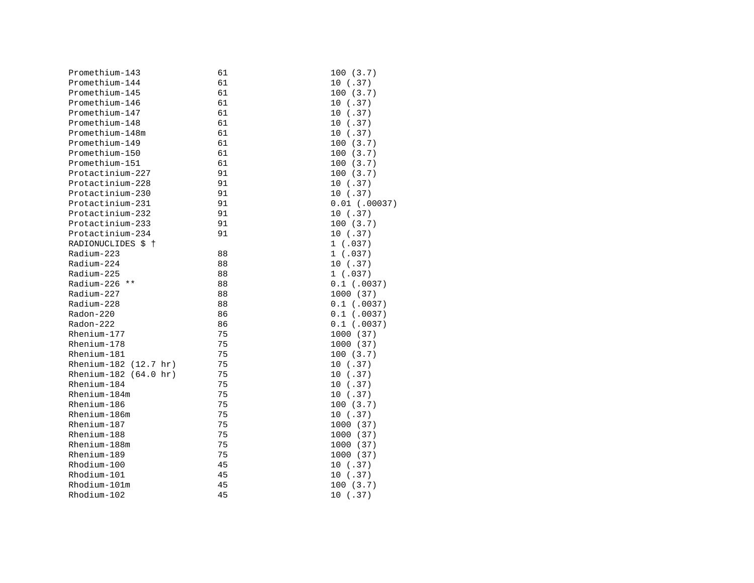| | | |
|---|---|---|
| Promethium-143 | 61 | 100 (3.7) |
| Promethium-144 | 61 | 10 (.37) |
| Promethium-145 | 61 | 100 (3.7) |
| Promethium-146 | 61 | 10 (.37) |
| Promethium-147 | 61 | 10 (.37) |
| Promethium-148 | 61 | 10 (.37) |
| Promethium-148m | 61 | 10 (.37) |
| Promethium-149 | 61 | 100 (3.7) |
| Promethium-150 | 61 | 100 (3.7) |
| Promethium-151 | 61 | 100 (3.7) |
| Protactinium-227 | 91 | 100 (3.7) |
| Protactinium-228 | 91 | 10 (.37) |
| Protactinium-230 | 91 | 10 (.37) |
| Protactinium-231 | 91 | 0.01 (.00037) |
| Protactinium-232 | 91 | 10 (.37) |
| Protactinium-233 | 91 | 100 (3.7) |
| Protactinium-234 | 91 | 10 (.37) |
| RADIONUCLIDES $ † | | 1 (.037) |
| Radium-223 | 88 | 1 (.037) |
| Radium-224 | 88 | 10 (.37) |
| Radium-225 | 88 | 1 (.037) |
| Radium-226 ** | 88 | 0.1 (.0037) |
| Radium-227 | 88 | 1000 (37) |
| Radium-228 | 88 | 0.1 (.0037) |
| Radon-220 | 86 | 0.1 (.0037) |
| Radon-222 | 86 | 0.1 (.0037) |
| Rhenium-177 | 75 | 1000 (37) |
| Rhenium-178 | 75 | 1000 (37) |
| Rhenium-181 | 75 | 100 (3.7) |
| Rhenium-182 (12.7 hr) | 75 | 10 (.37) |
| Rhenium-182 (64.0 hr) | 75 | 10 (.37) |
| Rhenium-184 | 75 | 10 (.37) |
| Rhenium-184m | 75 | 10 (.37) |
| Rhenium-186 | 75 | 100 (3.7) |
| Rhenium-186m | 75 | 10 (.37) |
| Rhenium-187 | 75 | 1000 (37) |
| Rhenium-188 | 75 | 1000 (37) |
| Rhenium-188m | 75 | 1000 (37) |
| Rhenium-189 | 75 | 1000 (37) |
| Rhodium-100 | 45 | 10 (.37) |
| Rhodium-101 | 45 | 10 (.37) |
| Rhodium-101m | 45 | 100 (3.7) |
| Rhodium-102 | 45 | 10 (.37) |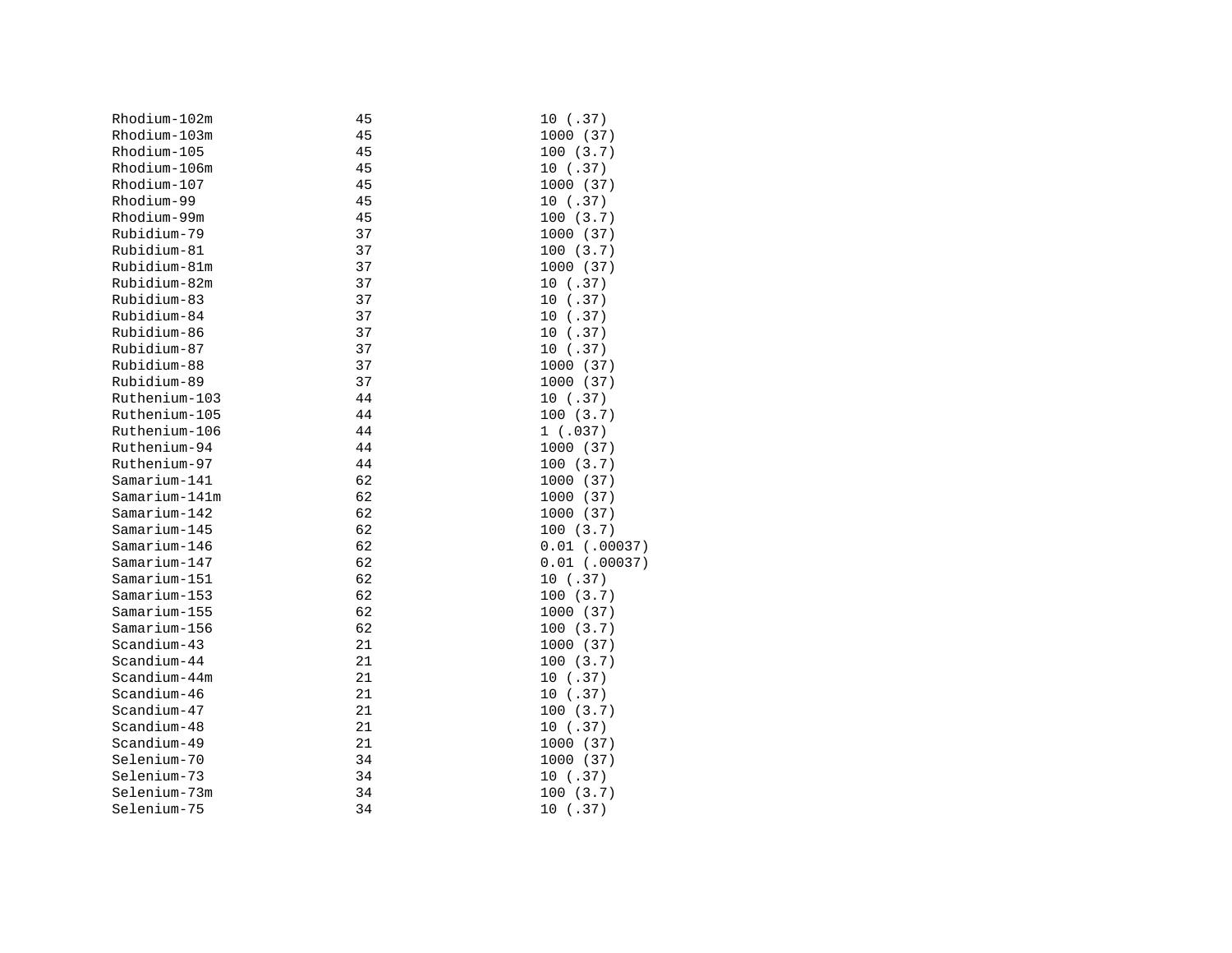| | | |
|---|---|---|
| Rhodium-102m | 45 | 10 (.37) |
| Rhodium-103m | 45 | 1000 (37) |
| Rhodium-105 | 45 | 100 (3.7) |
| Rhodium-106m | 45 | 10 (.37) |
| Rhodium-107 | 45 | 1000 (37) |
| Rhodium-99 | 45 | 10 (.37) |
| Rhodium-99m | 45 | 100 (3.7) |
| Rubidium-79 | 37 | 1000 (37) |
| Rubidium-81 | 37 | 100 (3.7) |
| Rubidium-81m | 37 | 1000 (37) |
| Rubidium-82m | 37 | 10 (.37) |
| Rubidium-83 | 37 | 10 (.37) |
| Rubidium-84 | 37 | 10 (.37) |
| Rubidium-86 | 37 | 10 (.37) |
| Rubidium-87 | 37 | 10 (.37) |
| Rubidium-88 | 37 | 1000 (37) |
| Rubidium-89 | 37 | 1000 (37) |
| Ruthenium-103 | 44 | 10 (.37) |
| Ruthenium-105 | 44 | 100 (3.7) |
| Ruthenium-106 | 44 | 1 (.037) |
| Ruthenium-94 | 44 | 1000 (37) |
| Ruthenium-97 | 44 | 100 (3.7) |
| Samarium-141 | 62 | 1000 (37) |
| Samarium-141m | 62 | 1000 (37) |
| Samarium-142 | 62 | 1000 (37) |
| Samarium-145 | 62 | 100 (3.7) |
| Samarium-146 | 62 | 0.01 (.00037) |
| Samarium-147 | 62 | 0.01 (.00037) |
| Samarium-151 | 62 | 10 (.37) |
| Samarium-153 | 62 | 100 (3.7) |
| Samarium-155 | 62 | 1000 (37) |
| Samarium-156 | 62 | 100 (3.7) |
| Scandium-43 | 21 | 1000 (37) |
| Scandium-44 | 21 | 100 (3.7) |
| Scandium-44m | 21 | 10 (.37) |
| Scandium-46 | 21 | 10 (.37) |
| Scandium-47 | 21 | 100 (3.7) |
| Scandium-48 | 21 | 10 (.37) |
| Scandium-49 | 21 | 1000 (37) |
| Selenium-70 | 34 | 1000 (37) |
| Selenium-73 | 34 | 10 (.37) |
| Selenium-73m | 34 | 100 (3.7) |
| Selenium-75 | 34 | 10 (.37) |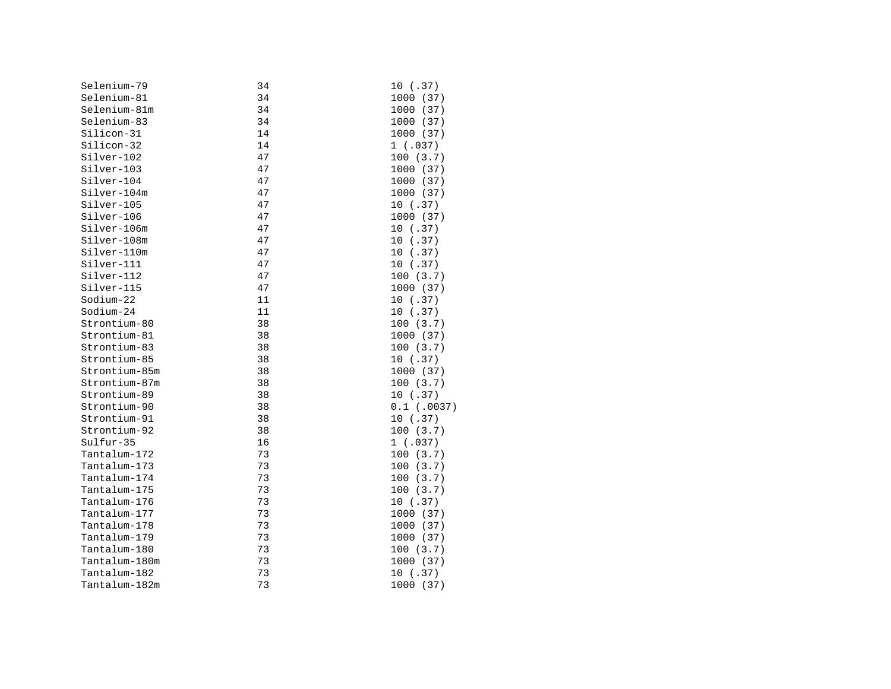| | | |
|---|---|---|
| Selenium-79 | 34 | 10 (.37) |
| Selenium-81 | 34 | 1000 (37) |
| Selenium-81m | 34 | 1000 (37) |
| Selenium-83 | 34 | 1000 (37) |
| Silicon-31 | 14 | 1000 (37) |
| Silicon-32 | 14 | 1 (.037) |
| Silver-102 | 47 | 100 (3.7) |
| Silver-103 | 47 | 1000 (37) |
| Silver-104 | 47 | 1000 (37) |
| Silver-104m | 47 | 1000 (37) |
| Silver-105 | 47 | 10 (.37) |
| Silver-106 | 47 | 1000 (37) |
| Silver-106m | 47 | 10 (.37) |
| Silver-108m | 47 | 10 (.37) |
| Silver-110m | 47 | 10 (.37) |
| Silver-111 | 47 | 10 (.37) |
| Silver-112 | 47 | 100 (3.7) |
| Silver-115 | 47 | 1000 (37) |
| Sodium-22 | 11 | 10 (.37) |
| Sodium-24 | 11 | 10 (.37) |
| Strontium-80 | 38 | 100 (3.7) |
| Strontium-81 | 38 | 1000 (37) |
| Strontium-83 | 38 | 100 (3.7) |
| Strontium-85 | 38 | 10 (.37) |
| Strontium-85m | 38 | 1000 (37) |
| Strontium-87m | 38 | 100 (3.7) |
| Strontium-89 | 38 | 10 (.37) |
| Strontium-90 | 38 | 0.1 (.0037) |
| Strontium-91 | 38 | 10 (.37) |
| Strontium-92 | 38 | 100 (3.7) |
| Sulfur-35 | 16 | 1 (.037) |
| Tantalum-172 | 73 | 100 (3.7) |
| Tantalum-173 | 73 | 100 (3.7) |
| Tantalum-174 | 73 | 100 (3.7) |
| Tantalum-175 | 73 | 100 (3.7) |
| Tantalum-176 | 73 | 10 (.37) |
| Tantalum-177 | 73 | 1000 (37) |
| Tantalum-178 | 73 | 1000 (37) |
| Tantalum-179 | 73 | 1000 (37) |
| Tantalum-180 | 73 | 100 (3.7) |
| Tantalum-180m | 73 | 1000 (37) |
| Tantalum-182 | 73 | 10 (.37) |
| Tantalum-182m | 73 | 1000 (37) |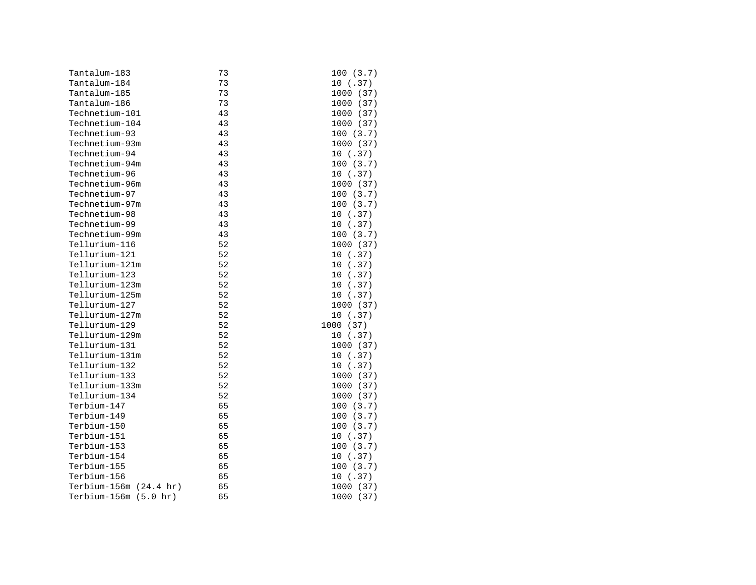| | | |
|---|---|---|
| Tantalum-183 | 73 | 100 (3.7) |
| Tantalum-184 | 73 | 10 (.37) |
| Tantalum-185 | 73 | 1000 (37) |
| Tantalum-186 | 73 | 1000 (37) |
| Technetium-101 | 43 | 1000 (37) |
| Technetium-104 | 43 | 1000 (37) |
| Technetium-93 | 43 | 100 (3.7) |
| Technetium-93m | 43 | 1000 (37) |
| Technetium-94 | 43 | 10 (.37) |
| Technetium-94m | 43 | 100 (3.7) |
| Technetium-96 | 43 | 10 (.37) |
| Technetium-96m | 43 | 1000 (37) |
| Technetium-97 | 43 | 100 (3.7) |
| Technetium-97m | 43 | 100 (3.7) |
| Technetium-98 | 43 | 10 (.37) |
| Technetium-99 | 43 | 10 (.37) |
| Technetium-99m | 43 | 100 (3.7) |
| Tellurium-116 | 52 | 1000 (37) |
| Tellurium-121 | 52 | 10 (.37) |
| Tellurium-121m | 52 | 10 (.37) |
| Tellurium-123 | 52 | 10 (.37) |
| Tellurium-123m | 52 | 10 (.37) |
| Tellurium-125m | 52 | 10 (.37) |
| Tellurium-127 | 52 | 1000 (37) |
| Tellurium-127m | 52 | 10 (.37) |
| Tellurium-129 | 52 | 1000 (37) |
| Tellurium-129m | 52 | 10 (.37) |
| Tellurium-131 | 52 | 1000 (37) |
| Tellurium-131m | 52 | 10 (.37) |
| Tellurium-132 | 52 | 10 (.37) |
| Tellurium-133 | 52 | 1000 (37) |
| Tellurium-133m | 52 | 1000 (37) |
| Tellurium-134 | 52 | 1000 (37) |
| Terbium-147 | 65 | 100 (3.7) |
| Terbium-149 | 65 | 100 (3.7) |
| Terbium-150 | 65 | 100 (3.7) |
| Terbium-151 | 65 | 10 (.37) |
| Terbium-153 | 65 | 100 (3.7) |
| Terbium-154 | 65 | 10 (.37) |
| Terbium-155 | 65 | 100 (3.7) |
| Terbium-156 | 65 | 10 (.37) |
| Terbium-156m (24.4 hr) | 65 | 1000 (37) |
| Terbium-156m (5.0 hr) | 65 | 1000 (37) |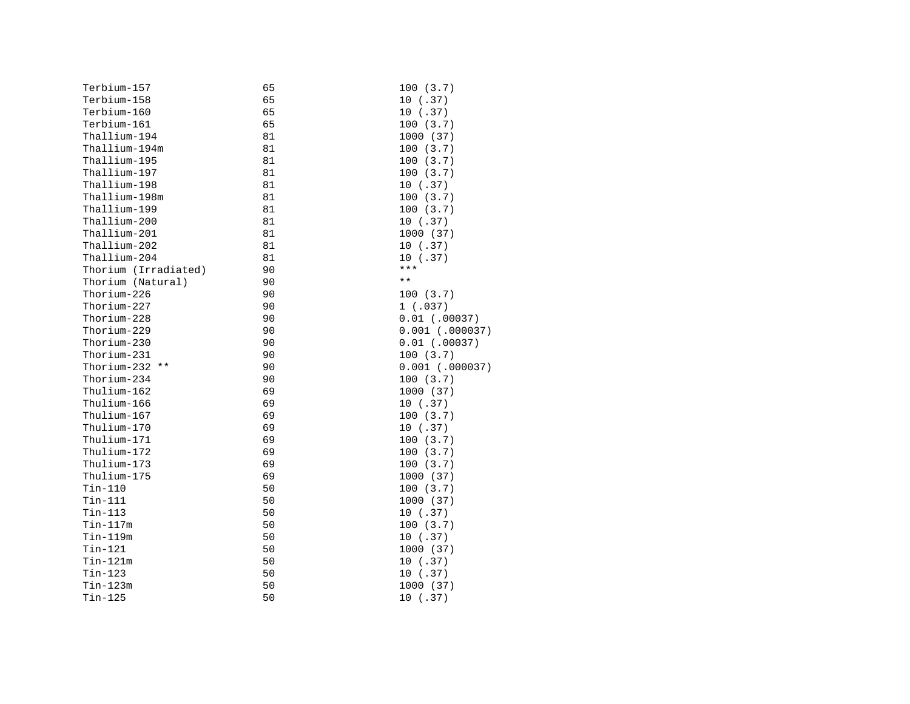| | | |
|---|---|---|
| Terbium-157 | 65 | 100 (3.7) |
| Terbium-158 | 65 | 10 (.37) |
| Terbium-160 | 65 | 10 (.37) |
| Terbium-161 | 65 | 100 (3.7) |
| Thallium-194 | 81 | 1000 (37) |
| Thallium-194m | 81 | 100 (3.7) |
| Thallium-195 | 81 | 100 (3.7) |
| Thallium-197 | 81 | 100 (3.7) |
| Thallium-198 | 81 | 10 (.37) |
| Thallium-198m | 81 | 100 (3.7) |
| Thallium-199 | 81 | 100 (3.7) |
| Thallium-200 | 81 | 10 (.37) |
| Thallium-201 | 81 | 1000 (37) |
| Thallium-202 | 81 | 10 (.37) |
| Thallium-204 | 81 | 10 (.37) |
| Thorium (Irradiated) | 90 | *** |
| Thorium (Natural) | 90 | ** |
| Thorium-226 | 90 | 100 (3.7) |
| Thorium-227 | 90 | 1 (.037) |
| Thorium-228 | 90 | 0.01 (.00037) |
| Thorium-229 | 90 | 0.001 (.000037) |
| Thorium-230 | 90 | 0.01 (.00037) |
| Thorium-231 | 90 | 100 (3.7) |
| Thorium-232 ** | 90 | 0.001 (.000037) |
| Thorium-234 | 90 | 100 (3.7) |
| Thulium-162 | 69 | 1000 (37) |
| Thulium-166 | 69 | 10 (.37) |
| Thulium-167 | 69 | 100 (3.7) |
| Thulium-170 | 69 | 10 (.37) |
| Thulium-171 | 69 | 100 (3.7) |
| Thulium-172 | 69 | 100 (3.7) |
| Thulium-173 | 69 | 100 (3.7) |
| Thulium-175 | 69 | 1000 (37) |
| Tin-110 | 50 | 100 (3.7) |
| Tin-111 | 50 | 1000 (37) |
| Tin-113 | 50 | 10 (.37) |
| Tin-117m | 50 | 100 (3.7) |
| Tin-119m | 50 | 10 (.37) |
| Tin-121 | 50 | 1000 (37) |
| Tin-121m | 50 | 10 (.37) |
| Tin-123 | 50 | 10 (.37) |
| Tin-123m | 50 | 1000 (37) |
| Tin-125 | 50 | 10 (.37) |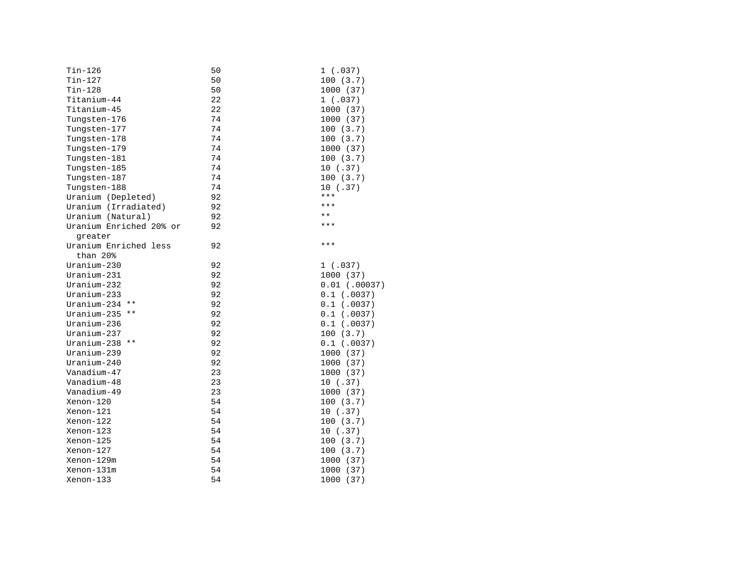| | | |
|---|---|---|
| Tin-126 | 50 | 1 (.037) |
| Tin-127 | 50 | 100 (3.7) |
| Tin-128 | 50 | 1000 (37) |
| Titanium-44 | 22 | 1 (.037) |
| Titanium-45 | 22 | 1000 (37) |
| Tungsten-176 | 74 | 1000 (37) |
| Tungsten-177 | 74 | 100 (3.7) |
| Tungsten-178 | 74 | 100 (3.7) |
| Tungsten-179 | 74 | 1000 (37) |
| Tungsten-181 | 74 | 100 (3.7) |
| Tungsten-185 | 74 | 10 (.37) |
| Tungsten-187 | 74 | 100 (3.7) |
| Tungsten-188 | 74 | 10 (.37) |
| Uranium (Depleted) | 92 | *** |
| Uranium (Irradiated) | 92 | *** |
| Uranium (Natural) | 92 | ** |
| Uranium Enriched 20% or greater | 92 | *** |
| Uranium Enriched less than 20% | 92 | *** |
| Uranium-230 | 92 | 1 (.037) |
| Uranium-231 | 92 | 1000 (37) |
| Uranium-232 | 92 | 0.01 (.00037) |
| Uranium-233 | 92 | 0.1 (.0037) |
| Uranium-234 ** | 92 | 0.1 (.0037) |
| Uranium-235 ** | 92 | 0.1 (.0037) |
| Uranium-236 | 92 | 0.1 (.0037) |
| Uranium-237 | 92 | 100 (3.7) |
| Uranium-238 ** | 92 | 0.1 (.0037) |
| Uranium-239 | 92 | 1000 (37) |
| Uranium-240 | 92 | 1000 (37) |
| Vanadium-47 | 23 | 1000 (37) |
| Vanadium-48 | 23 | 10 (.37) |
| Vanadium-49 | 23 | 1000 (37) |
| Xenon-120 | 54 | 100 (3.7) |
| Xenon-121 | 54 | 10 (.37) |
| Xenon-122 | 54 | 100 (3.7) |
| Xenon-123 | 54 | 10 (.37) |
| Xenon-125 | 54 | 100 (3.7) |
| Xenon-127 | 54 | 100 (3.7) |
| Xenon-129m | 54 | 1000 (37) |
| Xenon-131m | 54 | 1000 (37) |
| Xenon-133 | 54 | 1000 (37) |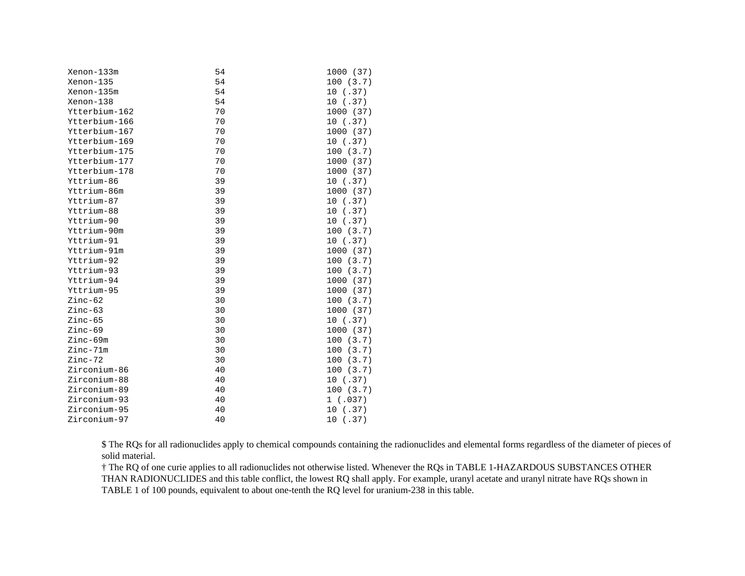| | | |
|---|---|---|
| Xenon-133m | 54 | 1000 (37) |
| Xenon-135 | 54 | 100 (3.7) |
| Xenon-135m | 54 | 10 (.37) |
| Xenon-138 | 54 | 10 (.37) |
| Ytterbium-162 | 70 | 1000 (37) |
| Ytterbium-166 | 70 | 10 (.37) |
| Ytterbium-167 | 70 | 1000 (37) |
| Ytterbium-169 | 70 | 10 (.37) |
| Ytterbium-175 | 70 | 100 (3.7) |
| Ytterbium-177 | 70 | 1000 (37) |
| Ytterbium-178 | 70 | 1000 (37) |
| Yttrium-86 | 39 | 10 (.37) |
| Yttrium-86m | 39 | 1000 (37) |
| Yttrium-87 | 39 | 10 (.37) |
| Yttrium-88 | 39 | 10 (.37) |
| Yttrium-90 | 39 | 10 (.37) |
| Yttrium-90m | 39 | 100 (3.7) |
| Yttrium-91 | 39 | 10 (.37) |
| Yttrium-91m | 39 | 1000 (37) |
| Yttrium-92 | 39 | 100 (3.7) |
| Yttrium-93 | 39 | 100 (3.7) |
| Yttrium-94 | 39 | 1000 (37) |
| Yttrium-95 | 39 | 1000 (37) |
| Zinc-62 | 30 | 100 (3.7) |
| Zinc-63 | 30 | 1000 (37) |
| Zinc-65 | 30 | 10 (.37) |
| Zinc-69 | 30 | 1000 (37) |
| Zinc-69m | 30 | 100 (3.7) |
| Zinc-71m | 30 | 100 (3.7) |
| Zinc-72 | 30 | 100 (3.7) |
| Zirconium-86 | 40 | 100 (3.7) |
| Zirconium-88 | 40 | 10 (.37) |
| Zirconium-89 | 40 | 100 (3.7) |
| Zirconium-93 | 40 | 1 (.037) |
| Zirconium-95 | 40 | 10 (.37) |
| Zirconium-97 | 40 | 10 (.37) |

$ The RQs for all radionuclides apply to chemical compounds containing the radionuclides and elemental forms regardless of the diameter of pieces of solid material.

† The RQ of one curie applies to all radionuclides not otherwise listed. Whenever the RQs in TABLE 1-HAZARDOUS SUBSTANCES OTHER THAN RADIONUCLIDES and this table conflict, the lowest RQ shall apply. For example, uranyl acetate and uranyl nitrate have RQs shown in TABLE 1 of 100 pounds, equivalent to about one-tenth the RQ level for uranium-238 in this table.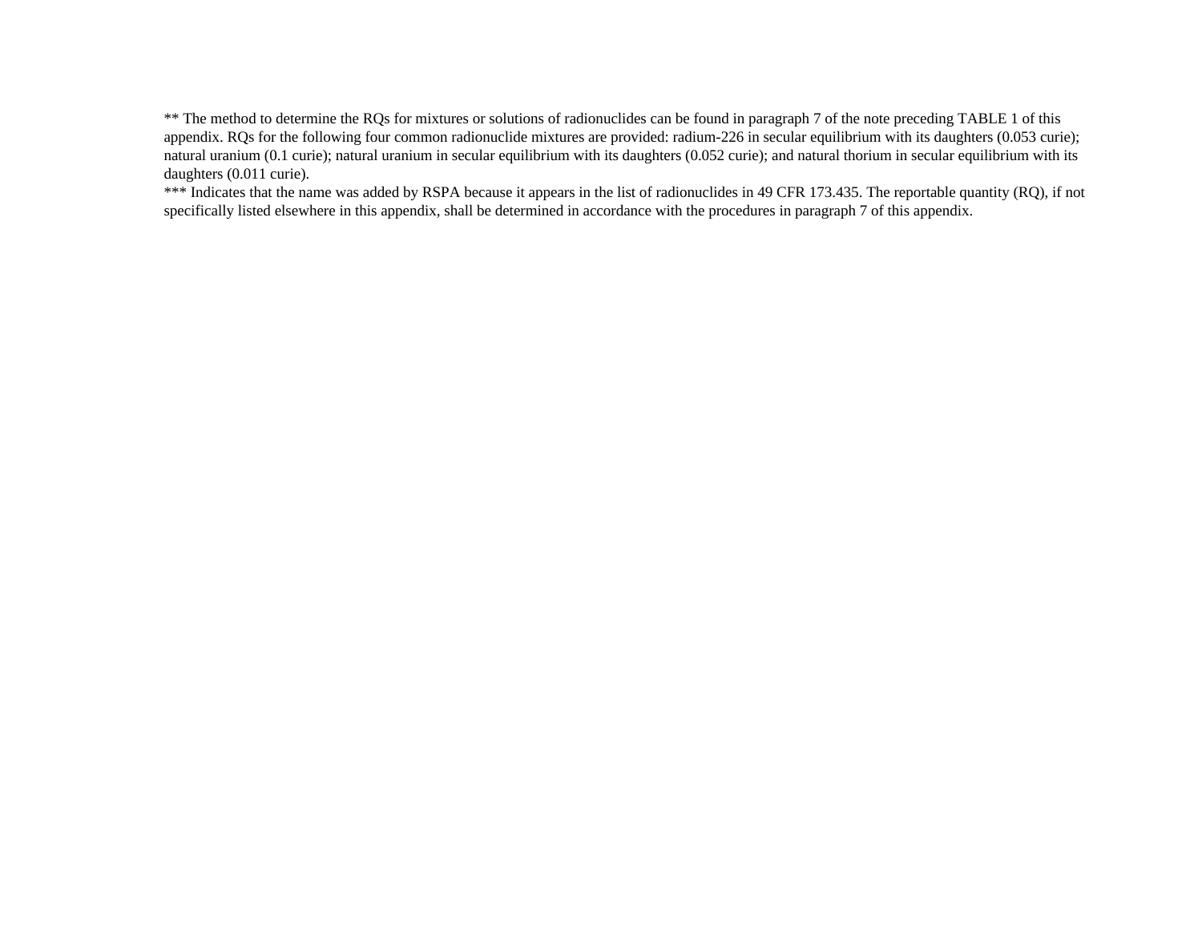** The method to determine the RQs for mixtures or solutions of radionuclides can be found in paragraph 7 of the note preceding TABLE 1 of this appendix. RQs for the following four common radionuclide mixtures are provided: radium-226 in secular equilibrium with its daughters (0.053 curie); natural uranium (0.1 curie); natural uranium in secular equilibrium with its daughters (0.052 curie); and natural thorium in secular equilibrium with its daughters (0.011 curie).

*** Indicates that the name was added by RSPA because it appears in the list of radionuclides in 49 CFR 173.435. The reportable quantity (RQ), if not specifically listed elsewhere in this appendix, shall be determined in accordance with the procedures in paragraph 7 of this appendix.